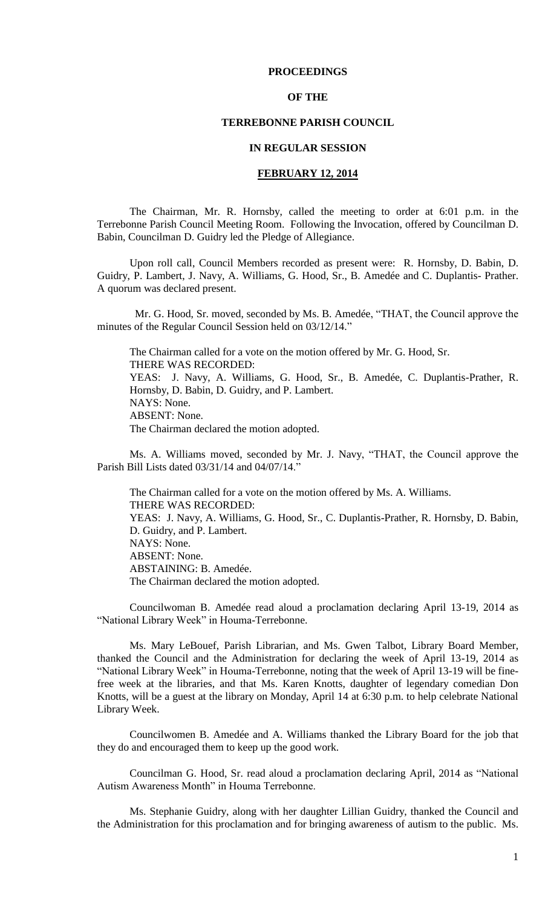**PROCEEDINGS**

**OF THE**

**TERREBONNE PARISH COUNCIL**

**IN REGULAR SESSION**

**FEBRUARY 12, 2014**

The Chairman, Mr. R. Hornsby, called the meeting to order at 6:01 p.m. in the Terrebonne Parish Council Meeting Room. Following the Invocation, offered by Councilman D. Babin, Councilman D. Guidry led the Pledge of Allegiance.

Upon roll call, Council Members recorded as present were: R. Hornsby, D. Babin, D. Guidry, P. Lambert, J. Navy, A. Williams, G. Hood, Sr., B. Amedée and C. Duplantis- Prather. A quorum was declared present.

Mr. G. Hood, Sr. moved, seconded by Ms. B. Amedée, "THAT, the Council approve the minutes of the Regular Council Session held on 03/12/14."

The Chairman called for a vote on the motion offered by Mr. G. Hood, Sr.
THERE WAS RECORDED:
YEAS: J. Navy, A. Williams, G. Hood, Sr., B. Amedée, C. Duplantis-Prather, R. Hornsby, D. Babin, D. Guidry, and P. Lambert.
NAYS: None.
ABSENT: None.
The Chairman declared the motion adopted.

Ms. A. Williams moved, seconded by Mr. J. Navy, "THAT, the Council approve the Parish Bill Lists dated 03/31/14 and 04/07/14."

The Chairman called for a vote on the motion offered by Ms. A. Williams.
THERE WAS RECORDED:
YEAS: J. Navy, A. Williams, G. Hood, Sr., C. Duplantis-Prather, R. Hornsby, D. Babin, D. Guidry, and P. Lambert.
NAYS: None.
ABSENT: None.
ABSTAINING: B. Amedée.
The Chairman declared the motion adopted.

Councilwoman B. Amedée read aloud a proclamation declaring April 13-19, 2014 as "National Library Week" in Houma-Terrebonne.

Ms. Mary LeBouef, Parish Librarian, and Ms. Gwen Talbot, Library Board Member, thanked the Council and the Administration for declaring the week of April 13-19, 2014 as "National Library Week" in Houma-Terrebonne, noting that the week of April 13-19 will be fine-free week at the libraries, and that Ms. Karen Knotts, daughter of legendary comedian Don Knotts, will be a guest at the library on Monday, April 14 at 6:30 p.m. to help celebrate National Library Week.

Councilwomen B. Amedée and A. Williams thanked the Library Board for the job that they do and encouraged them to keep up the good work.

Councilman G. Hood, Sr. read aloud a proclamation declaring April, 2014 as "National Autism Awareness Month" in Houma Terrebonne.

Ms. Stephanie Guidry, along with her daughter Lillian Guidry, thanked the Council and the Administration for this proclamation and for bringing awareness of autism to the public. Ms.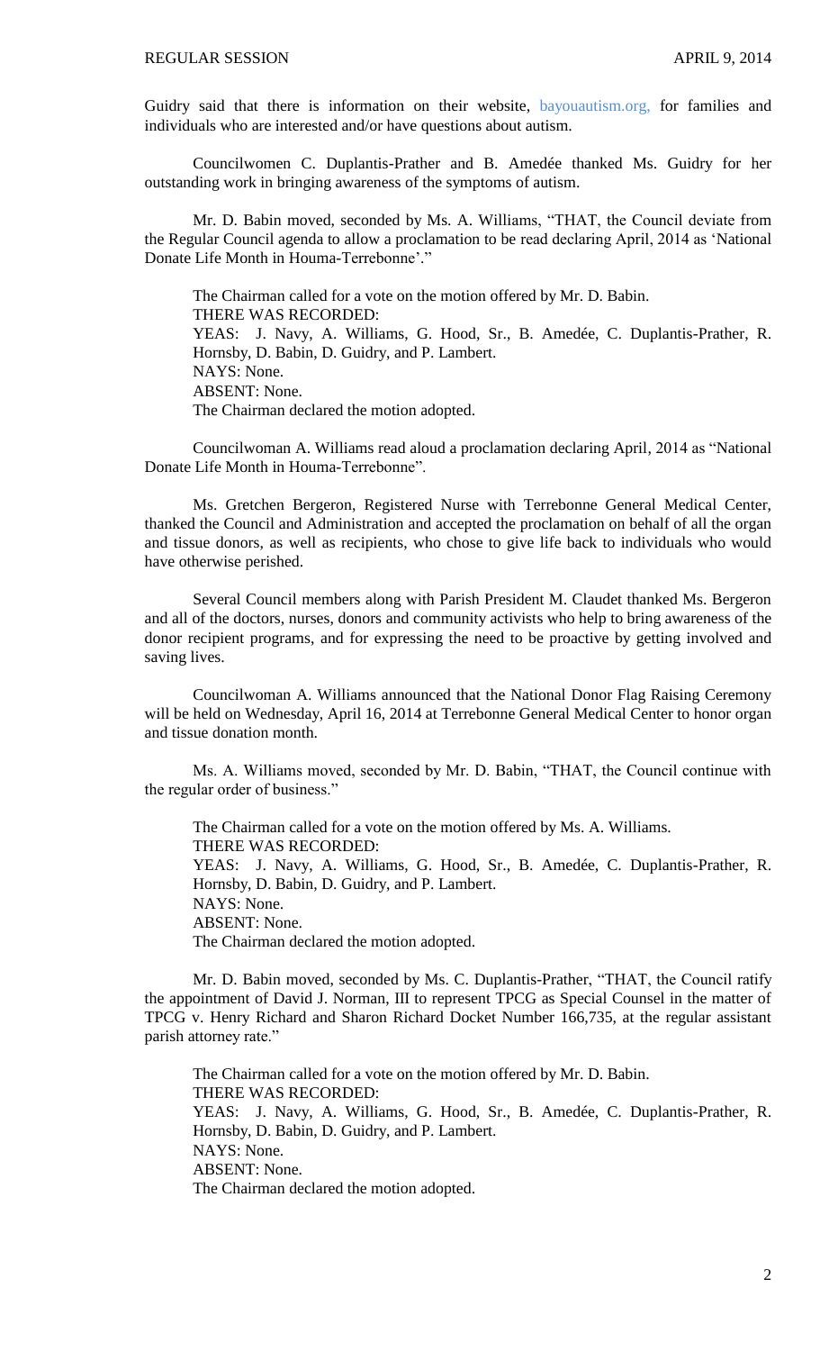Guidry said that there is information on their website, bayouautism.org, for families and individuals who are interested and/or have questions about autism.

Councilwomen C. Duplantis-Prather and B. Amedée thanked Ms. Guidry for her outstanding work in bringing awareness of the symptoms of autism.

Mr. D. Babin moved, seconded by Ms. A. Williams, "THAT, the Council deviate from the Regular Council agenda to allow a proclamation to be read declaring April, 2014 as 'National Donate Life Month in Houma-Terrebonne'."

The Chairman called for a vote on the motion offered by Mr. D. Babin.
THERE WAS RECORDED:
YEAS: J. Navy, A. Williams, G. Hood, Sr., B. Amedée, C. Duplantis-Prather, R. Hornsby, D. Babin, D. Guidry, and P. Lambert.
NAYS: None.
ABSENT: None.
The Chairman declared the motion adopted.

Councilwoman A. Williams read aloud a proclamation declaring April, 2014 as "National Donate Life Month in Houma-Terrebonne".

Ms. Gretchen Bergeron, Registered Nurse with Terrebonne General Medical Center, thanked the Council and Administration and accepted the proclamation on behalf of all the organ and tissue donors, as well as recipients, who chose to give life back to individuals who would have otherwise perished.

Several Council members along with Parish President M. Claudet thanked Ms. Bergeron and all of the doctors, nurses, donors and community activists who help to bring awareness of the donor recipient programs, and for expressing the need to be proactive by getting involved and saving lives.

Councilwoman A. Williams announced that the National Donor Flag Raising Ceremony will be held on Wednesday, April 16, 2014 at Terrebonne General Medical Center to honor organ and tissue donation month.

Ms. A. Williams moved, seconded by Mr. D. Babin, "THAT, the Council continue with the regular order of business."

The Chairman called for a vote on the motion offered by Ms. A. Williams.
THERE WAS RECORDED:
YEAS: J. Navy, A. Williams, G. Hood, Sr., B. Amedée, C. Duplantis-Prather, R. Hornsby, D. Babin, D. Guidry, and P. Lambert.
NAYS: None.
ABSENT: None.
The Chairman declared the motion adopted.

Mr. D. Babin moved, seconded by Ms. C. Duplantis-Prather, "THAT, the Council ratify the appointment of David J. Norman, III to represent TPCG as Special Counsel in the matter of TPCG v. Henry Richard and Sharon Richard Docket Number 166,735, at the regular assistant parish attorney rate."

The Chairman called for a vote on the motion offered by Mr. D. Babin.
THERE WAS RECORDED:
YEAS: J. Navy, A. Williams, G. Hood, Sr., B. Amedée, C. Duplantis-Prather, R. Hornsby, D. Babin, D. Guidry, and P. Lambert.
NAYS: None.
ABSENT: None.
The Chairman declared the motion adopted.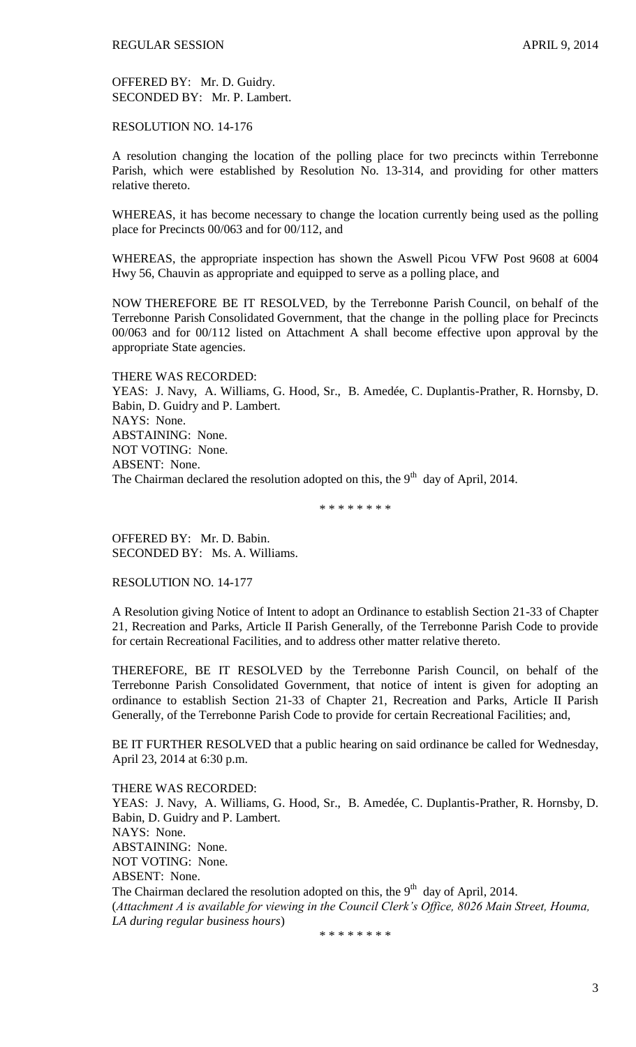OFFERED BY: Mr. D. Guidry.
SECONDED BY: Mr. P. Lambert.

RESOLUTION NO. 14-176

A resolution changing the location of the polling place for two precincts within Terrebonne Parish, which were established by Resolution No. 13-314, and providing for other matters relative thereto.

WHEREAS, it has become necessary to change the location currently being used as the polling place for Precincts 00/063 and for 00/112, and

WHEREAS, the appropriate inspection has shown the Aswell Picou VFW Post 9608 at 6004 Hwy 56, Chauvin as appropriate and equipped to serve as a polling place, and

NOW THEREFORE BE IT RESOLVED, by the Terrebonne Parish Council, on behalf of the Terrebonne Parish Consolidated Government, that the change in the polling place for Precincts 00/063 and for 00/112 listed on Attachment A shall become effective upon approval by the appropriate State agencies.

THERE WAS RECORDED:
YEAS: J. Navy, A. Williams, G. Hood, Sr., B. Amedée, C. Duplantis-Prather, R. Hornsby, D. Babin, D. Guidry and P. Lambert.
NAYS: None.
ABSTAINING: None.
NOT VOTING: None.
ABSENT: None.
The Chairman declared the resolution adopted on this, the 9th day of April, 2014.

\* \* \* \* \* \* \* \*

OFFERED BY: Mr. D. Babin.
SECONDED BY: Ms. A. Williams.

RESOLUTION NO. 14-177

A Resolution giving Notice of Intent to adopt an Ordinance to establish Section 21-33 of Chapter 21, Recreation and Parks, Article II Parish Generally, of the Terrebonne Parish Code to provide for certain Recreational Facilities, and to address other matter relative thereto.

THEREFORE, BE IT RESOLVED by the Terrebonne Parish Council, on behalf of the Terrebonne Parish Consolidated Government, that notice of intent is given for adopting an ordinance to establish Section 21-33 of Chapter 21, Recreation and Parks, Article II Parish Generally, of the Terrebonne Parish Code to provide for certain Recreational Facilities; and,

BE IT FURTHER RESOLVED that a public hearing on said ordinance be called for Wednesday, April 23, 2014 at 6:30 p.m.

THERE WAS RECORDED:
YEAS: J. Navy, A. Williams, G. Hood, Sr., B. Amedée, C. Duplantis-Prather, R. Hornsby, D. Babin, D. Guidry and P. Lambert.
NAYS: None.
ABSTAINING: None.
NOT VOTING: None.
ABSENT: None.
The Chairman declared the resolution adopted on this, the 9th day of April, 2014.
(*Attachment A is available for viewing in the Council Clerk's Office, 8026 Main Street, Houma, LA during regular business hours*)

\* \* \* \* \* \* \* \*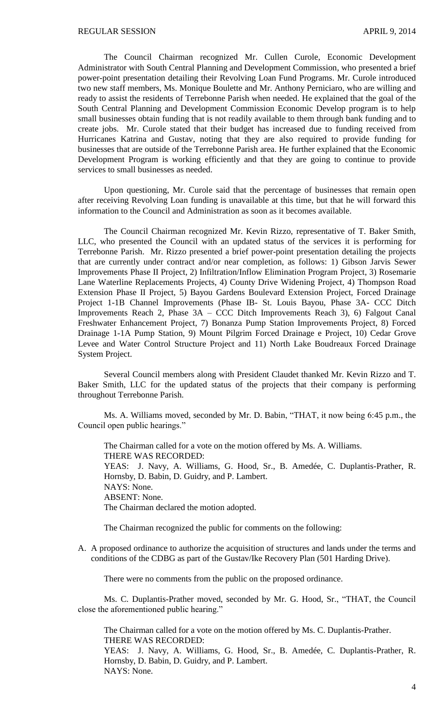The Council Chairman recognized Mr. Cullen Curole, Economic Development Administrator with South Central Planning and Development Commission, who presented a brief power-point presentation detailing their Revolving Loan Fund Programs. Mr. Curole introduced two new staff members, Ms. Monique Boulette and Mr. Anthony Perniciaro, who are willing and ready to assist the residents of Terrebonne Parish when needed. He explained that the goal of the South Central Planning and Development Commission Economic Develop program is to help small businesses obtain funding that is not readily available to them through bank funding and to create jobs. Mr. Curole stated that their budget has increased due to funding received from Hurricanes Katrina and Gustav, noting that they are also required to provide funding for businesses that are outside of the Terrebonne Parish area. He further explained that the Economic Development Program is working efficiently and that they are going to continue to provide services to small businesses as needed.

Upon questioning, Mr. Curole said that the percentage of businesses that remain open after receiving Revolving Loan funding is unavailable at this time, but that he will forward this information to the Council and Administration as soon as it becomes available.

The Council Chairman recognized Mr. Kevin Rizzo, representative of T. Baker Smith, LLC, who presented the Council with an updated status of the services it is performing for Terrebonne Parish. Mr. Rizzo presented a brief power-point presentation detailing the projects that are currently under contract and/or near completion, as follows: 1) Gibson Jarvis Sewer Improvements Phase II Project, 2) Infiltration/Inflow Elimination Program Project, 3) Rosemarie Lane Waterline Replacements Projects, 4) County Drive Widening Project, 4) Thompson Road Extension Phase II Project, 5) Bayou Gardens Boulevard Extension Project, Forced Drainage Project 1-1B Channel Improvements (Phase IB- St. Louis Bayou, Phase 3A- CCC Ditch Improvements Reach 2, Phase 3A – CCC Ditch Improvements Reach 3), 6) Falgout Canal Freshwater Enhancement Project, 7) Bonanza Pump Station Improvements Project, 8) Forced Drainage 1-1A Pump Station, 9) Mount Pilgrim Forced Drainage e Project, 10) Cedar Grove Levee and Water Control Structure Project and 11) North Lake Boudreaux Forced Drainage System Project.

Several Council members along with President Claudet thanked Mr. Kevin Rizzo and T. Baker Smith, LLC for the updated status of the projects that their company is performing throughout Terrebonne Parish.

Ms. A. Williams moved, seconded by Mr. D. Babin, "THAT, it now being 6:45 p.m., the Council open public hearings."

The Chairman called for a vote on the motion offered by Ms. A. Williams.
THERE WAS RECORDED:
YEAS: J. Navy, A. Williams, G. Hood, Sr., B. Amedée, C. Duplantis-Prather, R. Hornsby, D. Babin, D. Guidry, and P. Lambert.
NAYS: None.
ABSENT: None.
The Chairman declared the motion adopted.

The Chairman recognized the public for comments on the following:

A. A proposed ordinance to authorize the acquisition of structures and lands under the terms and conditions of the CDBG as part of the Gustav/Ike Recovery Plan (501 Harding Drive).

There were no comments from the public on the proposed ordinance.

Ms. C. Duplantis-Prather moved, seconded by Mr. G. Hood, Sr., "THAT, the Council close the aforementioned public hearing."

The Chairman called for a vote on the motion offered by Ms. C. Duplantis-Prather.
THERE WAS RECORDED:
YEAS: J. Navy, A. Williams, G. Hood, Sr., B. Amedée, C. Duplantis-Prather, R. Hornsby, D. Babin, D. Guidry, and P. Lambert.
NAYS: None.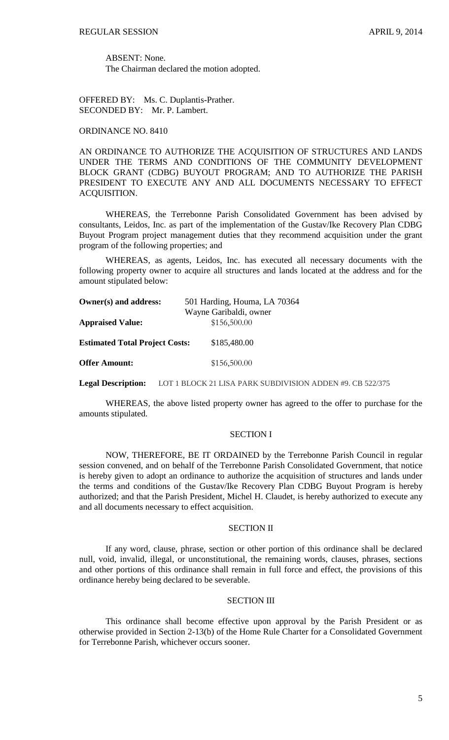ABSENT: None.

The Chairman declared the motion adopted.

OFFERED BY: Ms. C. Duplantis-Prather.
SECONDED BY: Mr. P. Lambert.

ORDINANCE NO. 8410

AN ORDINANCE TO AUTHORIZE THE ACQUISITION OF STRUCTURES AND LANDS UNDER THE TERMS AND CONDITIONS OF THE COMMUNITY DEVELOPMENT BLOCK GRANT (CDBG) BUYOUT PROGRAM; AND TO AUTHORIZE THE PARISH PRESIDENT TO EXECUTE ANY AND ALL DOCUMENTS NECESSARY TO EFFECT ACQUISITION.

WHEREAS, the Terrebonne Parish Consolidated Government has been advised by consultants, Leidos, Inc. as part of the implementation of the Gustav/Ike Recovery Plan CDBG Buyout Program project management duties that they recommend acquisition under the grant program of the following properties; and

WHEREAS, as agents, Leidos, Inc. has executed all necessary documents with the following property owner to acquire all structures and lands located at the address and for the amount stipulated below:

**Owner(s) and address:** 501 Harding, Houma, LA 70364
Wayne Garibaldi, owner

**Appraised Value:** \$156,500.00

**Estimated Total Project Costs:** \$185,480.00

**Offer Amount:** \$156,500.00

**Legal Description:** LOT 1 BLOCK 21 LISA PARK SUBDIVISION ADDEN #9. CB 522/375

WHEREAS, the above listed property owner has agreed to the offer to purchase for the amounts stipulated.

SECTION I

NOW, THEREFORE, BE IT ORDAINED by the Terrebonne Parish Council in regular session convened, and on behalf of the Terrebonne Parish Consolidated Government, that notice is hereby given to adopt an ordinance to authorize the acquisition of structures and lands under the terms and conditions of the Gustav/Ike Recovery Plan CDBG Buyout Program is hereby authorized; and that the Parish President, Michel H. Claudet, is hereby authorized to execute any and all documents necessary to effect acquisition.

SECTION II

If any word, clause, phrase, section or other portion of this ordinance shall be declared null, void, invalid, illegal, or unconstitutional, the remaining words, clauses, phrases, sections and other portions of this ordinance shall remain in full force and effect, the provisions of this ordinance hereby being declared to be severable.

SECTION III

This ordinance shall become effective upon approval by the Parish President or as otherwise provided in Section 2-13(b) of the Home Rule Charter for a Consolidated Government for Terrebonne Parish, whichever occurs sooner.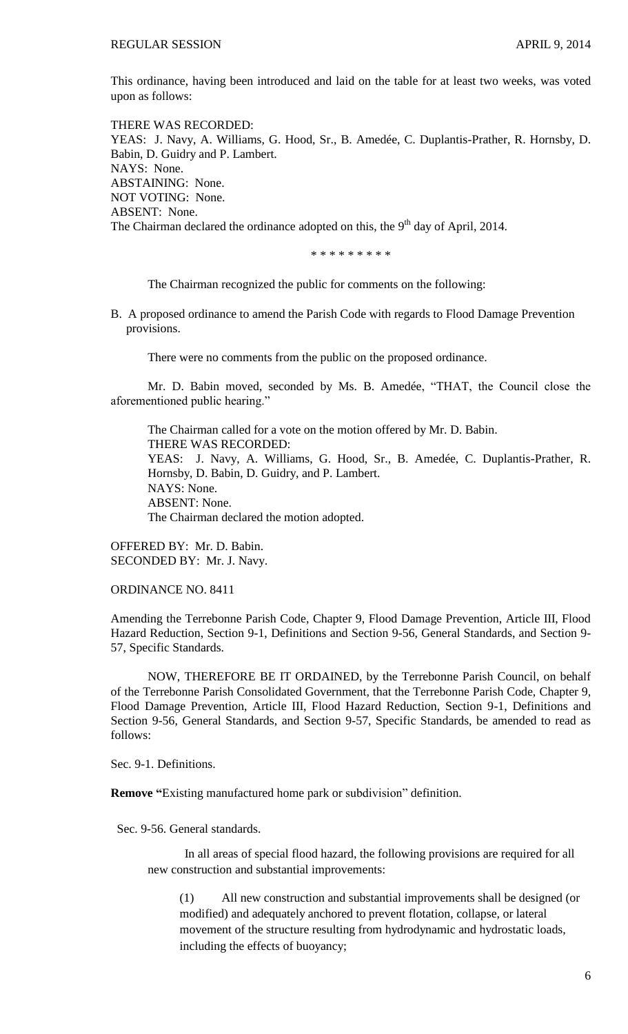This ordinance, having been introduced and laid on the table for at least two weeks, was voted upon as follows:

THERE WAS RECORDED:
YEAS: J. Navy, A. Williams, G. Hood, Sr., B. Amedée, C. Duplantis-Prather, R. Hornsby, D. Babin, D. Guidry and P. Lambert.
NAYS: None.
ABSTAINING: None.
NOT VOTING: None.
ABSENT: None.
The Chairman declared the ordinance adopted on this, the 9th day of April, 2014.

\* \* \* \* \* \* \* \* \*

The Chairman recognized the public for comments on the following:

B. A proposed ordinance to amend the Parish Code with regards to Flood Damage Prevention provisions.

There were no comments from the public on the proposed ordinance.

Mr. D. Babin moved, seconded by Ms. B. Amedée, "THAT, the Council close the aforementioned public hearing."

The Chairman called for a vote on the motion offered by Mr. D. Babin.
THERE WAS RECORDED:
YEAS: J. Navy, A. Williams, G. Hood, Sr., B. Amedée, C. Duplantis-Prather, R. Hornsby, D. Babin, D. Guidry, and P. Lambert.
NAYS: None.
ABSENT: None.
The Chairman declared the motion adopted.

OFFERED BY: Mr. D. Babin.
SECONDED BY: Mr. J. Navy.

ORDINANCE NO. 8411

Amending the Terrebonne Parish Code, Chapter 9, Flood Damage Prevention, Article III, Flood Hazard Reduction, Section 9-1, Definitions and Section 9-56, General Standards, and Section 9-57, Specific Standards.

NOW, THEREFORE BE IT ORDAINED, by the Terrebonne Parish Council, on behalf of the Terrebonne Parish Consolidated Government, that the Terrebonne Parish Code, Chapter 9, Flood Damage Prevention, Article III, Flood Hazard Reduction, Section 9-1, Definitions and Section 9-56, General Standards, and Section 9-57, Specific Standards, be amended to read as follows:

Sec. 9-1. Definitions.

**Remove "**Existing manufactured home park or subdivision" definition.

Sec. 9-56. General standards.

In all areas of special flood hazard, the following provisions are required for all new construction and substantial improvements:

(1) All new construction and substantial improvements shall be designed (or modified) and adequately anchored to prevent flotation, collapse, or lateral movement of the structure resulting from hydrodynamic and hydrostatic loads, including the effects of buoyancy;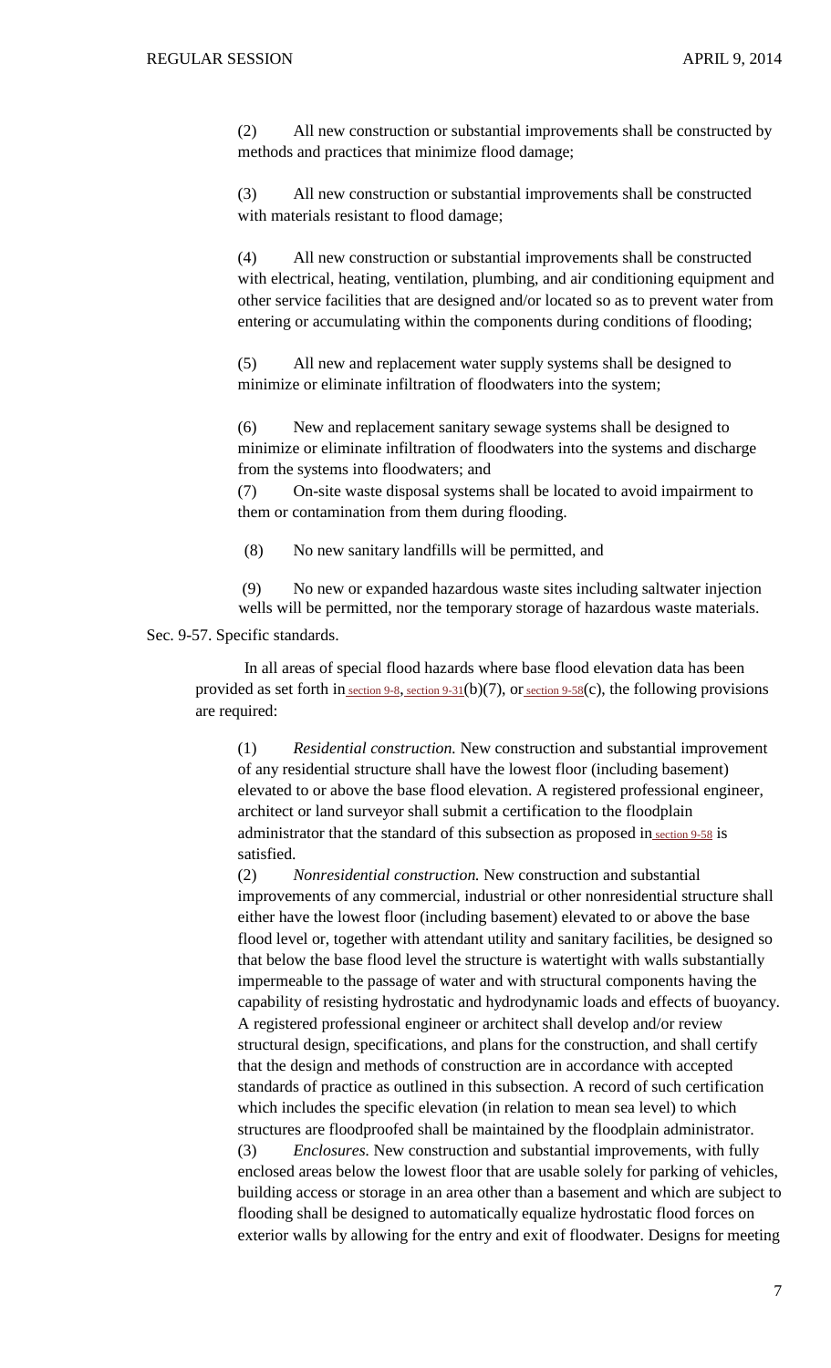(2) All new construction or substantial improvements shall be constructed by methods and practices that minimize flood damage;

(3) All new construction or substantial improvements shall be constructed with materials resistant to flood damage;

(4) All new construction or substantial improvements shall be constructed with electrical, heating, ventilation, plumbing, and air conditioning equipment and other service facilities that are designed and/or located so as to prevent water from entering or accumulating within the components during conditions of flooding;

(5) All new and replacement water supply systems shall be designed to minimize or eliminate infiltration of floodwaters into the system;

(6) New and replacement sanitary sewage systems shall be designed to minimize or eliminate infiltration of floodwaters into the systems and discharge from the systems into floodwaters; and

(7) On-site waste disposal systems shall be located to avoid impairment to them or contamination from them during flooding.

(8) No new sanitary landfills will be permitted, and

(9) No new or expanded hazardous waste sites including saltwater injection wells will be permitted, nor the temporary storage of hazardous waste materials.

Sec. 9-57. Specific standards.

In all areas of special flood hazards where base flood elevation data has been provided as set forth in section 9-8, section 9-31(b)(7), or section 9-58(c), the following provisions are required:

(1) *Residential construction.* New construction and substantial improvement of any residential structure shall have the lowest floor (including basement) elevated to or above the base flood elevation. A registered professional engineer, architect or land surveyor shall submit a certification to the floodplain administrator that the standard of this subsection as proposed in section 9-58 is satisfied.

(2) *Nonresidential construction.* New construction and substantial improvements of any commercial, industrial or other nonresidential structure shall either have the lowest floor (including basement) elevated to or above the base flood level or, together with attendant utility and sanitary facilities, be designed so that below the base flood level the structure is watertight with walls substantially impermeable to the passage of water and with structural components having the capability of resisting hydrostatic and hydrodynamic loads and effects of buoyancy. A registered professional engineer or architect shall develop and/or review structural design, specifications, and plans for the construction, and shall certify that the design and methods of construction are in accordance with accepted standards of practice as outlined in this subsection. A record of such certification which includes the specific elevation (in relation to mean sea level) to which structures are floodproofed shall be maintained by the floodplain administrator.

(3) *Enclosures.* New construction and substantial improvements, with fully enclosed areas below the lowest floor that are usable solely for parking of vehicles, building access or storage in an area other than a basement and which are subject to flooding shall be designed to automatically equalize hydrostatic flood forces on exterior walls by allowing for the entry and exit of floodwater. Designs for meeting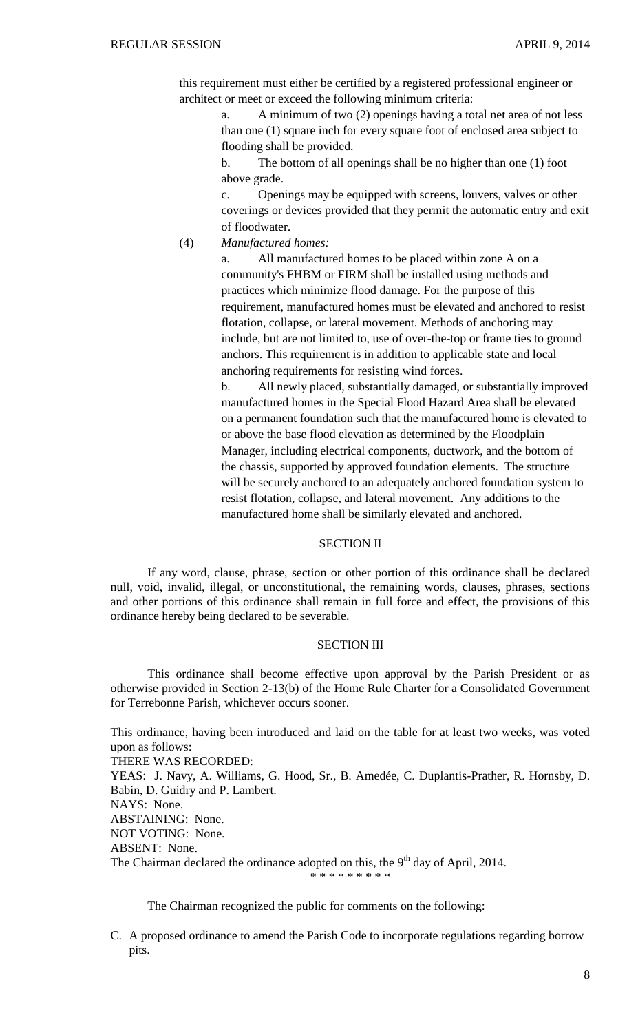this requirement must either be certified by a registered professional engineer or architect or meet or exceed the following minimum criteria:

a. A minimum of two (2) openings having a total net area of not less than one (1) square inch for every square foot of enclosed area subject to flooding shall be provided.

b. The bottom of all openings shall be no higher than one (1) foot above grade.

c. Openings may be equipped with screens, louvers, valves or other coverings or devices provided that they permit the automatic entry and exit of floodwater.

(4) *Manufactured homes:*

a. All manufactured homes to be placed within zone A on a community's FHBM or FIRM shall be installed using methods and practices which minimize flood damage. For the purpose of this requirement, manufactured homes must be elevated and anchored to resist flotation, collapse, or lateral movement. Methods of anchoring may include, but are not limited to, use of over-the-top or frame ties to ground anchors. This requirement is in addition to applicable state and local anchoring requirements for resisting wind forces.

b. All newly placed, substantially damaged, or substantially improved manufactured homes in the Special Flood Hazard Area shall be elevated on a permanent foundation such that the manufactured home is elevated to or above the base flood elevation as determined by the Floodplain Manager, including electrical components, ductwork, and the bottom of the chassis, supported by approved foundation elements. The structure will be securely anchored to an adequately anchored foundation system to resist flotation, collapse, and lateral movement. Any additions to the manufactured home shall be similarly elevated and anchored.

SECTION II

If any word, clause, phrase, section or other portion of this ordinance shall be declared null, void, invalid, illegal, or unconstitutional, the remaining words, clauses, phrases, sections and other portions of this ordinance shall remain in full force and effect, the provisions of this ordinance hereby being declared to be severable.

SECTION III

This ordinance shall become effective upon approval by the Parish President or as otherwise provided in Section 2-13(b) of the Home Rule Charter for a Consolidated Government for Terrebonne Parish, whichever occurs sooner.

This ordinance, having been introduced and laid on the table for at least two weeks, was voted upon as follows:
THERE WAS RECORDED:
YEAS: J. Navy, A. Williams, G. Hood, Sr., B. Amedée, C. Duplantis-Prather, R. Hornsby, D. Babin, D. Guidry and P. Lambert.
NAYS: None.
ABSTAINING: None.
NOT VOTING: None.
ABSENT: None.
The Chairman declared the ordinance adopted on this, the 9th day of April, 2014.

\* \* \* \* \* \* \* \* \*

The Chairman recognized the public for comments on the following:

C. A proposed ordinance to amend the Parish Code to incorporate regulations regarding borrow pits.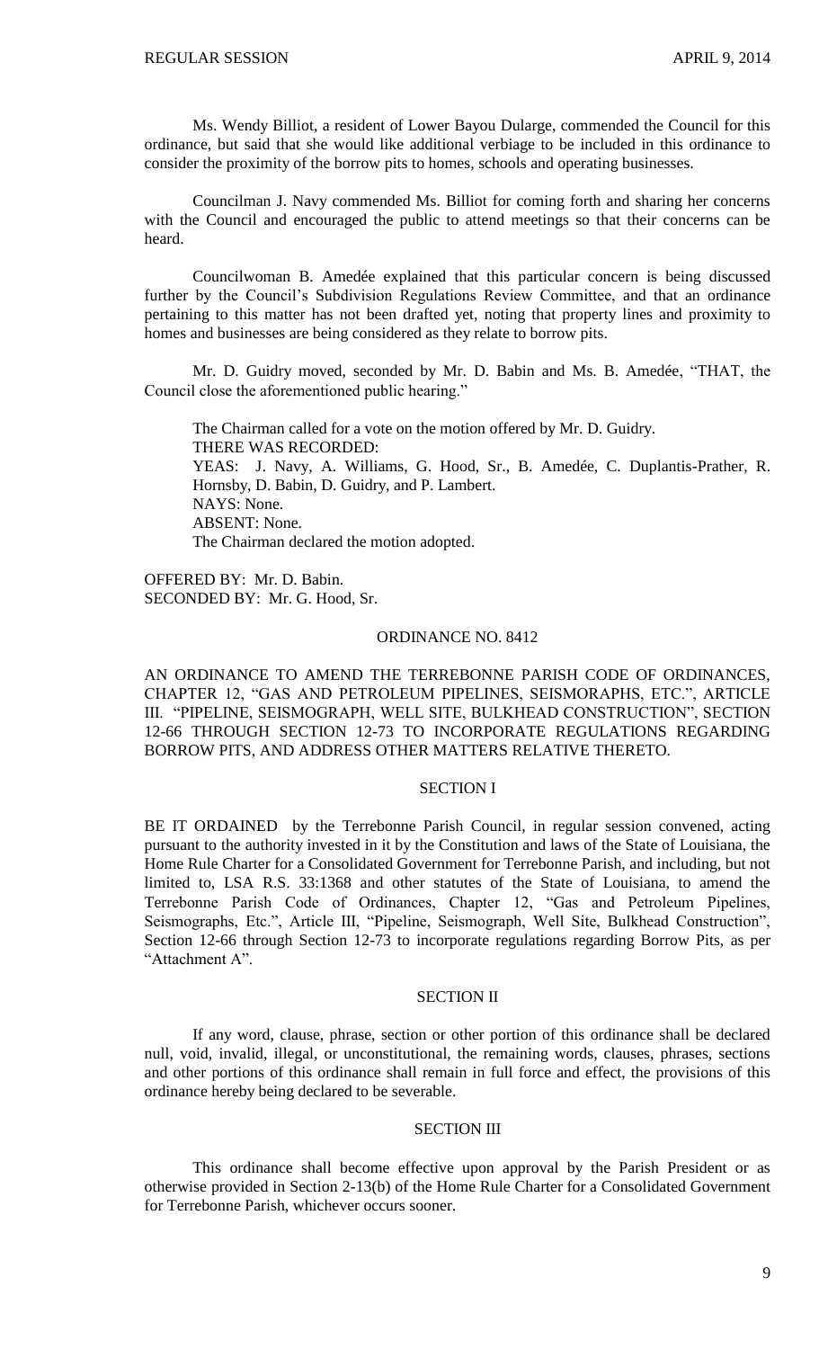Ms. Wendy Billiot, a resident of Lower Bayou Dularge, commended the Council for this ordinance, but said that she would like additional verbiage to be included in this ordinance to consider the proximity of the borrow pits to homes, schools and operating businesses.

Councilman J. Navy commended Ms. Billiot for coming forth and sharing her concerns with the Council and encouraged the public to attend meetings so that their concerns can be heard.

Councilwoman B. Amedée explained that this particular concern is being discussed further by the Council's Subdivision Regulations Review Committee, and that an ordinance pertaining to this matter has not been drafted yet, noting that property lines and proximity to homes and businesses are being considered as they relate to borrow pits.

Mr. D. Guidry moved, seconded by Mr. D. Babin and Ms. B. Amedée, "THAT, the Council close the aforementioned public hearing."

The Chairman called for a vote on the motion offered by Mr. D. Guidry.
THERE WAS RECORDED:
YEAS: J. Navy, A. Williams, G. Hood, Sr., B. Amedée, C. Duplantis-Prather, R. Hornsby, D. Babin, D. Guidry, and P. Lambert.
NAYS: None.
ABSENT: None.
The Chairman declared the motion adopted.

OFFERED BY: Mr. D. Babin.
SECONDED BY: Mr. G. Hood, Sr.

ORDINANCE NO. 8412

AN ORDINANCE TO AMEND THE TERREBONNE PARISH CODE OF ORDINANCES, CHAPTER 12, "GAS AND PETROLEUM PIPELINES, SEISMORAPHS, ETC.", ARTICLE III. "PIPELINE, SEISMOGRAPH, WELL SITE, BULKHEAD CONSTRUCTION", SECTION 12-66 THROUGH SECTION 12-73 TO INCORPORATE REGULATIONS REGARDING BORROW PITS, AND ADDRESS OTHER MATTERS RELATIVE THERETO.

SECTION I

BE IT ORDAINED by the Terrebonne Parish Council, in regular session convened, acting pursuant to the authority invested in it by the Constitution and laws of the State of Louisiana, the Home Rule Charter for a Consolidated Government for Terrebonne Parish, and including, but not limited to, LSA R.S. 33:1368 and other statutes of the State of Louisiana, to amend the Terrebonne Parish Code of Ordinances, Chapter 12, "Gas and Petroleum Pipelines, Seismographs, Etc.", Article III, "Pipeline, Seismograph, Well Site, Bulkhead Construction", Section 12-66 through Section 12-73 to incorporate regulations regarding Borrow Pits, as per "Attachment A".

SECTION II

If any word, clause, phrase, section or other portion of this ordinance shall be declared null, void, invalid, illegal, or unconstitutional, the remaining words, clauses, phrases, sections and other portions of this ordinance shall remain in full force and effect, the provisions of this ordinance hereby being declared to be severable.

SECTION III

This ordinance shall become effective upon approval by the Parish President or as otherwise provided in Section 2-13(b) of the Home Rule Charter for a Consolidated Government for Terrebonne Parish, whichever occurs sooner.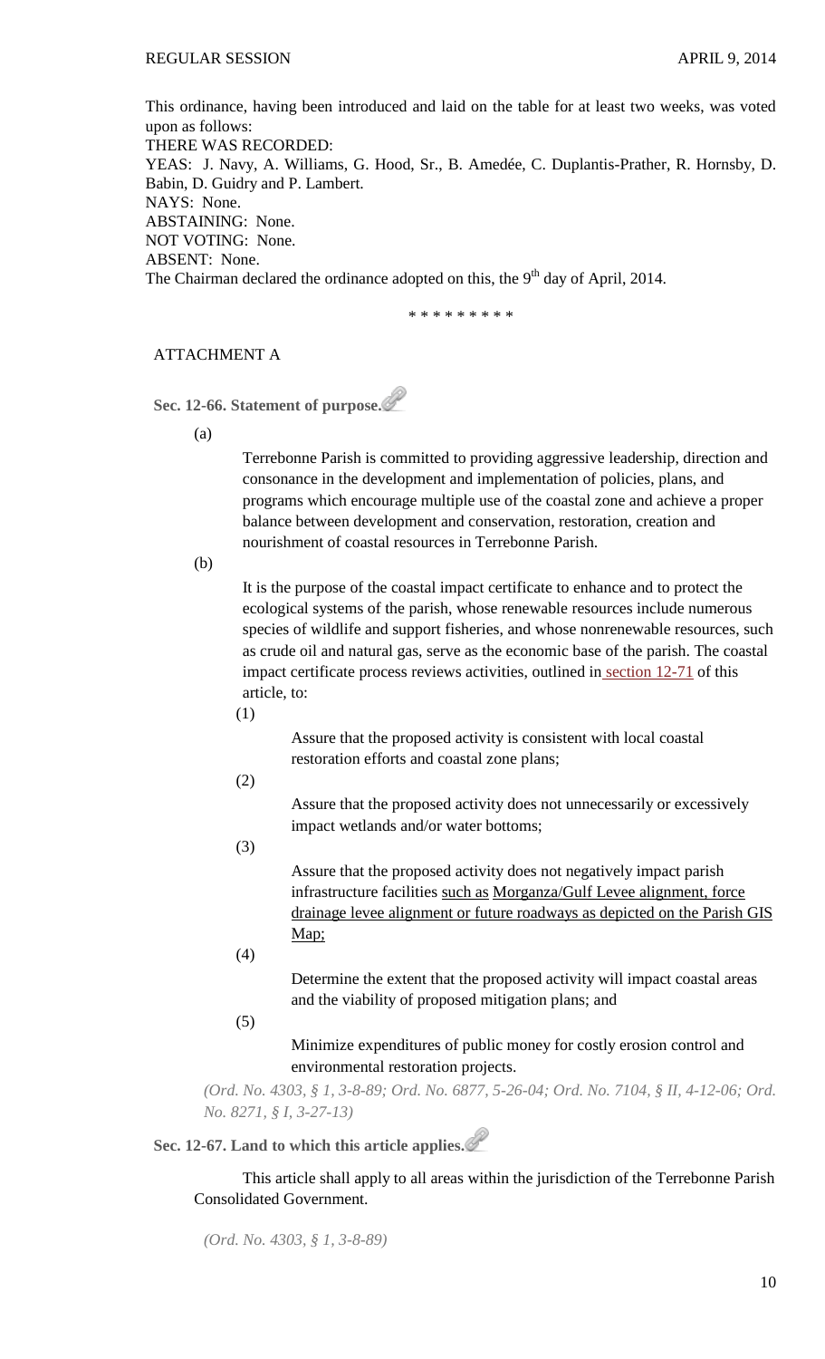This ordinance, having been introduced and laid on the table for at least two weeks, was voted upon as follows:

THERE WAS RECORDED:

YEAS: J. Navy, A. Williams, G. Hood, Sr., B. Amedée, C. Duplantis-Prather, R. Hornsby, D. Babin, D. Guidry and P. Lambert.

NAYS: None.

ABSTAINING: None.

NOT VOTING: None.

ABSENT: None.

The Chairman declared the ordinance adopted on this, the 9th day of April, 2014.

* * * * * * * * *

ATTACHMENT A

**Sec. 12-66. Statement of purpose.**

(a) Terrebonne Parish is committed to providing aggressive leadership, direction and consonance in the development and implementation of policies, plans, and programs which encourage multiple use of the coastal zone and achieve a proper balance between development and conservation, restoration, creation and nourishment of coastal resources in Terrebonne Parish.

(b) It is the purpose of the coastal impact certificate to enhance and to protect the ecological systems of the parish, whose renewable resources include numerous species of wildlife and support fisheries, and whose nonrenewable resources, such as crude oil and natural gas, serve as the economic base of the parish. The coastal impact certificate process reviews activities, outlined in section 12-71 of this article, to:

(1) Assure that the proposed activity is consistent with local coastal restoration efforts and coastal zone plans;

(2) Assure that the proposed activity does not unnecessarily or excessively impact wetlands and/or water bottoms;

(3) Assure that the proposed activity does not negatively impact parish infrastructure facilities <u>such as</u> <u>Morganza/Gulf Levee alignment, force drainage levee alignment or future roadways as depicted on the Parish GIS Map;</u>

(4) Determine the extent that the proposed activity will impact coastal areas and the viability of proposed mitigation plans; and

(5) Minimize expenditures of public money for costly erosion control and environmental restoration projects.

*(Ord. No. 4303, § 1, 3-8-89; Ord. No. 6877, 5-26-04; Ord. No. 7104, § II, 4-12-06; Ord. No. 8271, § I, 3-27-13)*

**Sec. 12-67. Land to which this article applies.**

This article shall apply to all areas within the jurisdiction of the Terrebonne Parish Consolidated Government.

*(Ord. No. 4303, § 1, 3-8-89)*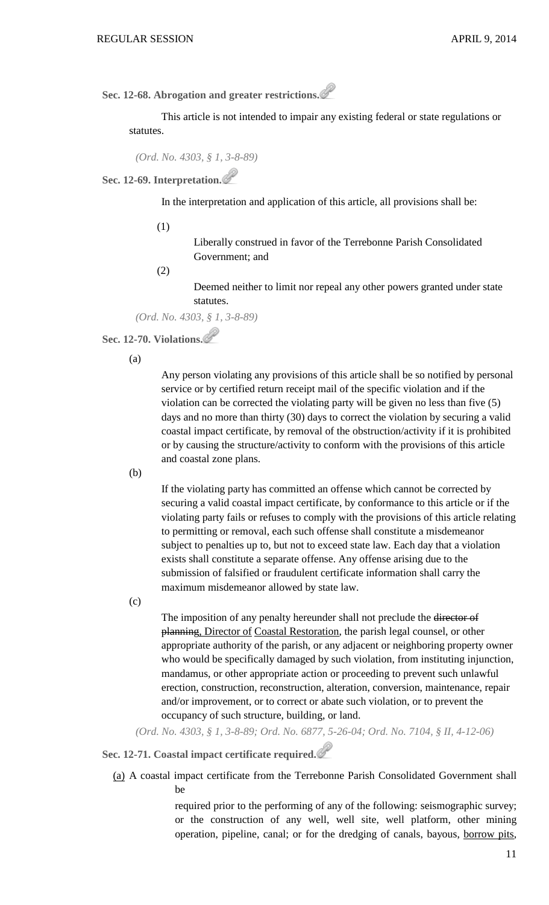### Sec. 12-68. Abrogation and greater restrictions.

This article is not intended to impair any existing federal or state regulations or statutes.

*(Ord. No. 4303, § 1, 3-8-89)*

### Sec. 12-69. Interpretation.

In the interpretation and application of this article, all provisions shall be:

(1) Liberally construed in favor of the Terrebonne Parish Consolidated Government; and

(2) Deemed neither to limit nor repeal any other powers granted under state statutes.

*(Ord. No. 4303, § 1, 3-8-89)*

### Sec. 12-70. Violations.

(a) Any person violating any provisions of this article shall be so notified by personal service or by certified return receipt mail of the specific violation and if the violation can be corrected the violating party will be given no less than five (5) days and no more than thirty (30) days to correct the violation by securing a valid coastal impact certificate, by removal of the obstruction/activity if it is prohibited or by causing the structure/activity to conform with the provisions of this article and coastal zone plans.

(b) If the violating party has committed an offense which cannot be corrected by securing a valid coastal impact certificate, by conformance to this article or if the violating party fails or refuses to comply with the provisions of this article relating to permitting or removal, each such offense shall constitute a misdemeanor subject to penalties up to, but not to exceed state law. Each day that a violation exists shall constitute a separate offense. Any offense arising due to the submission of falsified or fraudulent certificate information shall carry the maximum misdemeanor allowed by state law.

(c) The imposition of any penalty hereunder shall not preclude the ~~director of planning~~, Director of Coastal Restoration, the parish legal counsel, or other appropriate authority of the parish, or any adjacent or neighboring property owner who would be specifically damaged by such violation, from instituting injunction, mandamus, or other appropriate action or proceeding to prevent such unlawful erection, construction, reconstruction, alteration, conversion, maintenance, repair and/or improvement, or to correct or abate such violation, or to prevent the occupancy of such structure, building, or land.

*(Ord. No. 4303, § 1, 3-8-89; Ord. No. 6877, 5-26-04; Ord. No. 7104, § II, 4-12-06)*

### Sec. 12-71. Coastal impact certificate required.

(a) A coastal impact certificate from the Terrebonne Parish Consolidated Government shall be required prior to the performing of any of the following: seismographic survey; or the construction of any well, well site, well platform, other mining operation, pipeline, canal; or for the dredging of canals, bayous, borrow pits,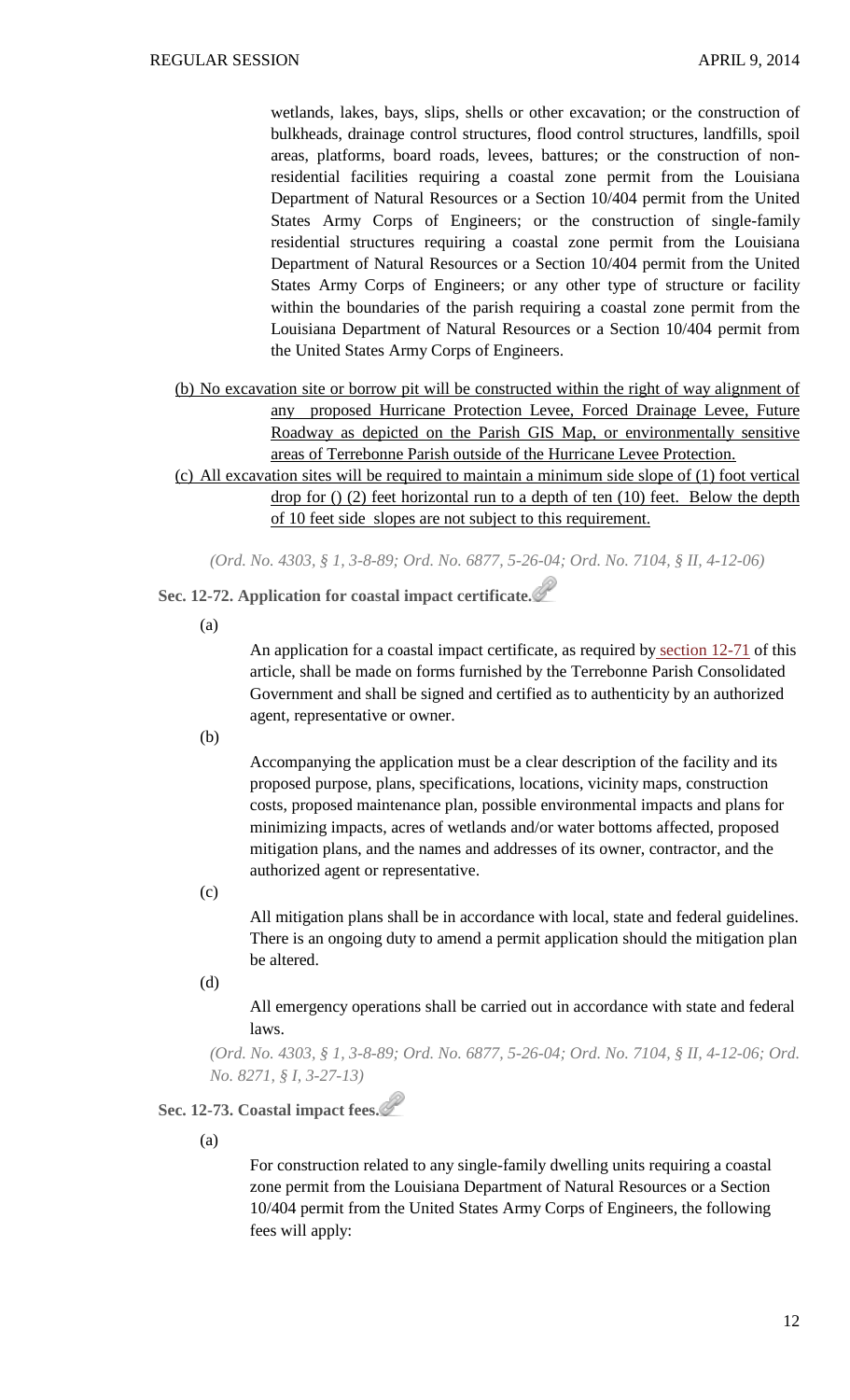wetlands, lakes, bays, slips, shells or other excavation; or the construction of bulkheads, drainage control structures, flood control structures, landfills, spoil areas, platforms, board roads, levees, battures; or the construction of non-residential facilities requiring a coastal zone permit from the Louisiana Department of Natural Resources or a Section 10/404 permit from the United States Army Corps of Engineers; or the construction of single-family residential structures requiring a coastal zone permit from the Louisiana Department of Natural Resources or a Section 10/404 permit from the United States Army Corps of Engineers; or any other type of structure or facility within the boundaries of the parish requiring a coastal zone permit from the Louisiana Department of Natural Resources or a Section 10/404 permit from the United States Army Corps of Engineers.

(b) No excavation site or borrow pit will be constructed within the right of way alignment of any proposed Hurricane Protection Levee, Forced Drainage Levee, Future Roadway as depicted on the Parish GIS Map, or environmentally sensitive areas of Terrebonne Parish outside of the Hurricane Levee Protection.

(c) All excavation sites will be required to maintain a minimum side slope of (1) foot vertical drop for () (2) feet horizontal run to a depth of ten (10) feet. Below the depth of 10 feet side slopes are not subject to this requirement.

*(Ord. No. 4303, § 1, 3-8-89; Ord. No. 6877, 5-26-04; Ord. No. 7104, § II, 4-12-06)*

**Sec. 12-72. Application for coastal impact certificate.**

(a)

An application for a coastal impact certificate, as required by section 12-71 of this article, shall be made on forms furnished by the Terrebonne Parish Consolidated Government and shall be signed and certified as to authenticity by an authorized agent, representative or owner.

(b)

Accompanying the application must be a clear description of the facility and its proposed purpose, plans, specifications, locations, vicinity maps, construction costs, proposed maintenance plan, possible environmental impacts and plans for minimizing impacts, acres of wetlands and/or water bottoms affected, proposed mitigation plans, and the names and addresses of its owner, contractor, and the authorized agent or representative.

(c)

All mitigation plans shall be in accordance with local, state and federal guidelines. There is an ongoing duty to amend a permit application should the mitigation plan be altered.

(d)

All emergency operations shall be carried out in accordance with state and federal laws.

*(Ord. No. 4303, § 1, 3-8-89; Ord. No. 6877, 5-26-04; Ord. No. 7104, § II, 4-12-06; Ord. No. 8271, § I, 3-27-13)*

**Sec. 12-73. Coastal impact fees.**

(a)

For construction related to any single-family dwelling units requiring a coastal zone permit from the Louisiana Department of Natural Resources or a Section 10/404 permit from the United States Army Corps of Engineers, the following fees will apply: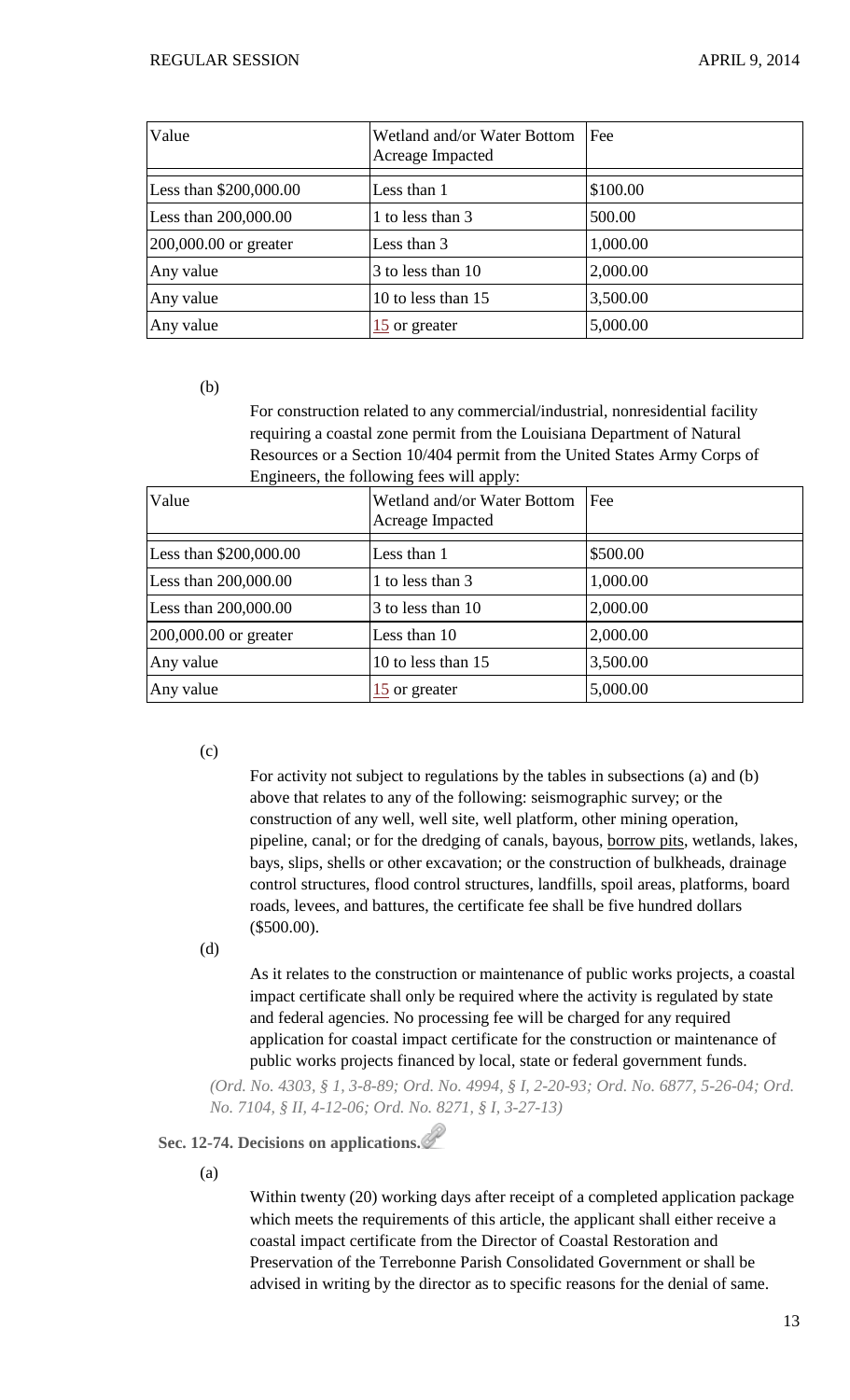| Value | Wetland and/or Water Bottom Acreage Impacted | Fee |
|---|---|---|
| Less than $200,000.00 | Less than 1 | $100.00 |
| Less than 200,000.00 | 1 to less than 3 | 500.00 |
| 200,000.00 or greater | Less than 3 | 1,000.00 |
| Any value | 3 to less than 10 | 2,000.00 |
| Any value | 10 to less than 15 | 3,500.00 |
| Any value | 15 or greater | 5,000.00 |

(b)

For construction related to any commercial/industrial, nonresidential facility requiring a coastal zone permit from the Louisiana Department of Natural Resources or a Section 10/404 permit from the United States Army Corps of Engineers, the following fees will apply:

| Value | Wetland and/or Water Bottom Acreage Impacted | Fee |
|---|---|---|
| Less than $200,000.00 | Less than 1 | $500.00 |
| Less than 200,000.00 | 1 to less than 3 | 1,000.00 |
| Less than 200,000.00 | 3 to less than 10 | 2,000.00 |
| 200,000.00 or greater | Less than 10 | 2,000.00 |
| Any value | 10 to less than 15 | 3,500.00 |
| Any value | 15 or greater | 5,000.00 |

(c)

For activity not subject to regulations by the tables in subsections (a) and (b) above that relates to any of the following: seismographic survey; or the construction of any well, well site, well platform, other mining operation, pipeline, canal; or for the dredging of canals, bayous, borrow pits, wetlands, lakes, bays, slips, shells or other excavation; or the construction of bulkheads, drainage control structures, flood control structures, landfills, spoil areas, platforms, board roads, levees, and battures, the certificate fee shall be five hundred dollars ($500.00).

(d)

As it relates to the construction or maintenance of public works projects, a coastal impact certificate shall only be required where the activity is regulated by state and federal agencies. No processing fee will be charged for any required application for coastal impact certificate for the construction or maintenance of public works projects financed by local, state or federal government funds.

*(Ord. No. 4303, § 1, 3-8-89; Ord. No. 4994, § I, 2-20-93; Ord. No. 6877, 5-26-04; Ord. No. 7104, § II, 4-12-06; Ord. No. 8271, § I, 3-27-13)*

**Sec. 12-74. Decisions on applications.**

(a)

Within twenty (20) working days after receipt of a completed application package which meets the requirements of this article, the applicant shall either receive a coastal impact certificate from the Director of Coastal Restoration and Preservation of the Terrebonne Parish Consolidated Government or shall be advised in writing by the director as to specific reasons for the denial of same.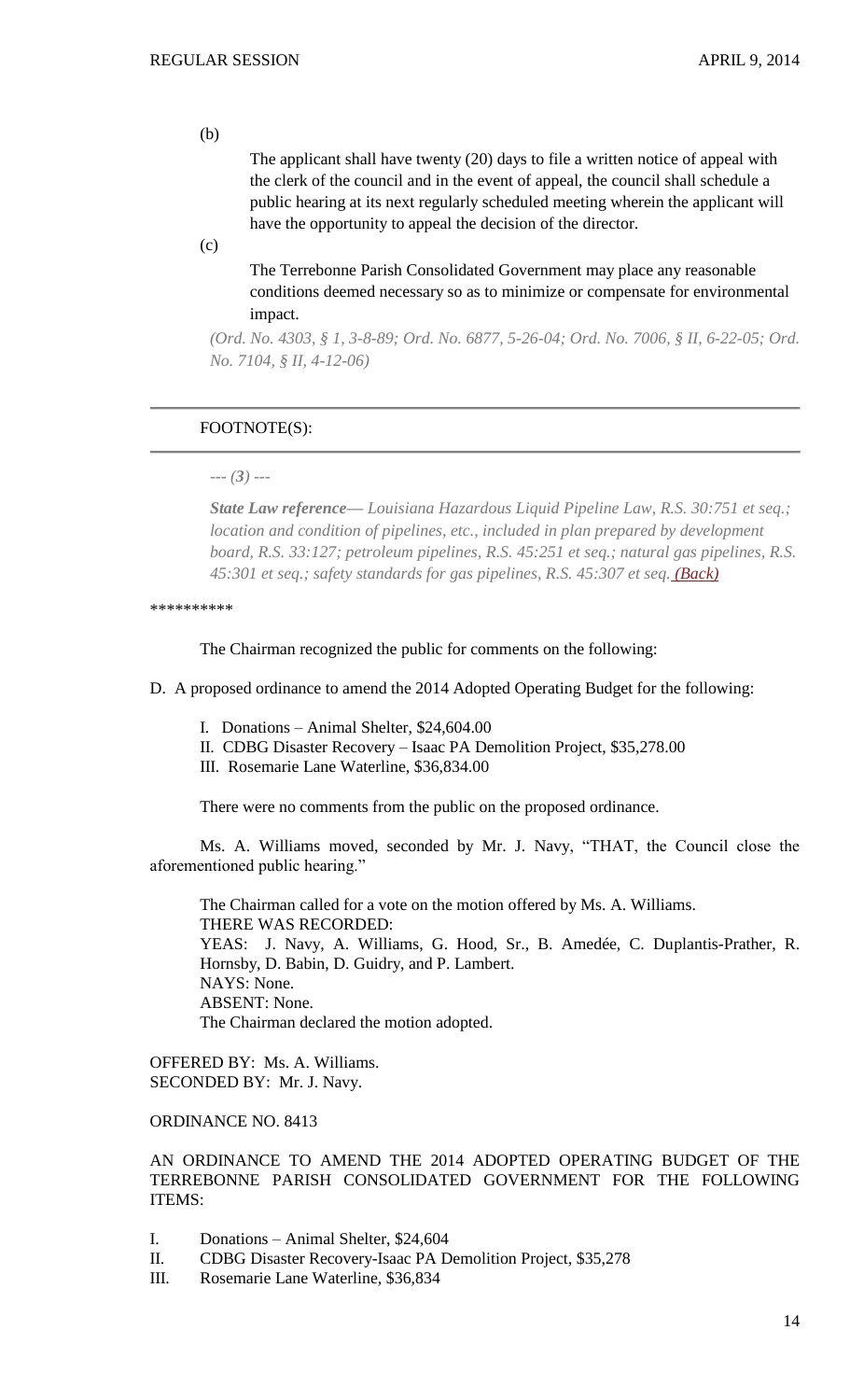(b)

The applicant shall have twenty (20) days to file a written notice of appeal with the clerk of the council and in the event of appeal, the council shall schedule a public hearing at its next regularly scheduled meeting wherein the applicant will have the opportunity to appeal the decision of the director.

(c)

The Terrebonne Parish Consolidated Government may place any reasonable conditions deemed necessary so as to minimize or compensate for environmental impact.

*(Ord. No. 4303, § 1, 3-8-89; Ord. No. 6877, 5-26-04; Ord. No. 7006, § II, 6-22-05; Ord. No. 7104, § II, 4-12-06)*

---

FOOTNOTE(S):

---

*--- (3) ---*

***State Law reference***— *Louisiana Hazardous Liquid Pipeline Law, R.S. 30:751 et seq.; location and condition of pipelines, etc., included in plan prepared by development board, R.S. 33:127; petroleum pipelines, R.S. 45:251 et seq.; natural gas pipelines, R.S. 45:301 et seq.; safety standards for gas pipelines, R.S. 45:307 et seq. (Back)*

**********

The Chairman recognized the public for comments on the following:

D. A proposed ordinance to amend the 2014 Adopted Operating Budget for the following:

I. Donations – Animal Shelter, $24,604.00
II. CDBG Disaster Recovery – Isaac PA Demolition Project, $35,278.00
III. Rosemarie Lane Waterline, $36,834.00

There were no comments from the public on the proposed ordinance.

Ms. A. Williams moved, seconded by Mr. J. Navy, "THAT, the Council close the aforementioned public hearing."

The Chairman called for a vote on the motion offered by Ms. A. Williams.
THERE WAS RECORDED:
YEAS: J. Navy, A. Williams, G. Hood, Sr., B. Amedée, C. Duplantis-Prather, R. Hornsby, D. Babin, D. Guidry, and P. Lambert.
NAYS: None.
ABSENT: None.
The Chairman declared the motion adopted.

OFFERED BY: Ms. A. Williams.
SECONDED BY: Mr. J. Navy.

ORDINANCE NO. 8413

AN ORDINANCE TO AMEND THE 2014 ADOPTED OPERATING BUDGET OF THE TERREBONNE PARISH CONSOLIDATED GOVERNMENT FOR THE FOLLOWING ITEMS:

I. Donations – Animal Shelter, $24,604
II. CDBG Disaster Recovery-Isaac PA Demolition Project, $35,278
III. Rosemarie Lane Waterline, $36,834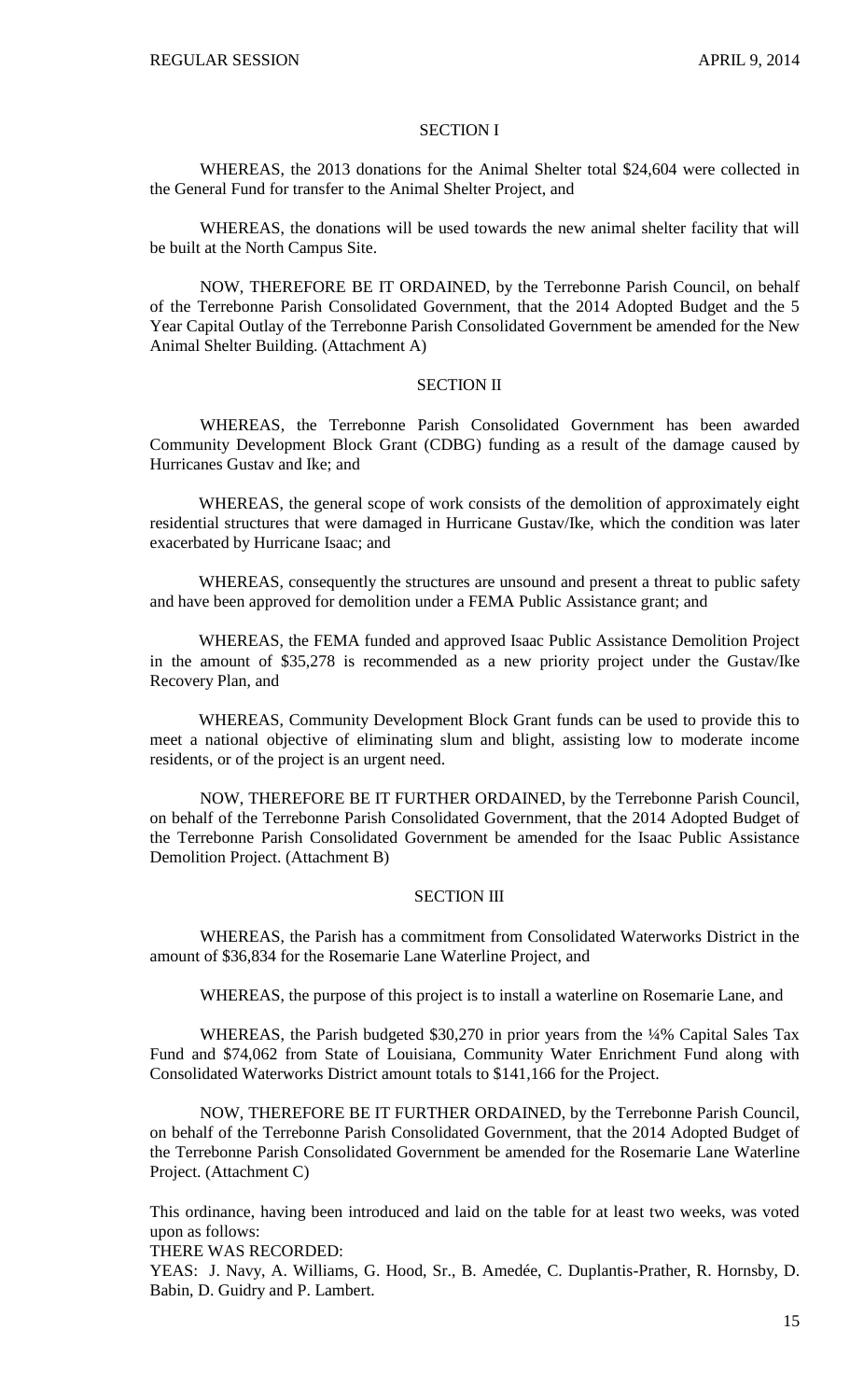## SECTION I

WHEREAS, the 2013 donations for the Animal Shelter total $24,604 were collected in the General Fund for transfer to the Animal Shelter Project, and

WHEREAS, the donations will be used towards the new animal shelter facility that will be built at the North Campus Site.

NOW, THEREFORE BE IT ORDAINED, by the Terrebonne Parish Council, on behalf of the Terrebonne Parish Consolidated Government, that the 2014 Adopted Budget and the 5 Year Capital Outlay of the Terrebonne Parish Consolidated Government be amended for the New Animal Shelter Building. (Attachment A)

## SECTION II

WHEREAS, the Terrebonne Parish Consolidated Government has been awarded Community Development Block Grant (CDBG) funding as a result of the damage caused by Hurricanes Gustav and Ike; and

WHEREAS, the general scope of work consists of the demolition of approximately eight residential structures that were damaged in Hurricane Gustav/Ike, which the condition was later exacerbated by Hurricane Isaac; and

WHEREAS, consequently the structures are unsound and present a threat to public safety and have been approved for demolition under a FEMA Public Assistance grant; and

WHEREAS, the FEMA funded and approved Isaac Public Assistance Demolition Project in the amount of $35,278 is recommended as a new priority project under the Gustav/Ike Recovery Plan, and

WHEREAS, Community Development Block Grant funds can be used to provide this to meet a national objective of eliminating slum and blight, assisting low to moderate income residents, or of the project is an urgent need.

NOW, THEREFORE BE IT FURTHER ORDAINED, by the Terrebonne Parish Council, on behalf of the Terrebonne Parish Consolidated Government, that the 2014 Adopted Budget of the Terrebonne Parish Consolidated Government be amended for the Isaac Public Assistance Demolition Project. (Attachment B)

## SECTION III

WHEREAS, the Parish has a commitment from Consolidated Waterworks District in the amount of $36,834 for the Rosemarie Lane Waterline Project, and

WHEREAS, the purpose of this project is to install a waterline on Rosemarie Lane, and

WHEREAS, the Parish budgeted $30,270 in prior years from the ¼% Capital Sales Tax Fund and $74,062 from State of Louisiana, Community Water Enrichment Fund along with Consolidated Waterworks District amount totals to $141,166 for the Project.

NOW, THEREFORE BE IT FURTHER ORDAINED, by the Terrebonne Parish Council, on behalf of the Terrebonne Parish Consolidated Government, that the 2014 Adopted Budget of the Terrebonne Parish Consolidated Government be amended for the Rosemarie Lane Waterline Project. (Attachment C)

This ordinance, having been introduced and laid on the table for at least two weeks, was voted upon as follows:

THERE WAS RECORDED:

YEAS: J. Navy, A. Williams, G. Hood, Sr., B. Amedée, C. Duplantis-Prather, R. Hornsby, D. Babin, D. Guidry and P. Lambert.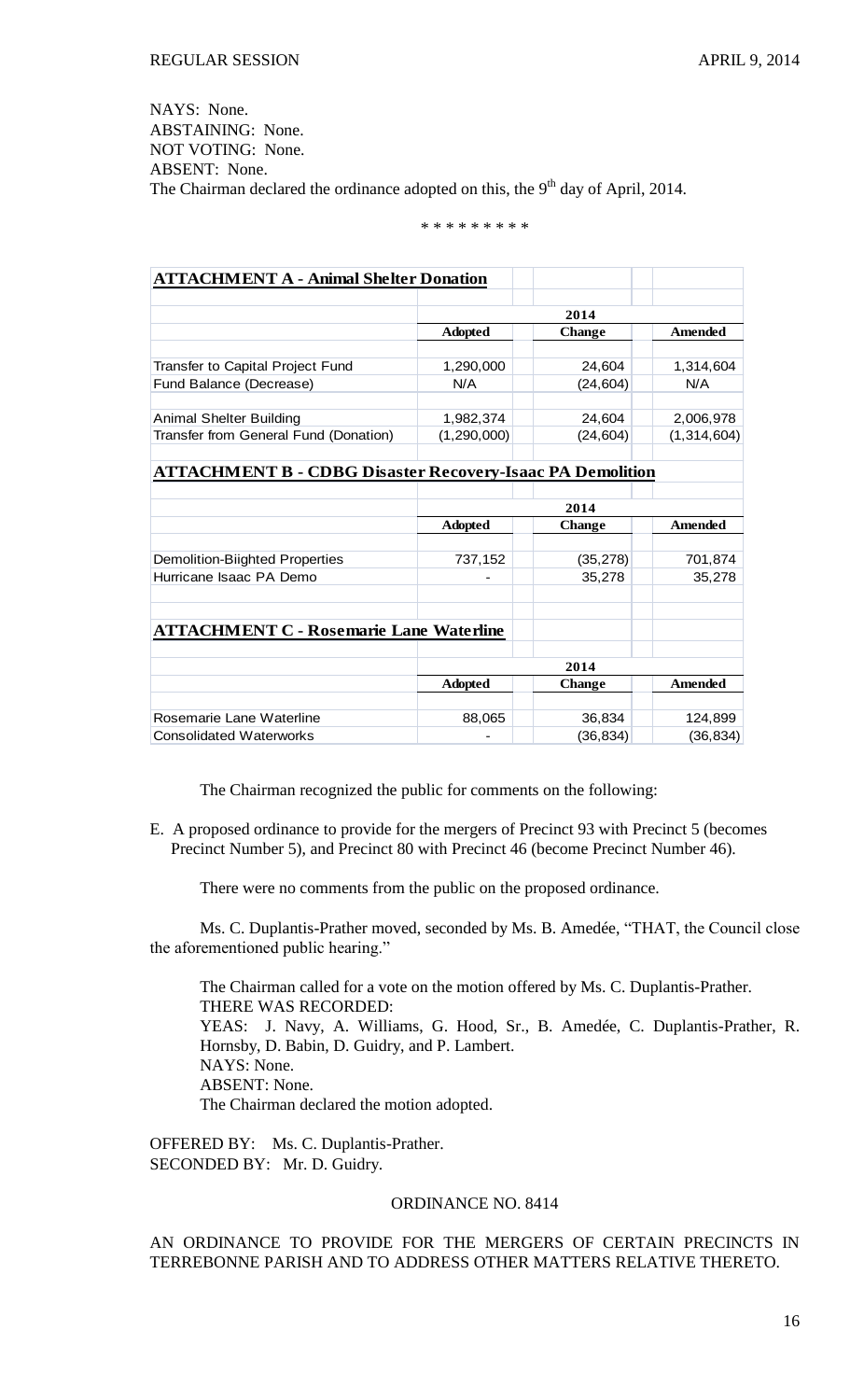NAYS: None.
ABSTAINING: None.
NOT VOTING: None.
ABSENT: None.
The Chairman declared the ordinance adopted on this, the 9th day of April, 2014.

\* \* \* \* \* \* \* \* \*

**ATTACHMENT A - Animal Shelter Donation**

| | 2014 | | |
|---|---|---|---|
| | **Adopted** | **Change** | **Amended** |
| Transfer to Capital Project Fund | 1,290,000 | 24,604 | 1,314,604 |
| Fund Balance (Decrease) | N/A | (24,604) | N/A |
| Animal Shelter Building | 1,982,374 | 24,604 | 2,006,978 |
| Transfer from General Fund (Donation) | (1,290,000) | (24,604) | (1,314,604) |

**ATTACHMENT B - CDBG Disaster Recovery-Isaac PA Demolition**

| | 2014 | | |
|---|---|---|---|
| | **Adopted** | **Change** | **Amended** |
| Demolition-Biighted Properties | 737,152 | (35,278) | 701,874 |
| Hurricane Isaac PA Demo | - | 35,278 | 35,278 |

**ATTACHMENT C - Rosemarie Lane Waterline**

| | 2014 | | |
|---|---|---|---|
| | **Adopted** | **Change** | **Amended** |
| Rosemarie Lane Waterline | 88,065 | 36,834 | 124,899 |
| Consolidated Waterworks | - | (36,834) | (36,834) |

The Chairman recognized the public for comments on the following:

E. A proposed ordinance to provide for the mergers of Precinct 93 with Precinct 5 (becomes Precinct Number 5), and Precinct 80 with Precinct 46 (become Precinct Number 46).

There were no comments from the public on the proposed ordinance.

Ms. C. Duplantis-Prather moved, seconded by Ms. B. Amedée, "THAT, the Council close the aforementioned public hearing."

The Chairman called for a vote on the motion offered by Ms. C. Duplantis-Prather.
THERE WAS RECORDED:
YEAS: J. Navy, A. Williams, G. Hood, Sr., B. Amedée, C. Duplantis-Prather, R. Hornsby, D. Babin, D. Guidry, and P. Lambert.
NAYS: None.
ABSENT: None.
The Chairman declared the motion adopted.

OFFERED BY: Ms. C. Duplantis-Prather.
SECONDED BY: Mr. D. Guidry.

ORDINANCE NO. 8414

AN ORDINANCE TO PROVIDE FOR THE MERGERS OF CERTAIN PRECINCTS IN TERREBONNE PARISH AND TO ADDRESS OTHER MATTERS RELATIVE THERETO.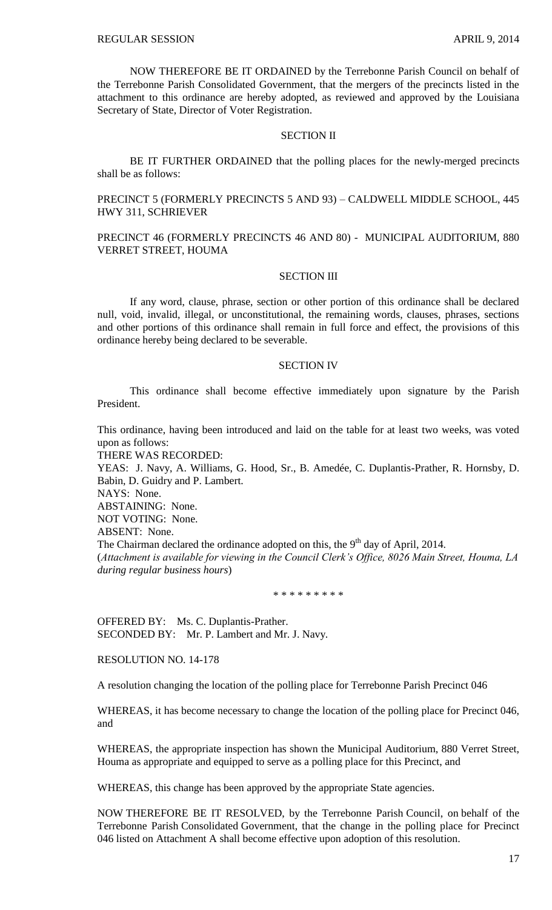NOW THEREFORE BE IT ORDAINED by the Terrebonne Parish Council on behalf of the Terrebonne Parish Consolidated Government, that the mergers of the precincts listed in the attachment to this ordinance are hereby adopted, as reviewed and approved by the Louisiana Secretary of State, Director of Voter Registration.

SECTION II

BE IT FURTHER ORDAINED that the polling places for the newly-merged precincts shall be as follows:

PRECINCT 5 (FORMERLY PRECINCTS 5 AND 93) – CALDWELL MIDDLE SCHOOL, 445 HWY 311, SCHRIEVER

PRECINCT 46 (FORMERLY PRECINCTS 46 AND 80) - MUNICIPAL AUDITORIUM, 880 VERRET STREET, HOUMA

SECTION III

If any word, clause, phrase, section or other portion of this ordinance shall be declared null, void, invalid, illegal, or unconstitutional, the remaining words, clauses, phrases, sections and other portions of this ordinance shall remain in full force and effect, the provisions of this ordinance hereby being declared to be severable.

SECTION IV

This ordinance shall become effective immediately upon signature by the Parish President.

This ordinance, having been introduced and laid on the table for at least two weeks, was voted upon as follows:
THERE WAS RECORDED:
YEAS: J. Navy, A. Williams, G. Hood, Sr., B. Amedée, C. Duplantis-Prather, R. Hornsby, D. Babin, D. Guidry and P. Lambert.
NAYS: None.
ABSTAINING: None.
NOT VOTING: None.
ABSENT: None.
The Chairman declared the ordinance adopted on this, the 9th day of April, 2014.
(*Attachment is available for viewing in the Council Clerk's Office, 8026 Main Street, Houma, LA during regular business hours*)

\* \* \* \* \* \* \* \* \*

OFFERED BY: Ms. C. Duplantis-Prather.
SECONDED BY: Mr. P. Lambert and Mr. J. Navy.

RESOLUTION NO. 14-178

A resolution changing the location of the polling place for Terrebonne Parish Precinct 046

WHEREAS, it has become necessary to change the location of the polling place for Precinct 046, and

WHEREAS, the appropriate inspection has shown the Municipal Auditorium, 880 Verret Street, Houma as appropriate and equipped to serve as a polling place for this Precinct, and

WHEREAS, this change has been approved by the appropriate State agencies.

NOW THEREFORE BE IT RESOLVED, by the Terrebonne Parish Council, on behalf of the Terrebonne Parish Consolidated Government, that the change in the polling place for Precinct 046 listed on Attachment A shall become effective upon adoption of this resolution.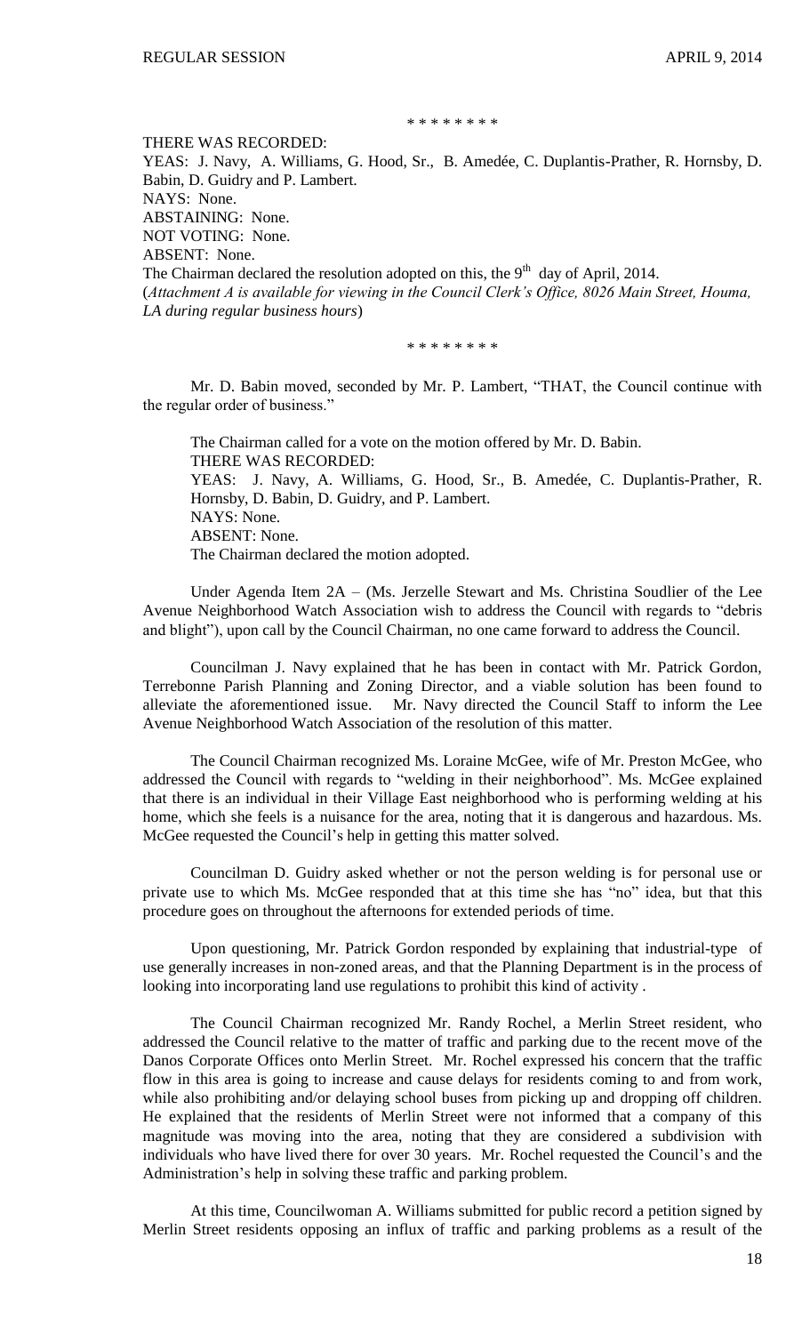\* \* \* \* \* \* \* \*

THERE WAS RECORDED:
YEAS: J. Navy, A. Williams, G. Hood, Sr., B. Amedée, C. Duplantis-Prather, R. Hornsby, D. Babin, D. Guidry and P. Lambert.
NAYS: None.
ABSTAINING: None.
NOT VOTING: None.
ABSENT: None.
The Chairman declared the resolution adopted on this, the 9th day of April, 2014.
(*Attachment A is available for viewing in the Council Clerk's Office, 8026 Main Street, Houma, LA during regular business hours*)

\* \* \* \* \* \* \* \*

Mr. D. Babin moved, seconded by Mr. P. Lambert, "THAT, the Council continue with the regular order of business."

The Chairman called for a vote on the motion offered by Mr. D. Babin.
THERE WAS RECORDED:
YEAS: J. Navy, A. Williams, G. Hood, Sr., B. Amedée, C. Duplantis-Prather, R. Hornsby, D. Babin, D. Guidry, and P. Lambert.
NAYS: None.
ABSENT: None.
The Chairman declared the motion adopted.

Under Agenda Item 2A – (Ms. Jerzelle Stewart and Ms. Christina Soudlier of the Lee Avenue Neighborhood Watch Association wish to address the Council with regards to "debris and blight"), upon call by the Council Chairman, no one came forward to address the Council.

Councilman J. Navy explained that he has been in contact with Mr. Patrick Gordon, Terrebonne Parish Planning and Zoning Director, and a viable solution has been found to alleviate the aforementioned issue. Mr. Navy directed the Council Staff to inform the Lee Avenue Neighborhood Watch Association of the resolution of this matter.

The Council Chairman recognized Ms. Loraine McGee, wife of Mr. Preston McGee, who addressed the Council with regards to "welding in their neighborhood". Ms. McGee explained that there is an individual in their Village East neighborhood who is performing welding at his home, which she feels is a nuisance for the area, noting that it is dangerous and hazardous. Ms. McGee requested the Council's help in getting this matter solved.

Councilman D. Guidry asked whether or not the person welding is for personal use or private use to which Ms. McGee responded that at this time she has "no" idea, but that this procedure goes on throughout the afternoons for extended periods of time.

Upon questioning, Mr. Patrick Gordon responded by explaining that industrial-type of use generally increases in non-zoned areas, and that the Planning Department is in the process of looking into incorporating land use regulations to prohibit this kind of activity .

The Council Chairman recognized Mr. Randy Rochel, a Merlin Street resident, who addressed the Council relative to the matter of traffic and parking due to the recent move of the Danos Corporate Offices onto Merlin Street. Mr. Rochel expressed his concern that the traffic flow in this area is going to increase and cause delays for residents coming to and from work, while also prohibiting and/or delaying school buses from picking up and dropping off children. He explained that the residents of Merlin Street were not informed that a company of this magnitude was moving into the area, noting that they are considered a subdivision with individuals who have lived there for over 30 years. Mr. Rochel requested the Council's and the Administration's help in solving these traffic and parking problem.

At this time, Councilwoman A. Williams submitted for public record a petition signed by Merlin Street residents opposing an influx of traffic and parking problems as a result of the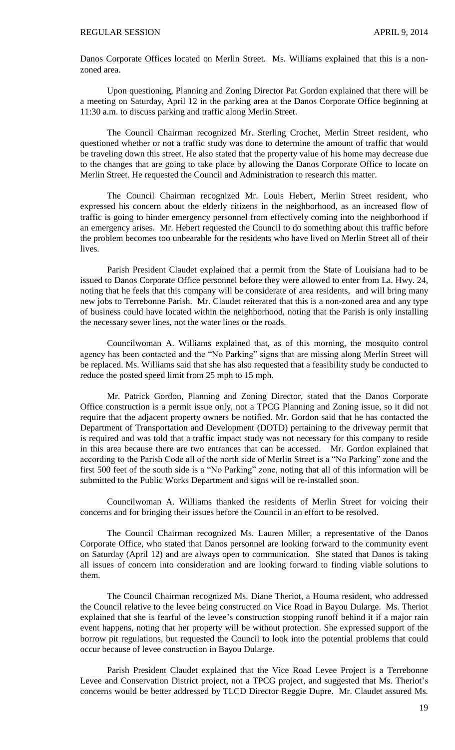Danos Corporate Offices located on Merlin Street. Ms. Williams explained that this is a non-zoned area.

Upon questioning, Planning and Zoning Director Pat Gordon explained that there will be a meeting on Saturday, April 12 in the parking area at the Danos Corporate Office beginning at 11:30 a.m. to discuss parking and traffic along Merlin Street.

The Council Chairman recognized Mr. Sterling Crochet, Merlin Street resident, who questioned whether or not a traffic study was done to determine the amount of traffic that would be traveling down this street. He also stated that the property value of his home may decrease due to the changes that are going to take place by allowing the Danos Corporate Office to locate on Merlin Street. He requested the Council and Administration to research this matter.

The Council Chairman recognized Mr. Louis Hebert, Merlin Street resident, who expressed his concern about the elderly citizens in the neighborhood, as an increased flow of traffic is going to hinder emergency personnel from effectively coming into the neighborhood if an emergency arises. Mr. Hebert requested the Council to do something about this traffic before the problem becomes too unbearable for the residents who have lived on Merlin Street all of their lives.

Parish President Claudet explained that a permit from the State of Louisiana had to be issued to Danos Corporate Office personnel before they were allowed to enter from La. Hwy. 24, noting that he feels that this company will be considerate of area residents, and will bring many new jobs to Terrebonne Parish. Mr. Claudet reiterated that this is a non-zoned area and any type of business could have located within the neighborhood, noting that the Parish is only installing the necessary sewer lines, not the water lines or the roads.

Councilwoman A. Williams explained that, as of this morning, the mosquito control agency has been contacted and the "No Parking" signs that are missing along Merlin Street will be replaced. Ms. Williams said that she has also requested that a feasibility study be conducted to reduce the posted speed limit from 25 mph to 15 mph.

Mr. Patrick Gordon, Planning and Zoning Director, stated that the Danos Corporate Office construction is a permit issue only, not a TPCG Planning and Zoning issue, so it did not require that the adjacent property owners be notified. Mr. Gordon said that he has contacted the Department of Transportation and Development (DOTD) pertaining to the driveway permit that is required and was told that a traffic impact study was not necessary for this company to reside in this area because there are two entrances that can be accessed. Mr. Gordon explained that according to the Parish Code all of the north side of Merlin Street is a "No Parking" zone and the first 500 feet of the south side is a "No Parking" zone, noting that all of this information will be submitted to the Public Works Department and signs will be re-installed soon.

Councilwoman A. Williams thanked the residents of Merlin Street for voicing their concerns and for bringing their issues before the Council in an effort to be resolved.

The Council Chairman recognized Ms. Lauren Miller, a representative of the Danos Corporate Office, who stated that Danos personnel are looking forward to the community event on Saturday (April 12) and are always open to communication. She stated that Danos is taking all issues of concern into consideration and are looking forward to finding viable solutions to them.

The Council Chairman recognized Ms. Diane Theriot, a Houma resident, who addressed the Council relative to the levee being constructed on Vice Road in Bayou Dularge. Ms. Theriot explained that she is fearful of the levee's construction stopping runoff behind it if a major rain event happens, noting that her property will be without protection. She expressed support of the borrow pit regulations, but requested the Council to look into the potential problems that could occur because of levee construction in Bayou Dularge.

Parish President Claudet explained that the Vice Road Levee Project is a Terrebonne Levee and Conservation District project, not a TPCG project, and suggested that Ms. Theriot's concerns would be better addressed by TLCD Director Reggie Dupre. Mr. Claudet assured Ms.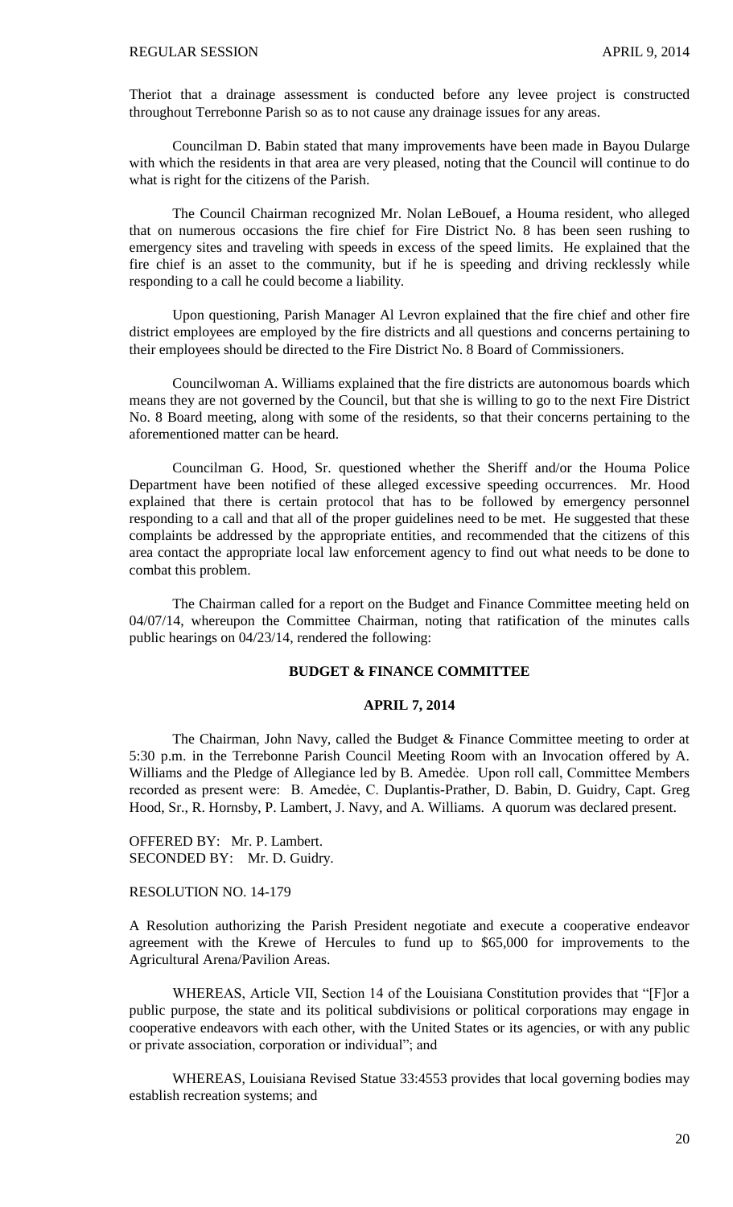Theriot that a drainage assessment is conducted before any levee project is constructed throughout Terrebonne Parish so as to not cause any drainage issues for any areas.

Councilman D. Babin stated that many improvements have been made in Bayou Dularge with which the residents in that area are very pleased, noting that the Council will continue to do what is right for the citizens of the Parish.

The Council Chairman recognized Mr. Nolan LeBouef, a Houma resident, who alleged that on numerous occasions the fire chief for Fire District No. 8 has been seen rushing to emergency sites and traveling with speeds in excess of the speed limits. He explained that the fire chief is an asset to the community, but if he is speeding and driving recklessly while responding to a call he could become a liability.

Upon questioning, Parish Manager Al Levron explained that the fire chief and other fire district employees are employed by the fire districts and all questions and concerns pertaining to their employees should be directed to the Fire District No. 8 Board of Commissioners.

Councilwoman A. Williams explained that the fire districts are autonomous boards which means they are not governed by the Council, but that she is willing to go to the next Fire District No. 8 Board meeting, along with some of the residents, so that their concerns pertaining to the aforementioned matter can be heard.

Councilman G. Hood, Sr. questioned whether the Sheriff and/or the Houma Police Department have been notified of these alleged excessive speeding occurrences. Mr. Hood explained that there is certain protocol that has to be followed by emergency personnel responding to a call and that all of the proper guidelines need to be met. He suggested that these complaints be addressed by the appropriate entities, and recommended that the citizens of this area contact the appropriate local law enforcement agency to find out what needs to be done to combat this problem.

The Chairman called for a report on the Budget and Finance Committee meeting held on 04/07/14, whereupon the Committee Chairman, noting that ratification of the minutes calls public hearings on 04/23/14, rendered the following:

**BUDGET & FINANCE COMMITTEE**

**APRIL 7, 2014**

The Chairman, John Navy, called the Budget & Finance Committee meeting to order at 5:30 p.m. in the Terrebonne Parish Council Meeting Room with an Invocation offered by A. Williams and the Pledge of Allegiance led by B. Amedèe. Upon roll call, Committee Members recorded as present were: B. Amedèe, C. Duplantis-Prather, D. Babin, D. Guidry, Capt. Greg Hood, Sr., R. Hornsby, P. Lambert, J. Navy, and A. Williams. A quorum was declared present.

OFFERED BY: Mr. P. Lambert.
SECONDED BY: Mr. D. Guidry.

RESOLUTION NO. 14-179

A Resolution authorizing the Parish President negotiate and execute a cooperative endeavor agreement with the Krewe of Hercules to fund up to $65,000 for improvements to the Agricultural Arena/Pavilion Areas.

WHEREAS, Article VII, Section 14 of the Louisiana Constitution provides that "[F]or a public purpose, the state and its political subdivisions or political corporations may engage in cooperative endeavors with each other, with the United States or its agencies, or with any public or private association, corporation or individual"; and

WHEREAS, Louisiana Revised Statue 33:4553 provides that local governing bodies may establish recreation systems; and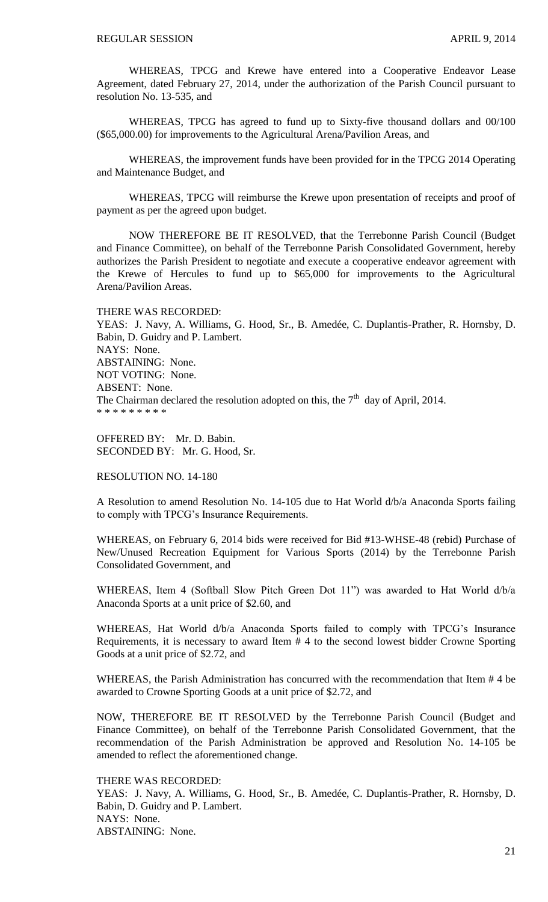WHEREAS, TPCG and Krewe have entered into a Cooperative Endeavor Lease Agreement, dated February 27, 2014, under the authorization of the Parish Council pursuant to resolution No. 13-535, and

WHEREAS, TPCG has agreed to fund up to Sixty-five thousand dollars and 00/100 ($65,000.00) for improvements to the Agricultural Arena/Pavilion Areas, and

WHEREAS, the improvement funds have been provided for in the TPCG 2014 Operating and Maintenance Budget, and

WHEREAS, TPCG will reimburse the Krewe upon presentation of receipts and proof of payment as per the agreed upon budget.

NOW THEREFORE BE IT RESOLVED, that the Terrebonne Parish Council (Budget and Finance Committee), on behalf of the Terrebonne Parish Consolidated Government, hereby authorizes the Parish President to negotiate and execute a cooperative endeavor agreement with the Krewe of Hercules to fund up to $65,000 for improvements to the Agricultural Arena/Pavilion Areas.

THERE WAS RECORDED:
YEAS: J. Navy, A. Williams, G. Hood, Sr., B. Amedée, C. Duplantis-Prather, R. Hornsby, D. Babin, D. Guidry and P. Lambert.
NAYS: None.
ABSTAINING: None.
NOT VOTING: None.
ABSENT: None.
The Chairman declared the resolution adopted on this, the 7th day of April, 2014.
* * * * * * * * *

OFFERED BY: Mr. D. Babin.
SECONDED BY: Mr. G. Hood, Sr.

RESOLUTION NO. 14-180

A Resolution to amend Resolution No. 14-105 due to Hat World d/b/a Anaconda Sports failing to comply with TPCG's Insurance Requirements.

WHEREAS, on February 6, 2014 bids were received for Bid #13-WHSE-48 (rebid) Purchase of New/Unused Recreation Equipment for Various Sports (2014) by the Terrebonne Parish Consolidated Government, and

WHEREAS, Item 4 (Softball Slow Pitch Green Dot 11") was awarded to Hat World d/b/a Anaconda Sports at a unit price of $2.60, and

WHEREAS, Hat World d/b/a Anaconda Sports failed to comply with TPCG's Insurance Requirements, it is necessary to award Item # 4 to the second lowest bidder Crowne Sporting Goods at a unit price of $2.72, and

WHEREAS, the Parish Administration has concurred with the recommendation that Item # 4 be awarded to Crowne Sporting Goods at a unit price of $2.72, and

NOW, THEREFORE BE IT RESOLVED by the Terrebonne Parish Council (Budget and Finance Committee), on behalf of the Terrebonne Parish Consolidated Government, that the recommendation of the Parish Administration be approved and Resolution No. 14-105 be amended to reflect the aforementioned change.

THERE WAS RECORDED:
YEAS: J. Navy, A. Williams, G. Hood, Sr., B. Amedée, C. Duplantis-Prather, R. Hornsby, D. Babin, D. Guidry and P. Lambert.
NAYS: None.
ABSTAINING: None.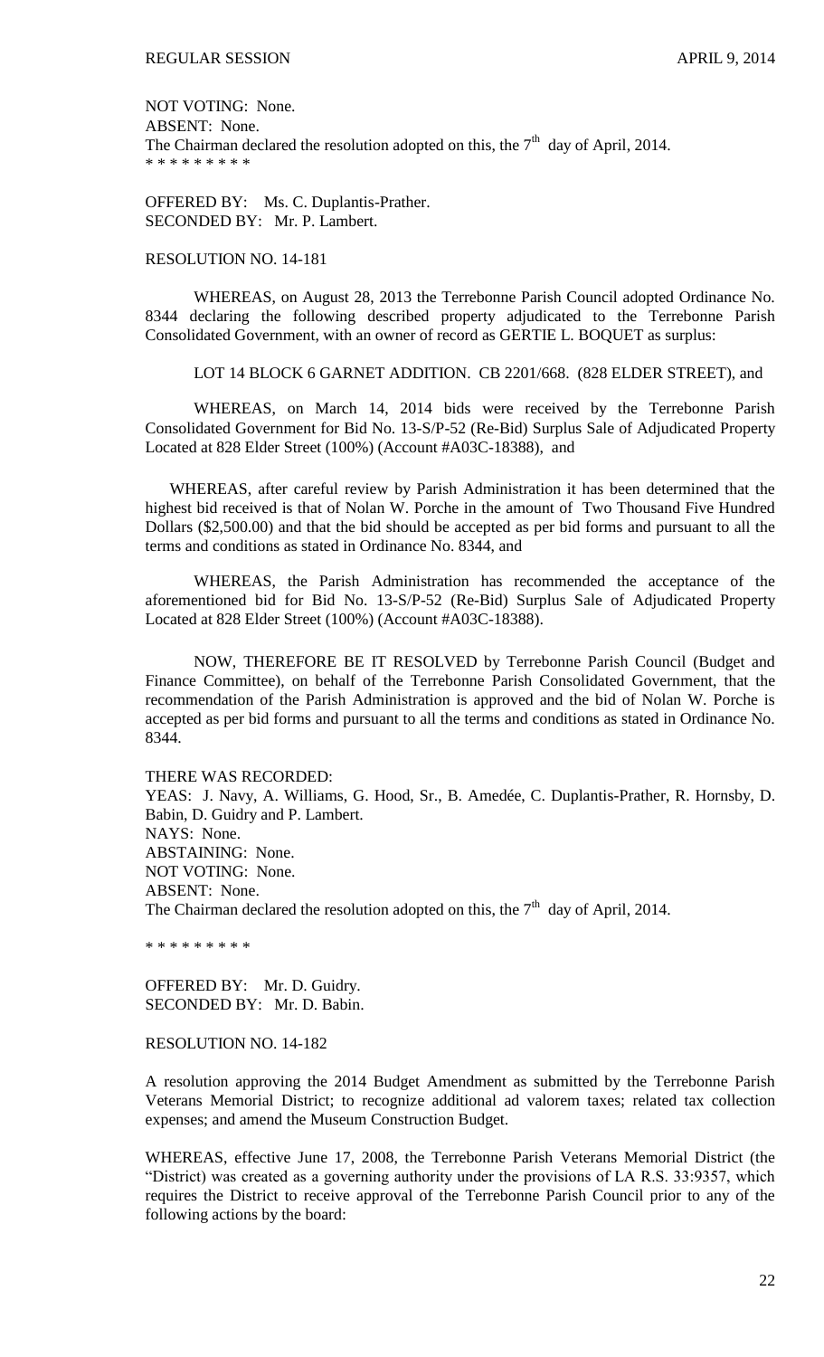NOT VOTING: None.
ABSENT: None.
The Chairman declared the resolution adopted on this, the 7th day of April, 2014.
* * * * * * * * *

OFFERED BY: Ms. C. Duplantis-Prather.
SECONDED BY: Mr. P. Lambert.

RESOLUTION NO. 14-181

WHEREAS, on August 28, 2013 the Terrebonne Parish Council adopted Ordinance No. 8344 declaring the following described property adjudicated to the Terrebonne Parish Consolidated Government, with an owner of record as GERTIE L. BOQUET as surplus:

LOT 14 BLOCK 6 GARNET ADDITION. CB 2201/668. (828 ELDER STREET), and

WHEREAS, on March 14, 2014 bids were received by the Terrebonne Parish Consolidated Government for Bid No. 13-S/P-52 (Re-Bid) Surplus Sale of Adjudicated Property Located at 828 Elder Street (100%) (Account #A03C-18388), and

WHEREAS, after careful review by Parish Administration it has been determined that the highest bid received is that of Nolan W. Porche in the amount of Two Thousand Five Hundred Dollars ($2,500.00) and that the bid should be accepted as per bid forms and pursuant to all the terms and conditions as stated in Ordinance No. 8344, and

WHEREAS, the Parish Administration has recommended the acceptance of the aforementioned bid for Bid No. 13-S/P-52 (Re-Bid) Surplus Sale of Adjudicated Property Located at 828 Elder Street (100%) (Account #A03C-18388).

NOW, THEREFORE BE IT RESOLVED by Terrebonne Parish Council (Budget and Finance Committee), on behalf of the Terrebonne Parish Consolidated Government, that the recommendation of the Parish Administration is approved and the bid of Nolan W. Porche is accepted as per bid forms and pursuant to all the terms and conditions as stated in Ordinance No. 8344.

THERE WAS RECORDED:
YEAS: J. Navy, A. Williams, G. Hood, Sr., B. Amedée, C. Duplantis-Prather, R. Hornsby, D. Babin, D. Guidry and P. Lambert.
NAYS: None.
ABSTAINING: None.
NOT VOTING: None.
ABSENT: None.
The Chairman declared the resolution adopted on this, the 7th day of April, 2014.

* * * * * * * * *

OFFERED BY: Mr. D. Guidry.
SECONDED BY: Mr. D. Babin.

RESOLUTION NO. 14-182

A resolution approving the 2014 Budget Amendment as submitted by the Terrebonne Parish Veterans Memorial District; to recognize additional ad valorem taxes; related tax collection expenses; and amend the Museum Construction Budget.

WHEREAS, effective June 17, 2008, the Terrebonne Parish Veterans Memorial District (the "District) was created as a governing authority under the provisions of LA R.S. 33:9357, which requires the District to receive approval of the Terrebonne Parish Council prior to any of the following actions by the board: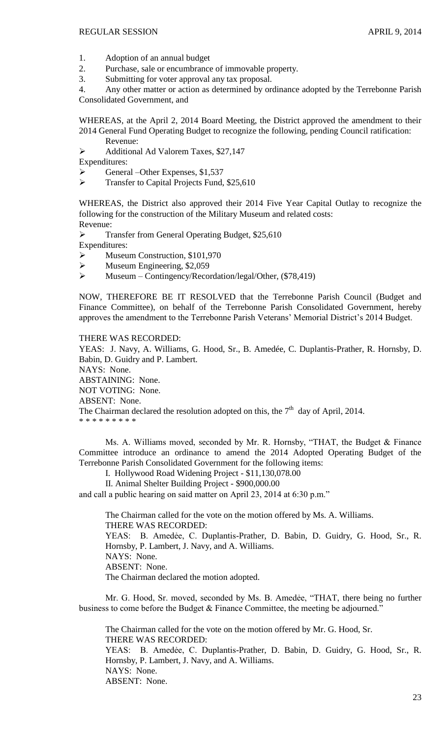1. Adoption of an annual budget
2. Purchase, sale or encumbrance of immovable property.
3. Submitting for voter approval any tax proposal.
4. Any other matter or action as determined by ordinance adopted by the Terrebonne Parish Consolidated Government, and

WHEREAS, at the April 2, 2014 Board Meeting, the District approved the amendment to their 2014 General Fund Operating Budget to recognize the following, pending Council ratification:

Revenue:

- Additional Ad Valorem Taxes, $27,147

Expenditures:

- General –Other Expenses, $1,537
- Transfer to Capital Projects Fund, $25,610

WHEREAS, the District also approved their 2014 Five Year Capital Outlay to recognize the following for the construction of the Military Museum and related costs:

Revenue:

- Transfer from General Operating Budget, $25,610

Expenditures:

- Museum Construction, $101,970
- Museum Engineering, $2,059
- Museum – Contingency/Recordation/legal/Other, ($78,419)

NOW, THEREFORE BE IT RESOLVED that the Terrebonne Parish Council (Budget and Finance Committee), on behalf of the Terrebonne Parish Consolidated Government, hereby approves the amendment to the Terrebonne Parish Veterans' Memorial District's 2014 Budget.

THERE WAS RECORDED:
YEAS: J. Navy, A. Williams, G. Hood, Sr., B. Amedée, C. Duplantis-Prather, R. Hornsby, D. Babin, D. Guidry and P. Lambert.
NAYS: None.
ABSTAINING: None.
NOT VOTING: None.
ABSENT: None.
The Chairman declared the resolution adopted on this, the 7th day of April, 2014.
\* \* \* \* \* \* \* \* \*

Ms. A. Williams moved, seconded by Mr. R. Hornsby, "THAT, the Budget & Finance Committee introduce an ordinance to amend the 2014 Adopted Operating Budget of the Terrebonne Parish Consolidated Government for the following items:

I. Hollywood Road Widening Project - $11,130,078.00

II. Animal Shelter Building Project - $900,000.00

and call a public hearing on said matter on April 23, 2014 at 6:30 p.m."

The Chairman called for the vote on the motion offered by Ms. A. Williams.
THERE WAS RECORDED:
YEAS: B. Amedėe, C. Duplantis-Prather, D. Babin, D. Guidry, G. Hood, Sr., R. Hornsby, P. Lambert, J. Navy, and A. Williams.
NAYS: None.
ABSENT: None.
The Chairman declared the motion adopted.

Mr. G. Hood, Sr. moved, seconded by Ms. B. Amedėe, "THAT, there being no further business to come before the Budget & Finance Committee, the meeting be adjourned."

The Chairman called for the vote on the motion offered by Mr. G. Hood, Sr.
THERE WAS RECORDED:
YEAS: B. Amedėe, C. Duplantis-Prather, D. Babin, D. Guidry, G. Hood, Sr., R. Hornsby, P. Lambert, J. Navy, and A. Williams.
NAYS: None.
ABSENT: None.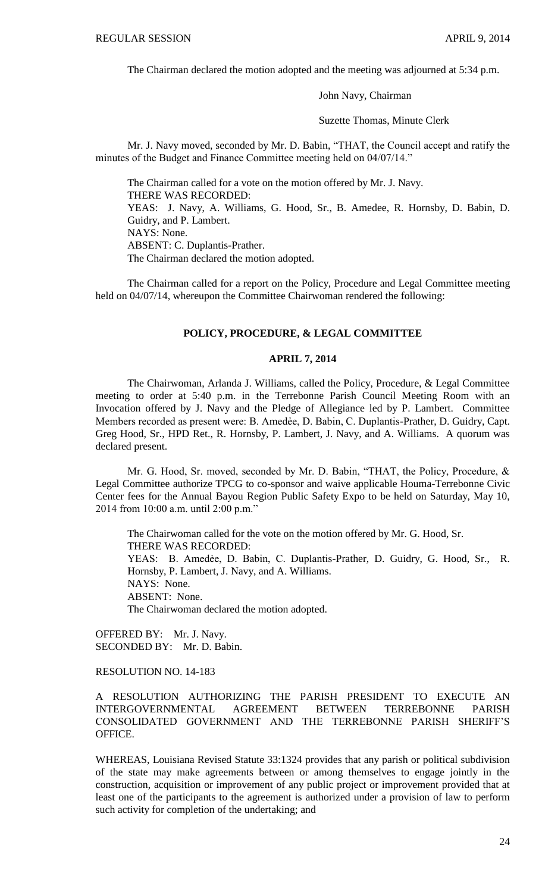The Chairman declared the motion adopted and the meeting was adjourned at 5:34 p.m.

John Navy, Chairman

Suzette Thomas, Minute Clerk

Mr. J. Navy moved, seconded by Mr. D. Babin, "THAT, the Council accept and ratify the minutes of the Budget and Finance Committee meeting held on 04/07/14."

The Chairman called for a vote on the motion offered by Mr. J. Navy.
THERE WAS RECORDED:
YEAS: J. Navy, A. Williams, G. Hood, Sr., B. Amedee, R. Hornsby, D. Babin, D. Guidry, and P. Lambert.
NAYS: None.
ABSENT: C. Duplantis-Prather.
The Chairman declared the motion adopted.

The Chairman called for a report on the Policy, Procedure and Legal Committee meeting held on 04/07/14, whereupon the Committee Chairwoman rendered the following:

## POLICY, PROCEDURE, & LEGAL COMMITTEE

### APRIL 7, 2014

The Chairwoman, Arlanda J. Williams, called the Policy, Procedure, & Legal Committee meeting to order at 5:40 p.m. in the Terrebonne Parish Council Meeting Room with an Invocation offered by J. Navy and the Pledge of Allegiance led by P. Lambert. Committee Members recorded as present were: B. Amedẻe, D. Babin, C. Duplantis-Prather, D. Guidry, Capt. Greg Hood, Sr., HPD Ret., R. Hornsby, P. Lambert, J. Navy, and A. Williams. A quorum was declared present.

Mr. G. Hood, Sr. moved, seconded by Mr. D. Babin, "THAT, the Policy, Procedure, & Legal Committee authorize TPCG to co-sponsor and waive applicable Houma-Terrebonne Civic Center fees for the Annual Bayou Region Public Safety Expo to be held on Saturday, May 10, 2014 from 10:00 a.m. until 2:00 p.m."

The Chairwoman called for the vote on the motion offered by Mr. G. Hood, Sr.
THERE WAS RECORDED:
YEAS: B. Amedẻe, D. Babin, C. Duplantis-Prather, D. Guidry, G. Hood, Sr., R. Hornsby, P. Lambert, J. Navy, and A. Williams.
NAYS: None.
ABSENT: None.
The Chairwoman declared the motion adopted.

OFFERED BY: Mr. J. Navy.
SECONDED BY: Mr. D. Babin.

RESOLUTION NO. 14-183

A RESOLUTION AUTHORIZING THE PARISH PRESIDENT TO EXECUTE AN INTERGOVERNMENTAL AGREEMENT BETWEEN TERREBONNE PARISH CONSOLIDATED GOVERNMENT AND THE TERREBONNE PARISH SHERIFF'S OFFICE.

WHEREAS, Louisiana Revised Statute 33:1324 provides that any parish or political subdivision of the state may make agreements between or among themselves to engage jointly in the construction, acquisition or improvement of any public project or improvement provided that at least one of the participants to the agreement is authorized under a provision of law to perform such activity for completion of the undertaking; and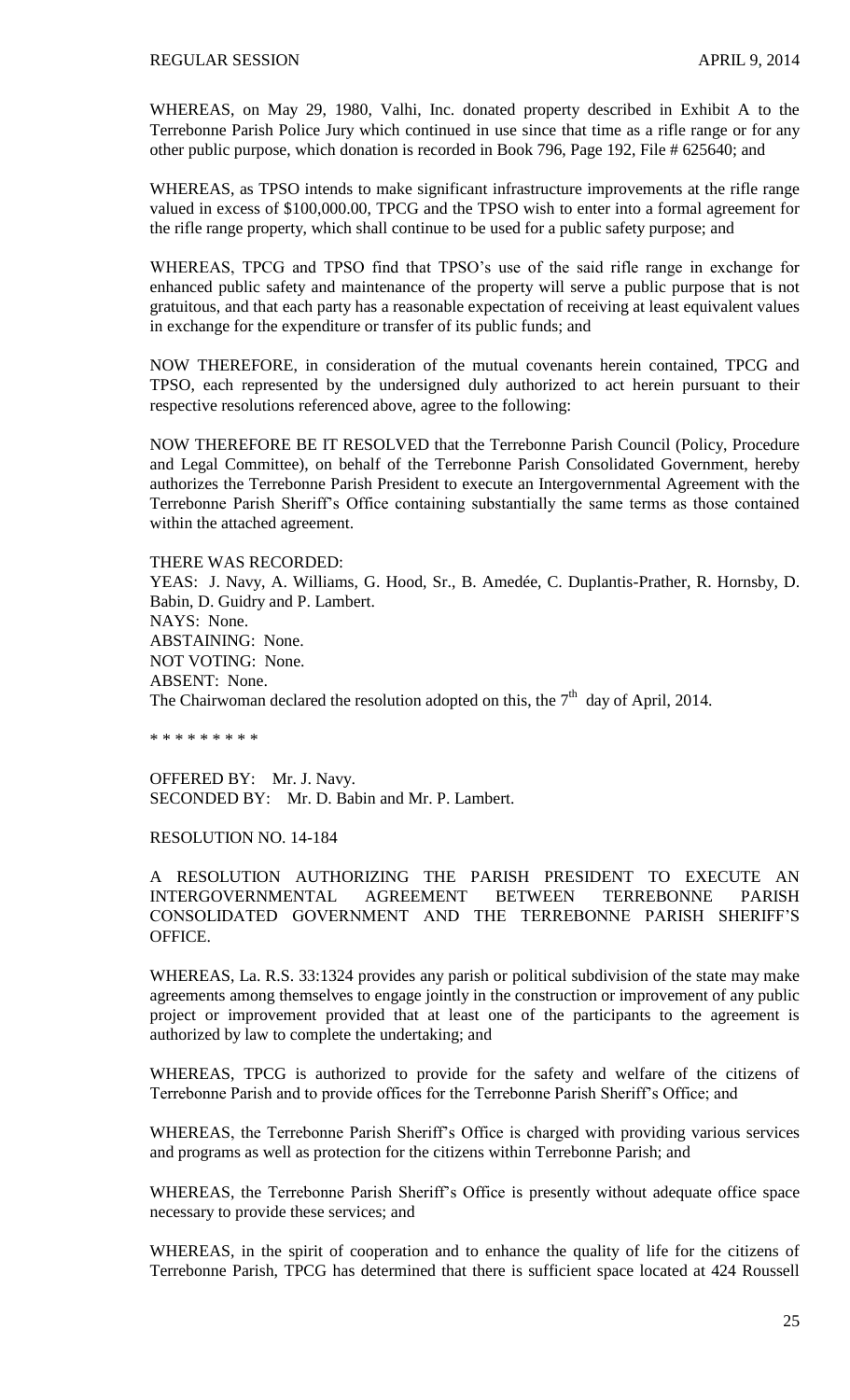WHEREAS, on May 29, 1980, Valhi, Inc. donated property described in Exhibit A to the Terrebonne Parish Police Jury which continued in use since that time as a rifle range or for any other public purpose, which donation is recorded in Book 796, Page 192, File # 625640; and

WHEREAS, as TPSO intends to make significant infrastructure improvements at the rifle range valued in excess of $100,000.00, TPCG and the TPSO wish to enter into a formal agreement for the rifle range property, which shall continue to be used for a public safety purpose; and

WHEREAS, TPCG and TPSO find that TPSO's use of the said rifle range in exchange for enhanced public safety and maintenance of the property will serve a public purpose that is not gratuitous, and that each party has a reasonable expectation of receiving at least equivalent values in exchange for the expenditure or transfer of its public funds; and

NOW THEREFORE, in consideration of the mutual covenants herein contained, TPCG and TPSO, each represented by the undersigned duly authorized to act herein pursuant to their respective resolutions referenced above, agree to the following:

NOW THEREFORE BE IT RESOLVED that the Terrebonne Parish Council (Policy, Procedure and Legal Committee), on behalf of the Terrebonne Parish Consolidated Government, hereby authorizes the Terrebonne Parish President to execute an Intergovernmental Agreement with the Terrebonne Parish Sheriff's Office containing substantially the same terms as those contained within the attached agreement.

THERE WAS RECORDED:
YEAS: J. Navy, A. Williams, G. Hood, Sr., B. Amedée, C. Duplantis-Prather, R. Hornsby, D. Babin, D. Guidry and P. Lambert.
NAYS: None.
ABSTAINING: None.
NOT VOTING: None.
ABSENT: None.
The Chairwoman declared the resolution adopted on this, the 7th day of April, 2014.

\* \* \* \* \* \* \* \* \*

OFFERED BY: Mr. J. Navy.
SECONDED BY: Mr. D. Babin and Mr. P. Lambert.

RESOLUTION NO. 14-184

A RESOLUTION AUTHORIZING THE PARISH PRESIDENT TO EXECUTE AN INTERGOVERNMENTAL AGREEMENT BETWEEN TERREBONNE PARISH CONSOLIDATED GOVERNMENT AND THE TERREBONNE PARISH SHERIFF'S OFFICE.

WHEREAS, La. R.S. 33:1324 provides any parish or political subdivision of the state may make agreements among themselves to engage jointly in the construction or improvement of any public project or improvement provided that at least one of the participants to the agreement is authorized by law to complete the undertaking; and

WHEREAS, TPCG is authorized to provide for the safety and welfare of the citizens of Terrebonne Parish and to provide offices for the Terrebonne Parish Sheriff's Office; and

WHEREAS, the Terrebonne Parish Sheriff's Office is charged with providing various services and programs as well as protection for the citizens within Terrebonne Parish; and

WHEREAS, the Terrebonne Parish Sheriff's Office is presently without adequate office space necessary to provide these services; and

WHEREAS, in the spirit of cooperation and to enhance the quality of life for the citizens of Terrebonne Parish, TPCG has determined that there is sufficient space located at 424 Roussell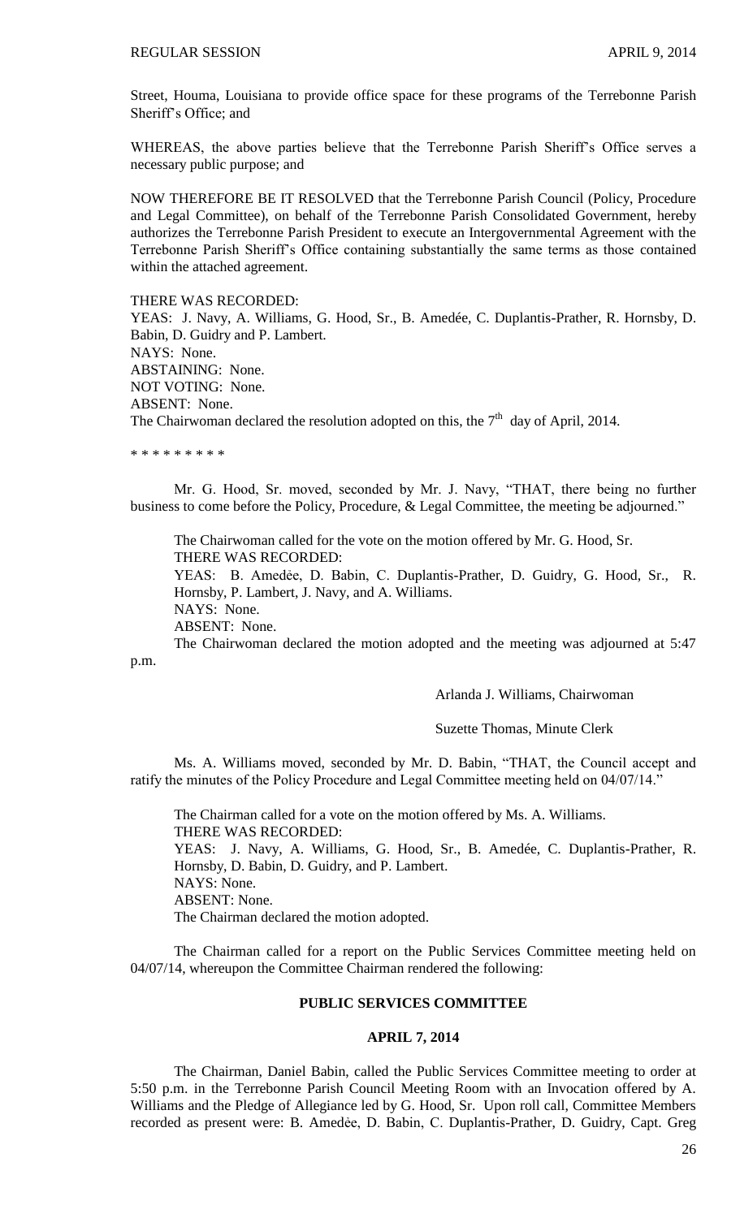Street, Houma, Louisiana to provide office space for these programs of the Terrebonne Parish Sheriff's Office; and

WHEREAS, the above parties believe that the Terrebonne Parish Sheriff's Office serves a necessary public purpose; and

NOW THEREFORE BE IT RESOLVED that the Terrebonne Parish Council (Policy, Procedure and Legal Committee), on behalf of the Terrebonne Parish Consolidated Government, hereby authorizes the Terrebonne Parish President to execute an Intergovernmental Agreement with the Terrebonne Parish Sheriff's Office containing substantially the same terms as those contained within the attached agreement.

THERE WAS RECORDED:
YEAS: J. Navy, A. Williams, G. Hood, Sr., B. Amedée, C. Duplantis-Prather, R. Hornsby, D. Babin, D. Guidry and P. Lambert.
NAYS: None.
ABSTAINING: None.
NOT VOTING: None.
ABSENT: None.
The Chairwoman declared the resolution adopted on this, the 7th day of April, 2014.

\* \* \* \* \* \* \* \* \*

Mr. G. Hood, Sr. moved, seconded by Mr. J. Navy, "THAT, there being no further business to come before the Policy, Procedure, & Legal Committee, the meeting be adjourned."

The Chairwoman called for the vote on the motion offered by Mr. G. Hood, Sr.
THERE WAS RECORDED:
YEAS: B. Amedée, D. Babin, C. Duplantis-Prather, D. Guidry, G. Hood, Sr., R. Hornsby, P. Lambert, J. Navy, and A. Williams.
NAYS: None.
ABSENT: None.
The Chairwoman declared the motion adopted and the meeting was adjourned at 5:47 p.m.

Arlanda J. Williams, Chairwoman

Suzette Thomas, Minute Clerk

Ms. A. Williams moved, seconded by Mr. D. Babin, "THAT, the Council accept and ratify the minutes of the Policy Procedure and Legal Committee meeting held on 04/07/14."

The Chairman called for a vote on the motion offered by Ms. A. Williams.
THERE WAS RECORDED:
YEAS: J. Navy, A. Williams, G. Hood, Sr., B. Amedée, C. Duplantis-Prather, R. Hornsby, D. Babin, D. Guidry, and P. Lambert.
NAYS: None.
ABSENT: None.
The Chairman declared the motion adopted.

The Chairman called for a report on the Public Services Committee meeting held on 04/07/14, whereupon the Committee Chairman rendered the following:

## PUBLIC SERVICES COMMITTEE

## APRIL 7, 2014

The Chairman, Daniel Babin, called the Public Services Committee meeting to order at 5:50 p.m. in the Terrebonne Parish Council Meeting Room with an Invocation offered by A. Williams and the Pledge of Allegiance led by G. Hood, Sr. Upon roll call, Committee Members recorded as present were: B. Amedėe, D. Babin, C. Duplantis-Prather, D. Guidry, Capt. Greg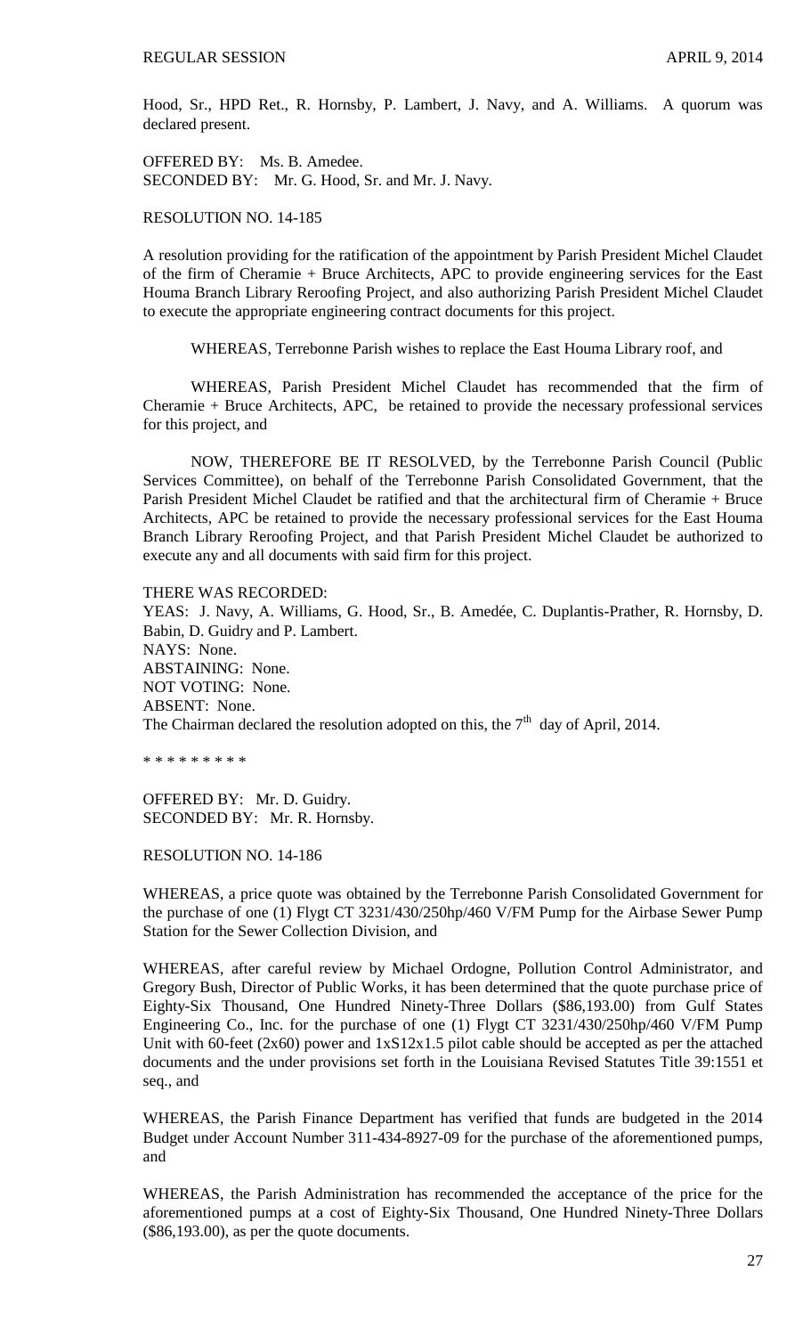Hood, Sr., HPD Ret., R. Hornsby, P. Lambert, J. Navy, and A. Williams. A quorum was declared present.

OFFERED BY: Ms. B. Amedee.
SECONDED BY: Mr. G. Hood, Sr. and Mr. J. Navy.

RESOLUTION NO. 14-185

A resolution providing for the ratification of the appointment by Parish President Michel Claudet of the firm of Cheramie + Bruce Architects, APC to provide engineering services for the East Houma Branch Library Reroofing Project, and also authorizing Parish President Michel Claudet to execute the appropriate engineering contract documents for this project.

WHEREAS, Terrebonne Parish wishes to replace the East Houma Library roof, and

WHEREAS, Parish President Michel Claudet has recommended that the firm of Cheramie + Bruce Architects, APC, be retained to provide the necessary professional services for this project, and

NOW, THEREFORE BE IT RESOLVED, by the Terrebonne Parish Council (Public Services Committee), on behalf of the Terrebonne Parish Consolidated Government, that the Parish President Michel Claudet be ratified and that the architectural firm of Cheramie + Bruce Architects, APC be retained to provide the necessary professional services for the East Houma Branch Library Reroofing Project, and that Parish President Michel Claudet be authorized to execute any and all documents with said firm for this project.

THERE WAS RECORDED:
YEAS: J. Navy, A. Williams, G. Hood, Sr., B. Amedée, C. Duplantis-Prather, R. Hornsby, D. Babin, D. Guidry and P. Lambert.
NAYS: None.
ABSTAINING: None.
NOT VOTING: None.
ABSENT: None.
The Chairman declared the resolution adopted on this, the 7th day of April, 2014.

\* \* \* \* \* \* \* \* \*

OFFERED BY: Mr. D. Guidry.
SECONDED BY: Mr. R. Hornsby.

RESOLUTION NO. 14-186

WHEREAS, a price quote was obtained by the Terrebonne Parish Consolidated Government for the purchase of one (1) Flygt CT 3231/430/250hp/460 V/FM Pump for the Airbase Sewer Pump Station for the Sewer Collection Division, and

WHEREAS, after careful review by Michael Ordogne, Pollution Control Administrator, and Gregory Bush, Director of Public Works, it has been determined that the quote purchase price of Eighty-Six Thousand, One Hundred Ninety-Three Dollars ($86,193.00) from Gulf States Engineering Co., Inc. for the purchase of one (1) Flygt CT 3231/430/250hp/460 V/FM Pump Unit with 60-feet (2x60) power and 1xS12x1.5 pilot cable should be accepted as per the attached documents and the under provisions set forth in the Louisiana Revised Statutes Title 39:1551 et seq., and

WHEREAS, the Parish Finance Department has verified that funds are budgeted in the 2014 Budget under Account Number 311-434-8927-09 for the purchase of the aforementioned pumps, and

WHEREAS, the Parish Administration has recommended the acceptance of the price for the aforementioned pumps at a cost of Eighty-Six Thousand, One Hundred Ninety-Three Dollars ($86,193.00), as per the quote documents.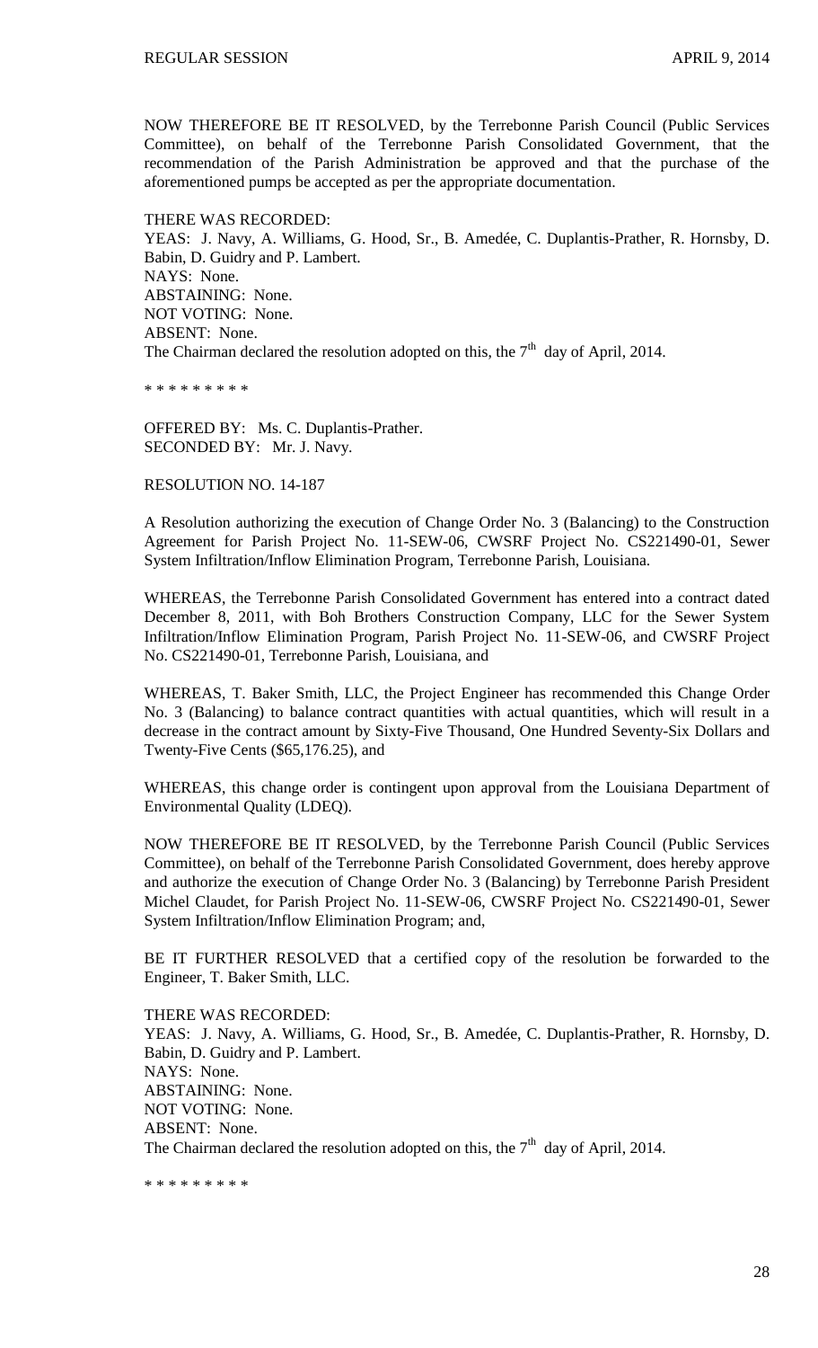NOW THEREFORE BE IT RESOLVED, by the Terrebonne Parish Council (Public Services Committee), on behalf of the Terrebonne Parish Consolidated Government, that the recommendation of the Parish Administration be approved and that the purchase of the aforementioned pumps be accepted as per the appropriate documentation.

THERE WAS RECORDED:
YEAS: J. Navy, A. Williams, G. Hood, Sr., B. Amedée, C. Duplantis-Prather, R. Hornsby, D. Babin, D. Guidry and P. Lambert.
NAYS: None.
ABSTAINING: None.
NOT VOTING: None.
ABSENT: None.
The Chairman declared the resolution adopted on this, the 7th day of April, 2014.

\* \* \* \* \* \* \* \* \*

OFFERED BY: Ms. C. Duplantis-Prather.
SECONDED BY: Mr. J. Navy.

RESOLUTION NO. 14-187

A Resolution authorizing the execution of Change Order No. 3 (Balancing) to the Construction Agreement for Parish Project No. 11-SEW-06, CWSRF Project No. CS221490-01, Sewer System Infiltration/Inflow Elimination Program, Terrebonne Parish, Louisiana.

WHEREAS, the Terrebonne Parish Consolidated Government has entered into a contract dated December 8, 2011, with Boh Brothers Construction Company, LLC for the Sewer System Infiltration/Inflow Elimination Program, Parish Project No. 11-SEW-06, and CWSRF Project No. CS221490-01, Terrebonne Parish, Louisiana, and

WHEREAS, T. Baker Smith, LLC, the Project Engineer has recommended this Change Order No. 3 (Balancing) to balance contract quantities with actual quantities, which will result in a decrease in the contract amount by Sixty-Five Thousand, One Hundred Seventy-Six Dollars and Twenty-Five Cents ($65,176.25), and

WHEREAS, this change order is contingent upon approval from the Louisiana Department of Environmental Quality (LDEQ).

NOW THEREFORE BE IT RESOLVED, by the Terrebonne Parish Council (Public Services Committee), on behalf of the Terrebonne Parish Consolidated Government, does hereby approve and authorize the execution of Change Order No. 3 (Balancing) by Terrebonne Parish President Michel Claudet, for Parish Project No. 11-SEW-06, CWSRF Project No. CS221490-01, Sewer System Infiltration/Inflow Elimination Program; and,

BE IT FURTHER RESOLVED that a certified copy of the resolution be forwarded to the Engineer, T. Baker Smith, LLC.

THERE WAS RECORDED:
YEAS: J. Navy, A. Williams, G. Hood, Sr., B. Amedée, C. Duplantis-Prather, R. Hornsby, D. Babin, D. Guidry and P. Lambert.
NAYS: None.
ABSTAINING: None.
NOT VOTING: None.
ABSENT: None.
The Chairman declared the resolution adopted on this, the 7th day of April, 2014.

\* \* \* \* \* \* \* \* \*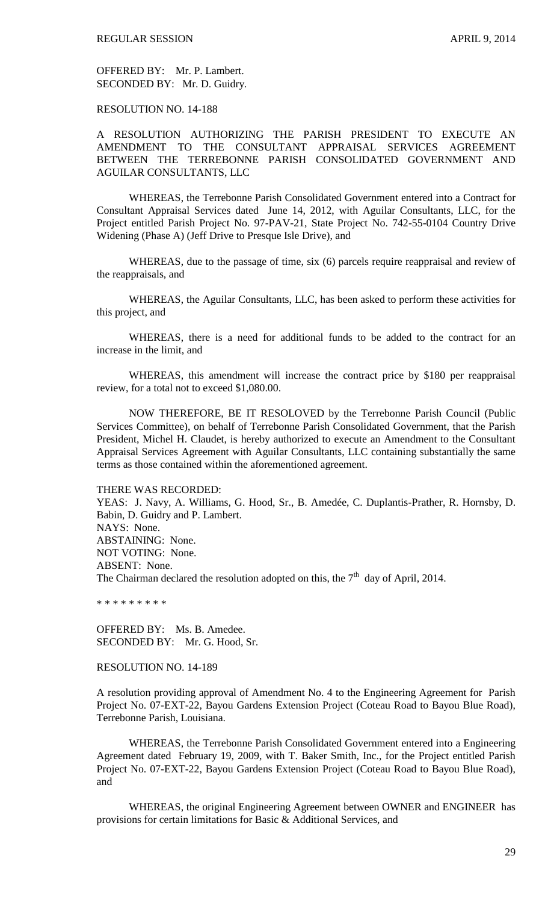OFFERED BY: Mr. P. Lambert.
SECONDED BY: Mr. D. Guidry.

RESOLUTION NO. 14-188

A RESOLUTION AUTHORIZING THE PARISH PRESIDENT TO EXECUTE AN AMENDMENT TO THE CONSULTANT APPRAISAL SERVICES AGREEMENT BETWEEN THE TERREBONNE PARISH CONSOLIDATED GOVERNMENT AND AGUILAR CONSULTANTS, LLC

WHEREAS, the Terrebonne Parish Consolidated Government entered into a Contract for Consultant Appraisal Services dated June 14, 2012, with Aguilar Consultants, LLC, for the Project entitled Parish Project No. 97-PAV-21, State Project No. 742-55-0104 Country Drive Widening (Phase A) (Jeff Drive to Presque Isle Drive), and

WHEREAS, due to the passage of time, six (6) parcels require reappraisal and review of the reappraisals, and

WHEREAS, the Aguilar Consultants, LLC, has been asked to perform these activities for this project, and

WHEREAS, there is a need for additional funds to be added to the contract for an increase in the limit, and

WHEREAS, this amendment will increase the contract price by $180 per reappraisal review, for a total not to exceed $1,080.00.

NOW THEREFORE, BE IT RESOLOVED by the Terrebonne Parish Council (Public Services Committee), on behalf of Terrebonne Parish Consolidated Government, that the Parish President, Michel H. Claudet, is hereby authorized to execute an Amendment to the Consultant Appraisal Services Agreement with Aguilar Consultants, LLC containing substantially the same terms as those contained within the aforementioned agreement.

THERE WAS RECORDED:
YEAS: J. Navy, A. Williams, G. Hood, Sr., B. Amedée, C. Duplantis-Prather, R. Hornsby, D. Babin, D. Guidry and P. Lambert.
NAYS: None.
ABSTAINING: None.
NOT VOTING: None.
ABSENT: None.
The Chairman declared the resolution adopted on this, the 7th day of April, 2014.

* * * * * * * * *

OFFERED BY: Ms. B. Amedee.
SECONDED BY: Mr. G. Hood, Sr.

RESOLUTION NO. 14-189

A resolution providing approval of Amendment No. 4 to the Engineering Agreement for Parish Project No. 07-EXT-22, Bayou Gardens Extension Project (Coteau Road to Bayou Blue Road), Terrebonne Parish, Louisiana.

WHEREAS, the Terrebonne Parish Consolidated Government entered into a Engineering Agreement dated February 19, 2009, with T. Baker Smith, Inc., for the Project entitled Parish Project No. 07-EXT-22, Bayou Gardens Extension Project (Coteau Road to Bayou Blue Road), and

WHEREAS, the original Engineering Agreement between OWNER and ENGINEER has provisions for certain limitations for Basic & Additional Services, and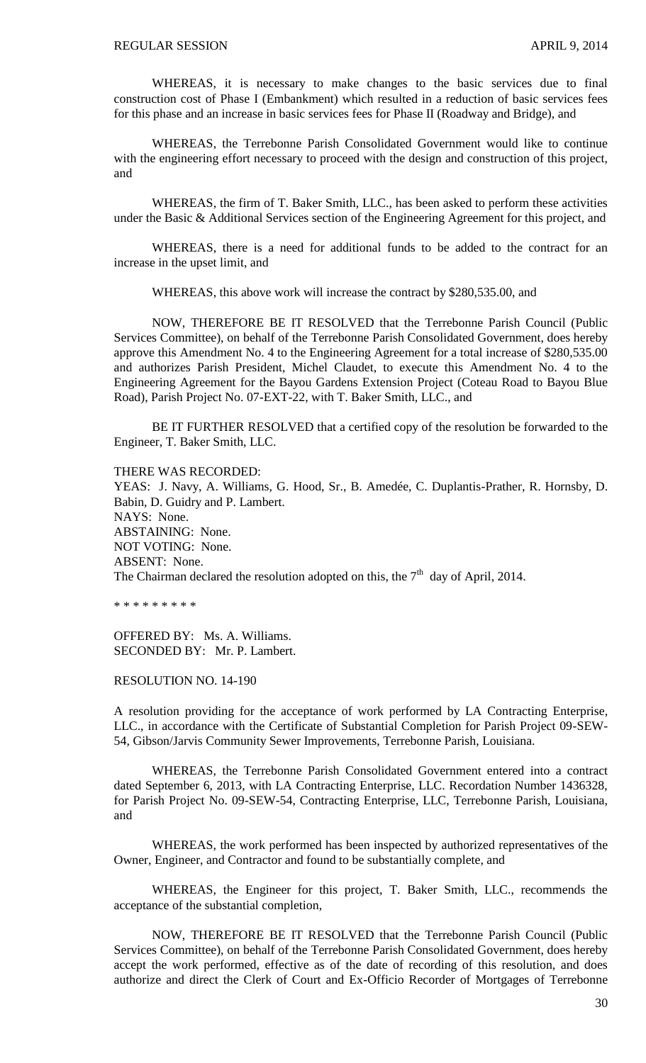WHEREAS, it is necessary to make changes to the basic services due to final construction cost of Phase I (Embankment) which resulted in a reduction of basic services fees for this phase and an increase in basic services fees for Phase II (Roadway and Bridge), and

WHEREAS, the Terrebonne Parish Consolidated Government would like to continue with the engineering effort necessary to proceed with the design and construction of this project, and

WHEREAS, the firm of T. Baker Smith, LLC., has been asked to perform these activities under the Basic & Additional Services section of the Engineering Agreement for this project, and

WHEREAS, there is a need for additional funds to be added to the contract for an increase in the upset limit, and

WHEREAS, this above work will increase the contract by $280,535.00, and

NOW, THEREFORE BE IT RESOLVED that the Terrebonne Parish Council (Public Services Committee), on behalf of the Terrebonne Parish Consolidated Government, does hereby approve this Amendment No. 4 to the Engineering Agreement for a total increase of $280,535.00 and authorizes Parish President, Michel Claudet, to execute this Amendment No. 4 to the Engineering Agreement for the Bayou Gardens Extension Project (Coteau Road to Bayou Blue Road), Parish Project No. 07-EXT-22, with T. Baker Smith, LLC., and

BE IT FURTHER RESOLVED that a certified copy of the resolution be forwarded to the Engineer, T. Baker Smith, LLC.

THERE WAS RECORDED:
YEAS: J. Navy, A. Williams, G. Hood, Sr., B. Amedée, C. Duplantis-Prather, R. Hornsby, D. Babin, D. Guidry and P. Lambert.
NAYS: None.
ABSTAINING: None.
NOT VOTING: None.
ABSENT: None.
The Chairman declared the resolution adopted on this, the 7th day of April, 2014.

\* \* \* \* \* \* \* \* \*

OFFERED BY: Ms. A. Williams.
SECONDED BY: Mr. P. Lambert.

RESOLUTION NO. 14-190

A resolution providing for the acceptance of work performed by LA Contracting Enterprise, LLC., in accordance with the Certificate of Substantial Completion for Parish Project 09-SEW-54, Gibson/Jarvis Community Sewer Improvements, Terrebonne Parish, Louisiana.

WHEREAS, the Terrebonne Parish Consolidated Government entered into a contract dated September 6, 2013, with LA Contracting Enterprise, LLC. Recordation Number 1436328, for Parish Project No. 09-SEW-54, Contracting Enterprise, LLC, Terrebonne Parish, Louisiana, and

WHEREAS, the work performed has been inspected by authorized representatives of the Owner, Engineer, and Contractor and found to be substantially complete, and

WHEREAS, the Engineer for this project, T. Baker Smith, LLC., recommends the acceptance of the substantial completion,

NOW, THEREFORE BE IT RESOLVED that the Terrebonne Parish Council (Public Services Committee), on behalf of the Terrebonne Parish Consolidated Government, does hereby accept the work performed, effective as of the date of recording of this resolution, and does authorize and direct the Clerk of Court and Ex-Officio Recorder of Mortgages of Terrebonne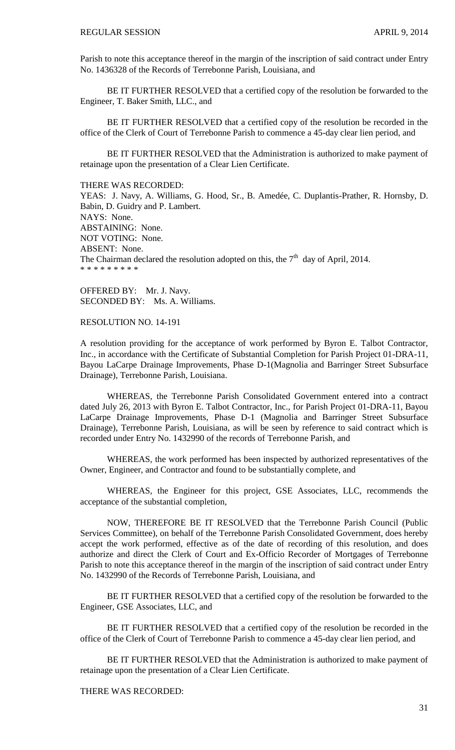Parish to note this acceptance thereof in the margin of the inscription of said contract under Entry No. 1436328 of the Records of Terrebonne Parish, Louisiana, and

BE IT FURTHER RESOLVED that a certified copy of the resolution be forwarded to the Engineer, T. Baker Smith, LLC., and

BE IT FURTHER RESOLVED that a certified copy of the resolution be recorded in the office of the Clerk of Court of Terrebonne Parish to commence a 45-day clear lien period, and

BE IT FURTHER RESOLVED that the Administration is authorized to make payment of retainage upon the presentation of a Clear Lien Certificate.

THERE WAS RECORDED:
YEAS: J. Navy, A. Williams, G. Hood, Sr., B. Amedée, C. Duplantis-Prather, R. Hornsby, D. Babin, D. Guidry and P. Lambert.
NAYS: None.
ABSTAINING: None.
NOT VOTING: None.
ABSENT: None.
The Chairman declared the resolution adopted on this, the 7th day of April, 2014.
* * * * * * * * *

OFFERED BY: Mr. J. Navy.
SECONDED BY: Ms. A. Williams.

RESOLUTION NO. 14-191

A resolution providing for the acceptance of work performed by Byron E. Talbot Contractor, Inc., in accordance with the Certificate of Substantial Completion for Parish Project 01-DRA-11, Bayou LaCarpe Drainage Improvements, Phase D-1(Magnolia and Barringer Street Subsurface Drainage), Terrebonne Parish, Louisiana.

WHEREAS, the Terrebonne Parish Consolidated Government entered into a contract dated July 26, 2013 with Byron E. Talbot Contractor, Inc., for Parish Project 01-DRA-11, Bayou LaCarpe Drainage Improvements, Phase D-1 (Magnolia and Barringer Street Subsurface Drainage), Terrebonne Parish, Louisiana, as will be seen by reference to said contract which is recorded under Entry No. 1432990 of the records of Terrebonne Parish, and

WHEREAS, the work performed has been inspected by authorized representatives of the Owner, Engineer, and Contractor and found to be substantially complete, and

WHEREAS, the Engineer for this project, GSE Associates, LLC, recommends the acceptance of the substantial completion,

NOW, THEREFORE BE IT RESOLVED that the Terrebonne Parish Council (Public Services Committee), on behalf of the Terrebonne Parish Consolidated Government, does hereby accept the work performed, effective as of the date of recording of this resolution, and does authorize and direct the Clerk of Court and Ex-Officio Recorder of Mortgages of Terrebonne Parish to note this acceptance thereof in the margin of the inscription of said contract under Entry No. 1432990 of the Records of Terrebonne Parish, Louisiana, and

BE IT FURTHER RESOLVED that a certified copy of the resolution be forwarded to the Engineer, GSE Associates, LLC, and

BE IT FURTHER RESOLVED that a certified copy of the resolution be recorded in the office of the Clerk of Court of Terrebonne Parish to commence a 45-day clear lien period, and

BE IT FURTHER RESOLVED that the Administration is authorized to make payment of retainage upon the presentation of a Clear Lien Certificate.

THERE WAS RECORDED: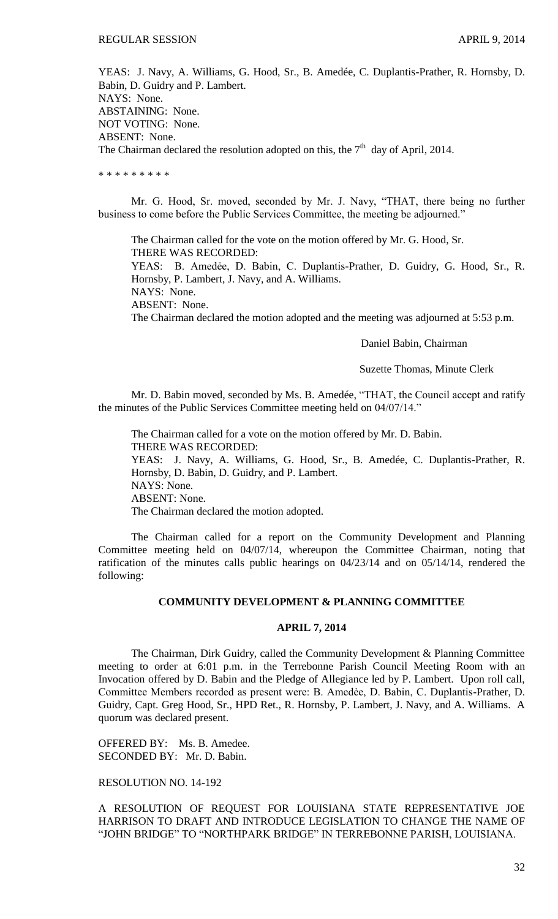YEAS: J. Navy, A. Williams, G. Hood, Sr., B. Amedée, C. Duplantis-Prather, R. Hornsby, D. Babin, D. Guidry and P. Lambert.
NAYS: None.
ABSTAINING: None.
NOT VOTING: None.
ABSENT: None.
The Chairman declared the resolution adopted on this, the 7th day of April, 2014.

\* \* \* \* \* \* \* \* \*

Mr. G. Hood, Sr. moved, seconded by Mr. J. Navy, "THAT, there being no further business to come before the Public Services Committee, the meeting be adjourned."

The Chairman called for the vote on the motion offered by Mr. G. Hood, Sr.
THERE WAS RECORDED:
YEAS: B. Amedèe, D. Babin, C. Duplantis-Prather, D. Guidry, G. Hood, Sr., R. Hornsby, P. Lambert, J. Navy, and A. Williams.
NAYS: None.
ABSENT: None.
The Chairman declared the motion adopted and the meeting was adjourned at 5:53 p.m.

Daniel Babin, Chairman

Suzette Thomas, Minute Clerk

Mr. D. Babin moved, seconded by Ms. B. Amedée, "THAT, the Council accept and ratify the minutes of the Public Services Committee meeting held on 04/07/14."

The Chairman called for a vote on the motion offered by Mr. D. Babin.
THERE WAS RECORDED:
YEAS: J. Navy, A. Williams, G. Hood, Sr., B. Amedée, C. Duplantis-Prather, R. Hornsby, D. Babin, D. Guidry, and P. Lambert.
NAYS: None.
ABSENT: None.
The Chairman declared the motion adopted.

The Chairman called for a report on the Community Development and Planning Committee meeting held on 04/07/14, whereupon the Committee Chairman, noting that ratification of the minutes calls public hearings on 04/23/14 and on 05/14/14, rendered the following:

## COMMUNITY DEVELOPMENT & PLANNING COMMITTEE

### APRIL 7, 2014

The Chairman, Dirk Guidry, called the Community Development & Planning Committee meeting to order at 6:01 p.m. in the Terrebonne Parish Council Meeting Room with an Invocation offered by D. Babin and the Pledge of Allegiance led by P. Lambert. Upon roll call, Committee Members recorded as present were: B. Amedée, D. Babin, C. Duplantis-Prather, D. Guidry, Capt. Greg Hood, Sr., HPD Ret., R. Hornsby, P. Lambert, J. Navy, and A. Williams. A quorum was declared present.

OFFERED BY: Ms. B. Amedee.
SECONDED BY: Mr. D. Babin.

RESOLUTION NO. 14-192

A RESOLUTION OF REQUEST FOR LOUISIANA STATE REPRESENTATIVE JOE HARRISON TO DRAFT AND INTRODUCE LEGISLATION TO CHANGE THE NAME OF "JOHN BRIDGE" TO "NORTHPARK BRIDGE" IN TERREBONNE PARISH, LOUISIANA.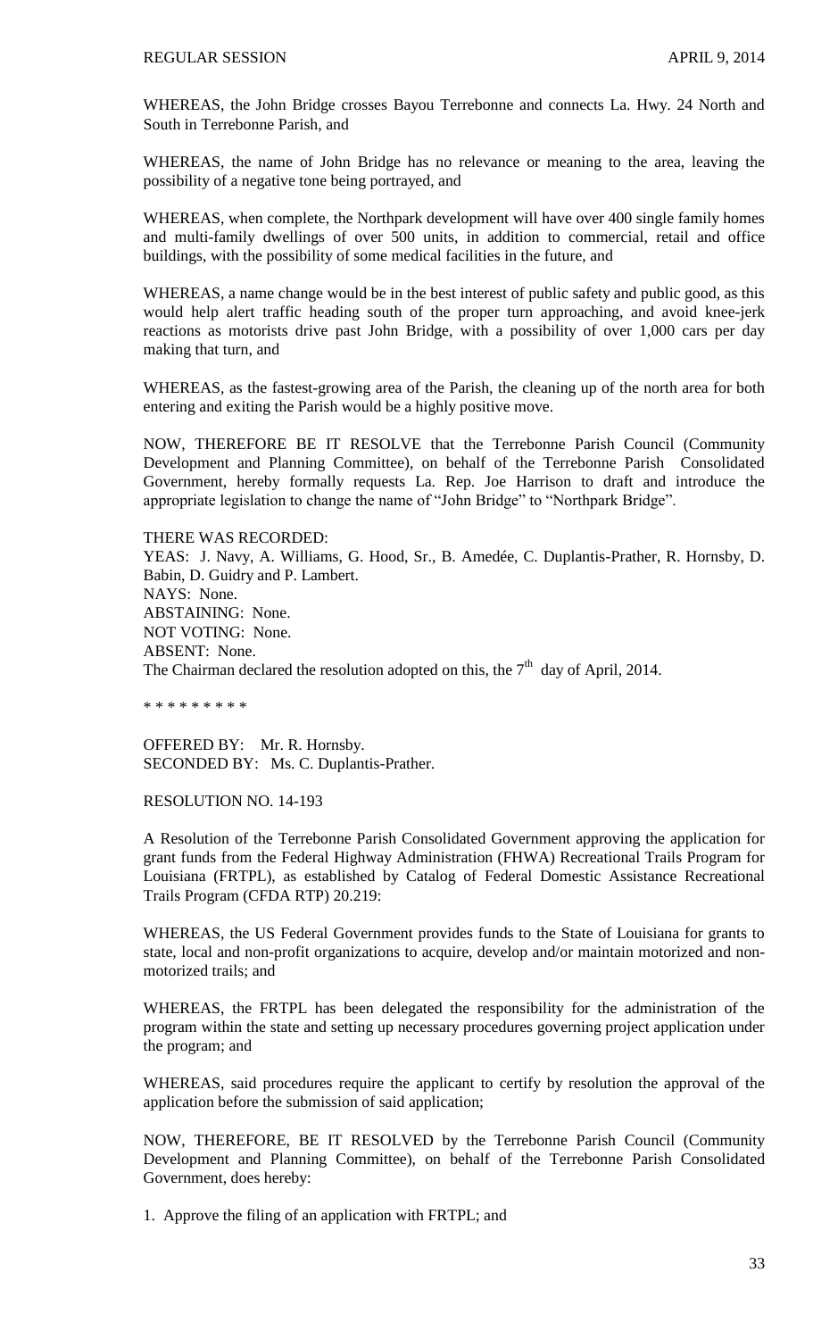WHEREAS, the John Bridge crosses Bayou Terrebonne and connects La. Hwy. 24 North and South in Terrebonne Parish, and

WHEREAS, the name of John Bridge has no relevance or meaning to the area, leaving the possibility of a negative tone being portrayed, and

WHEREAS, when complete, the Northpark development will have over 400 single family homes and multi-family dwellings of over 500 units, in addition to commercial, retail and office buildings, with the possibility of some medical facilities in the future, and

WHEREAS, a name change would be in the best interest of public safety and public good, as this would help alert traffic heading south of the proper turn approaching, and avoid knee-jerk reactions as motorists drive past John Bridge, with a possibility of over 1,000 cars per day making that turn, and

WHEREAS, as the fastest-growing area of the Parish, the cleaning up of the north area for both entering and exiting the Parish would be a highly positive move.

NOW, THEREFORE BE IT RESOLVE that the Terrebonne Parish Council (Community Development and Planning Committee), on behalf of the Terrebonne Parish Consolidated Government, hereby formally requests La. Rep. Joe Harrison to draft and introduce the appropriate legislation to change the name of "John Bridge" to "Northpark Bridge".

THERE WAS RECORDED:
YEAS: J. Navy, A. Williams, G. Hood, Sr., B. Amedée, C. Duplantis-Prather, R. Hornsby, D. Babin, D. Guidry and P. Lambert.
NAYS: None.
ABSTAINING: None.
NOT VOTING: None.
ABSENT: None.
The Chairman declared the resolution adopted on this, the 7th day of April, 2014.

* * * * * * * * *

OFFERED BY: Mr. R. Hornsby.
SECONDED BY: Ms. C. Duplantis-Prather.

RESOLUTION NO. 14-193

A Resolution of the Terrebonne Parish Consolidated Government approving the application for grant funds from the Federal Highway Administration (FHWA) Recreational Trails Program for Louisiana (FRTPL), as established by Catalog of Federal Domestic Assistance Recreational Trails Program (CFDA RTP) 20.219:

WHEREAS, the US Federal Government provides funds to the State of Louisiana for grants to state, local and non-profit organizations to acquire, develop and/or maintain motorized and non-motorized trails; and

WHEREAS, the FRTPL has been delegated the responsibility for the administration of the program within the state and setting up necessary procedures governing project application under the program; and

WHEREAS, said procedures require the applicant to certify by resolution the approval of the application before the submission of said application;

NOW, THEREFORE, BE IT RESOLVED by the Terrebonne Parish Council (Community Development and Planning Committee), on behalf of the Terrebonne Parish Consolidated Government, does hereby:

1. Approve the filing of an application with FRTPL; and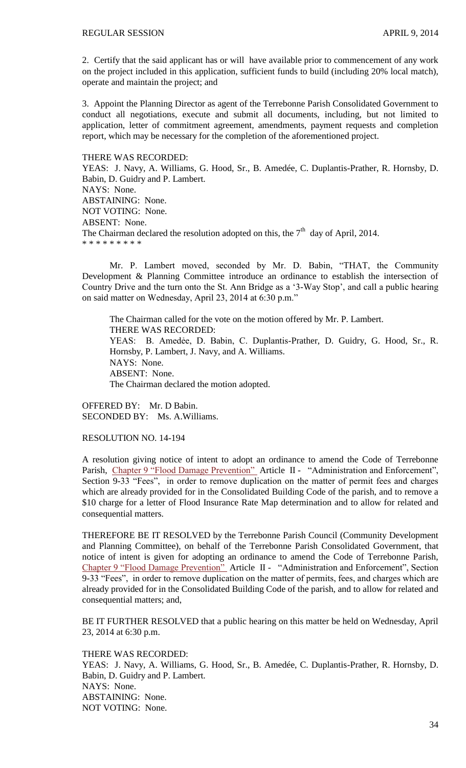2. Certify that the said applicant has or will have available prior to commencement of any work on the project included in this application, sufficient funds to build (including 20% local match), operate and maintain the project; and

3. Appoint the Planning Director as agent of the Terrebonne Parish Consolidated Government to conduct all negotiations, execute and submit all documents, including, but not limited to application, letter of commitment agreement, amendments, payment requests and completion report, which may be necessary for the completion of the aforementioned project.

THERE WAS RECORDED:
YEAS: J. Navy, A. Williams, G. Hood, Sr., B. Amedée, C. Duplantis-Prather, R. Hornsby, D. Babin, D. Guidry and P. Lambert.
NAYS: None.
ABSTAINING: None.
NOT VOTING: None.
ABSENT: None.
The Chairman declared the resolution adopted on this, the 7th day of April, 2014.
\* \* \* \* \* \* \* \* \*

Mr. P. Lambert moved, seconded by Mr. D. Babin, "THAT, the Community Development & Planning Committee introduce an ordinance to establish the intersection of Country Drive and the turn onto the St. Ann Bridge as a '3-Way Stop', and call a public hearing on said matter on Wednesday, April 23, 2014 at 6:30 p.m."

The Chairman called for the vote on the motion offered by Mr. P. Lambert.
THERE WAS RECORDED:
YEAS: B. Amedėe, D. Babin, C. Duplantis-Prather, D. Guidry, G. Hood, Sr., R. Hornsby, P. Lambert, J. Navy, and A. Williams.
NAYS: None.
ABSENT: None.
The Chairman declared the motion adopted.

OFFERED BY: Mr. D Babin.
SECONDED BY: Ms. A.Williams.

RESOLUTION NO. 14-194

A resolution giving notice of intent to adopt an ordinance to amend the Code of Terrebonne Parish, Chapter 9 "Flood Damage Prevention" Article II - "Administration and Enforcement", Section 9-33 "Fees", in order to remove duplication on the matter of permit fees and charges which are already provided for in the Consolidated Building Code of the parish, and to remove a $10 charge for a letter of Flood Insurance Rate Map determination and to allow for related and consequential matters.

THEREFORE BE IT RESOLVED by the Terrebonne Parish Council (Community Development and Planning Committee), on behalf of the Terrebonne Parish Consolidated Government, that notice of intent is given for adopting an ordinance to amend the Code of Terrebonne Parish, Chapter 9 "Flood Damage Prevention" Article II - "Administration and Enforcement", Section 9-33 "Fees", in order to remove duplication on the matter of permits, fees, and charges which are already provided for in the Consolidated Building Code of the parish, and to allow for related and consequential matters; and,

BE IT FURTHER RESOLVED that a public hearing on this matter be held on Wednesday, April 23, 2014 at 6:30 p.m.

THERE WAS RECORDED:
YEAS: J. Navy, A. Williams, G. Hood, Sr., B. Amedée, C. Duplantis-Prather, R. Hornsby, D. Babin, D. Guidry and P. Lambert.
NAYS: None.
ABSTAINING: None.
NOT VOTING: None.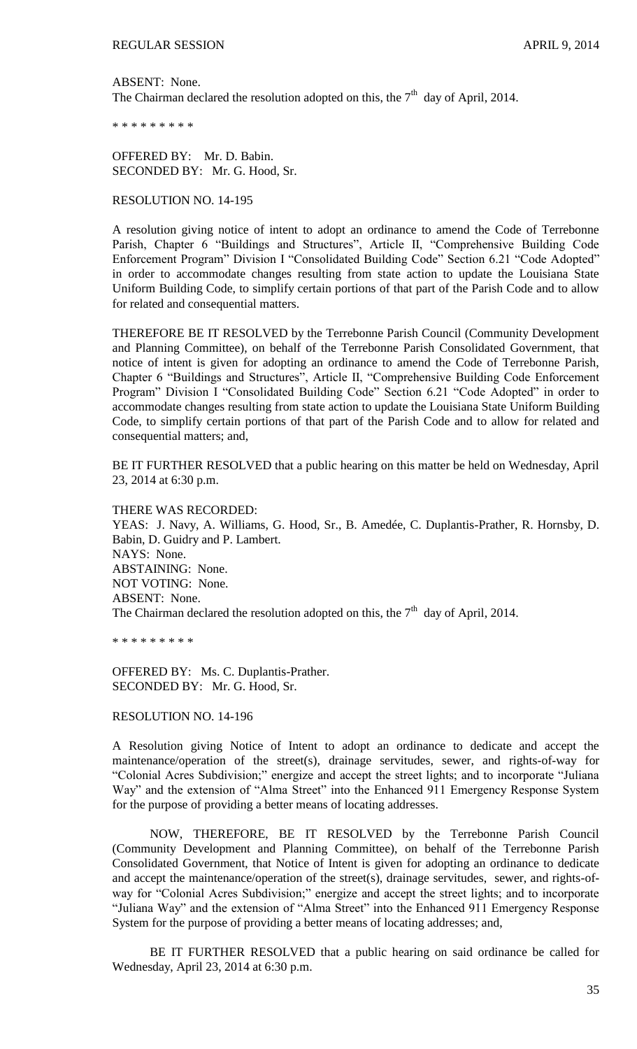ABSENT: None.
The Chairman declared the resolution adopted on this, the 7th day of April, 2014.

\* \* \* \* \* \* \* \* \*

OFFERED BY: Mr. D. Babin.
SECONDED BY: Mr. G. Hood, Sr.

RESOLUTION NO. 14-195

A resolution giving notice of intent to adopt an ordinance to amend the Code of Terrebonne Parish, Chapter 6 "Buildings and Structures", Article II, "Comprehensive Building Code Enforcement Program" Division I "Consolidated Building Code" Section 6.21 "Code Adopted" in order to accommodate changes resulting from state action to update the Louisiana State Uniform Building Code, to simplify certain portions of that part of the Parish Code and to allow for related and consequential matters.

THEREFORE BE IT RESOLVED by the Terrebonne Parish Council (Community Development and Planning Committee), on behalf of the Terrebonne Parish Consolidated Government, that notice of intent is given for adopting an ordinance to amend the Code of Terrebonne Parish, Chapter 6 "Buildings and Structures", Article II, "Comprehensive Building Code Enforcement Program" Division I "Consolidated Building Code" Section 6.21 "Code Adopted" in order to accommodate changes resulting from state action to update the Louisiana State Uniform Building Code, to simplify certain portions of that part of the Parish Code and to allow for related and consequential matters; and,

BE IT FURTHER RESOLVED that a public hearing on this matter be held on Wednesday, April 23, 2014 at 6:30 p.m.

THERE WAS RECORDED:
YEAS: J. Navy, A. Williams, G. Hood, Sr., B. Amedée, C. Duplantis-Prather, R. Hornsby, D. Babin, D. Guidry and P. Lambert.
NAYS: None.
ABSTAINING: None.
NOT VOTING: None.
ABSENT: None.
The Chairman declared the resolution adopted on this, the 7th day of April, 2014.

\* \* \* \* \* \* \* \* \*

OFFERED BY: Ms. C. Duplantis-Prather.
SECONDED BY: Mr. G. Hood, Sr.

RESOLUTION NO. 14-196

A Resolution giving Notice of Intent to adopt an ordinance to dedicate and accept the maintenance/operation of the street(s), drainage servitudes, sewer, and rights-of-way for "Colonial Acres Subdivision;" energize and accept the street lights; and to incorporate "Juliana Way" and the extension of "Alma Street" into the Enhanced 911 Emergency Response System for the purpose of providing a better means of locating addresses.

NOW, THEREFORE, BE IT RESOLVED by the Terrebonne Parish Council (Community Development and Planning Committee), on behalf of the Terrebonne Parish Consolidated Government, that Notice of Intent is given for adopting an ordinance to dedicate and accept the maintenance/operation of the street(s), drainage servitudes, sewer, and rights-of-way for "Colonial Acres Subdivision;" energize and accept the street lights; and to incorporate "Juliana Way" and the extension of "Alma Street" into the Enhanced 911 Emergency Response System for the purpose of providing a better means of locating addresses; and,

BE IT FURTHER RESOLVED that a public hearing on said ordinance be called for Wednesday, April 23, 2014 at 6:30 p.m.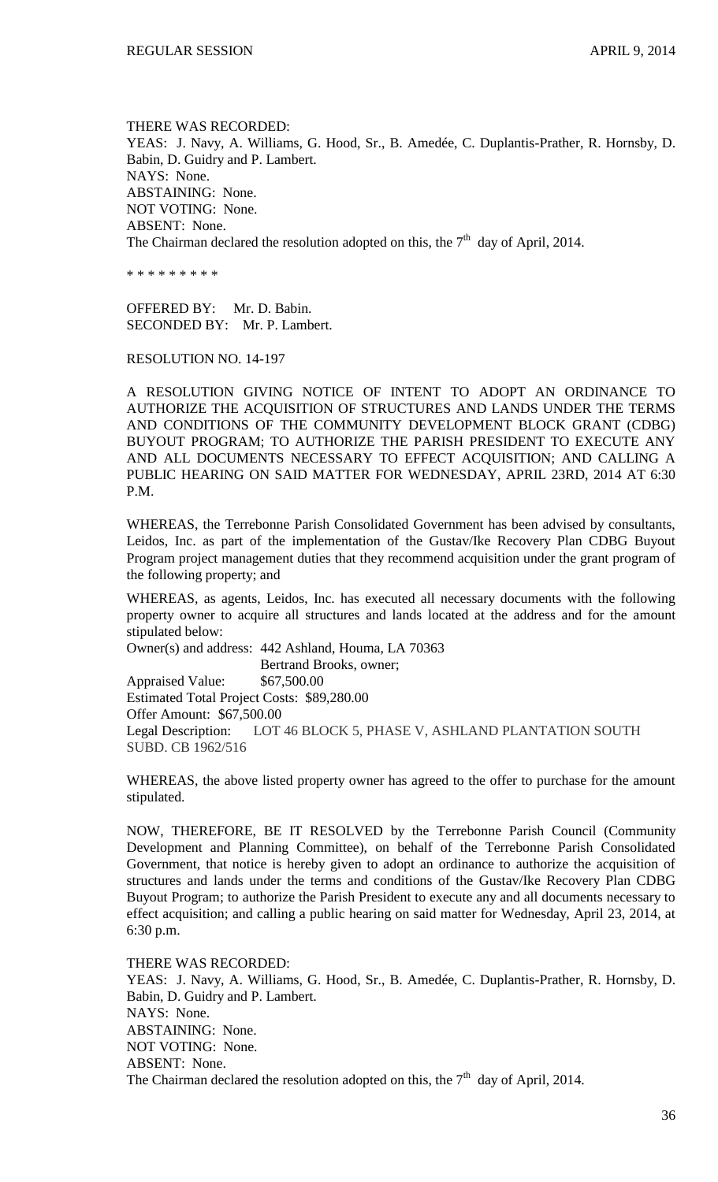THERE WAS RECORDED:
YEAS: J. Navy, A. Williams, G. Hood, Sr., B. Amedée, C. Duplantis-Prather, R. Hornsby, D. Babin, D. Guidry and P. Lambert.
NAYS: None.
ABSTAINING: None.
NOT VOTING: None.
ABSENT: None.
The Chairman declared the resolution adopted on this, the 7th day of April, 2014.

* * * * * * * * *

OFFERED BY: Mr. D. Babin.
SECONDED BY: Mr. P. Lambert.

RESOLUTION NO. 14-197

A RESOLUTION GIVING NOTICE OF INTENT TO ADOPT AN ORDINANCE TO AUTHORIZE THE ACQUISITION OF STRUCTURES AND LANDS UNDER THE TERMS AND CONDITIONS OF THE COMMUNITY DEVELOPMENT BLOCK GRANT (CDBG) BUYOUT PROGRAM; TO AUTHORIZE THE PARISH PRESIDENT TO EXECUTE ANY AND ALL DOCUMENTS NECESSARY TO EFFECT ACQUISITION; AND CALLING A PUBLIC HEARING ON SAID MATTER FOR WEDNESDAY, APRIL 23RD, 2014 AT 6:30 P.M.

WHEREAS, the Terrebonne Parish Consolidated Government has been advised by consultants, Leidos, Inc. as part of the implementation of the Gustav/Ike Recovery Plan CDBG Buyout Program project management duties that they recommend acquisition under the grant program of the following property; and

WHEREAS, as agents, Leidos, Inc. has executed all necessary documents with the following property owner to acquire all structures and lands located at the address and for the amount stipulated below:

Owner(s) and address: 442 Ashland, Houma, LA 70363
Bertrand Brooks, owner;
Appraised Value: $67,500.00
Estimated Total Project Costs: $89,280.00
Offer Amount: $67,500.00
Legal Description: LOT 46 BLOCK 5, PHASE V, ASHLAND PLANTATION SOUTH SUBD. CB 1962/516

WHEREAS, the above listed property owner has agreed to the offer to purchase for the amount stipulated.

NOW, THEREFORE, BE IT RESOLVED by the Terrebonne Parish Council (Community Development and Planning Committee), on behalf of the Terrebonne Parish Consolidated Government, that notice is hereby given to adopt an ordinance to authorize the acquisition of structures and lands under the terms and conditions of the Gustav/Ike Recovery Plan CDBG Buyout Program; to authorize the Parish President to execute any and all documents necessary to effect acquisition; and calling a public hearing on said matter for Wednesday, April 23, 2014, at 6:30 p.m.

THERE WAS RECORDED:
YEAS: J. Navy, A. Williams, G. Hood, Sr., B. Amedée, C. Duplantis-Prather, R. Hornsby, D. Babin, D. Guidry and P. Lambert.
NAYS: None.
ABSTAINING: None.
NOT VOTING: None.
ABSENT: None.
The Chairman declared the resolution adopted on this, the 7th day of April, 2014.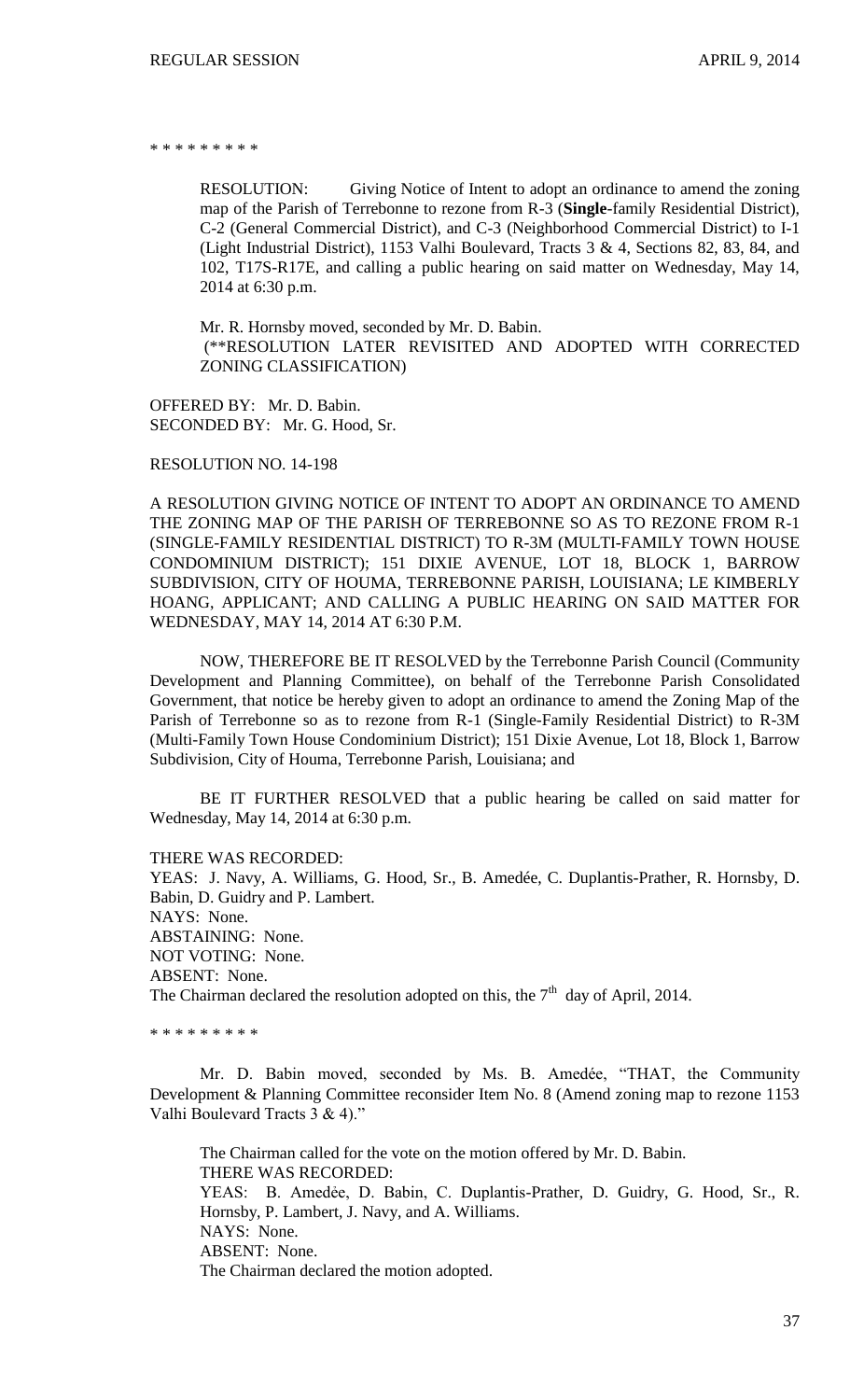\* \* \* \* \* \* \* \* \*

RESOLUTION: Giving Notice of Intent to adopt an ordinance to amend the zoning map of the Parish of Terrebonne to rezone from R-3 (**Single**-family Residential District), C-2 (General Commercial District), and C-3 (Neighborhood Commercial District) to I-1 (Light Industrial District), 1153 Valhi Boulevard, Tracts 3 & 4, Sections 82, 83, 84, and 102, T17S-R17E, and calling a public hearing on said matter on Wednesday, May 14, 2014 at 6:30 p.m.

Mr. R. Hornsby moved, seconded by Mr. D. Babin.
(**RESOLUTION LATER REVISITED AND ADOPTED WITH CORRECTED ZONING CLASSIFICATION)

OFFERED BY: Mr. D. Babin.
SECONDED BY: Mr. G. Hood, Sr.

RESOLUTION NO. 14-198

A RESOLUTION GIVING NOTICE OF INTENT TO ADOPT AN ORDINANCE TO AMEND THE ZONING MAP OF THE PARISH OF TERREBONNE SO AS TO REZONE FROM R-1 (SINGLE-FAMILY RESIDENTIAL DISTRICT) TO R-3M (MULTI-FAMILY TOWN HOUSE CONDOMINIUM DISTRICT); 151 DIXIE AVENUE, LOT 18, BLOCK 1, BARROW SUBDIVISION, CITY OF HOUMA, TERREBONNE PARISH, LOUISIANA; LE KIMBERLY HOANG, APPLICANT; AND CALLING A PUBLIC HEARING ON SAID MATTER FOR WEDNESDAY, MAY 14, 2014 AT 6:30 P.M.

NOW, THEREFORE BE IT RESOLVED by the Terrebonne Parish Council (Community Development and Planning Committee), on behalf of the Terrebonne Parish Consolidated Government, that notice be hereby given to adopt an ordinance to amend the Zoning Map of the Parish of Terrebonne so as to rezone from R-1 (Single-Family Residential District) to R-3M (Multi-Family Town House Condominium District); 151 Dixie Avenue, Lot 18, Block 1, Barrow Subdivision, City of Houma, Terrebonne Parish, Louisiana; and

BE IT FURTHER RESOLVED that a public hearing be called on said matter for Wednesday, May 14, 2014 at 6:30 p.m.

THERE WAS RECORDED:
YEAS: J. Navy, A. Williams, G. Hood, Sr., B. Amedée, C. Duplantis-Prather, R. Hornsby, D. Babin, D. Guidry and P. Lambert.
NAYS: None.
ABSTAINING: None.
NOT VOTING: None.
ABSENT: None.
The Chairman declared the resolution adopted on this, the 7th day of April, 2014.

\* \* \* \* \* \* \* \* \*

Mr. D. Babin moved, seconded by Ms. B. Amedée, "THAT, the Community Development & Planning Committee reconsider Item No. 8 (Amend zoning map to rezone 1153 Valhi Boulevard Tracts 3 & 4)."

The Chairman called for the vote on the motion offered by Mr. D. Babin.
THERE WAS RECORDED:
YEAS: B. Amedẻe, D. Babin, C. Duplantis-Prather, D. Guidry, G. Hood, Sr., R. Hornsby, P. Lambert, J. Navy, and A. Williams.
NAYS: None.
ABSENT: None.
The Chairman declared the motion adopted.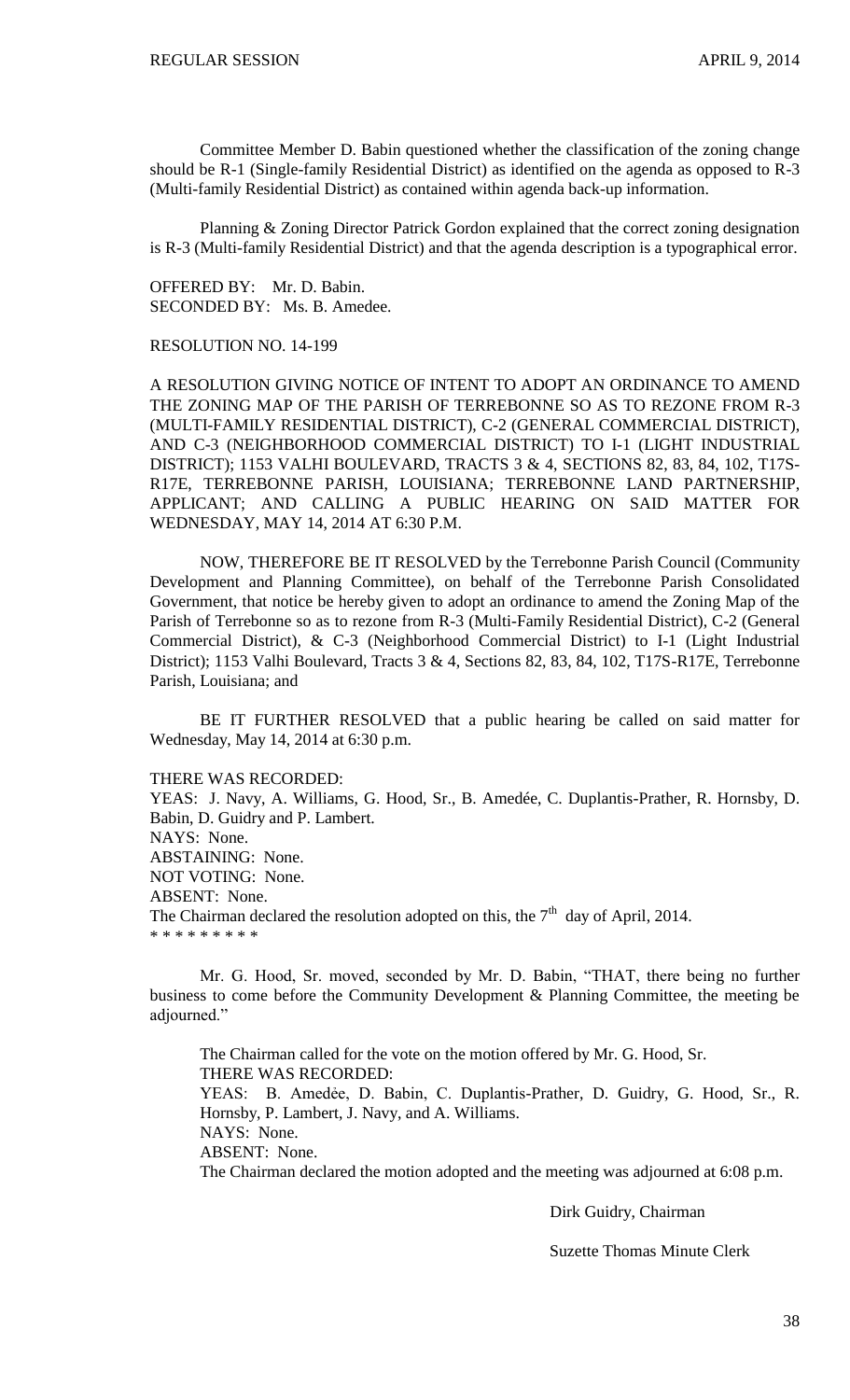Committee Member D. Babin questioned whether the classification of the zoning change should be R-1 (Single-family Residential District) as identified on the agenda as opposed to R-3 (Multi-family Residential District) as contained within agenda back-up information.

Planning & Zoning Director Patrick Gordon explained that the correct zoning designation is R-3 (Multi-family Residential District) and that the agenda description is a typographical error.

OFFERED BY: Mr. D. Babin.
SECONDED BY: Ms. B. Amedee.

RESOLUTION NO. 14-199

A RESOLUTION GIVING NOTICE OF INTENT TO ADOPT AN ORDINANCE TO AMEND THE ZONING MAP OF THE PARISH OF TERREBONNE SO AS TO REZONE FROM R-3 (MULTI-FAMILY RESIDENTIAL DISTRICT), C-2 (GENERAL COMMERCIAL DISTRICT), AND C-3 (NEIGHBORHOOD COMMERCIAL DISTRICT) TO I-1 (LIGHT INDUSTRIAL DISTRICT); 1153 VALHI BOULEVARD, TRACTS 3 & 4, SECTIONS 82, 83, 84, 102, T17S-R17E, TERREBONNE PARISH, LOUISIANA; TERREBONNE LAND PARTNERSHIP, APPLICANT; AND CALLING A PUBLIC HEARING ON SAID MATTER FOR WEDNESDAY, MAY 14, 2014 AT 6:30 P.M.

NOW, THEREFORE BE IT RESOLVED by the Terrebonne Parish Council (Community Development and Planning Committee), on behalf of the Terrebonne Parish Consolidated Government, that notice be hereby given to adopt an ordinance to amend the Zoning Map of the Parish of Terrebonne so as to rezone from R-3 (Multi-Family Residential District), C-2 (General Commercial District), & C-3 (Neighborhood Commercial District) to I-1 (Light Industrial District); 1153 Valhi Boulevard, Tracts 3 & 4, Sections 82, 83, 84, 102, T17S-R17E, Terrebonne Parish, Louisiana; and

BE IT FURTHER RESOLVED that a public hearing be called on said matter for Wednesday, May 14, 2014 at 6:30 p.m.

THERE WAS RECORDED:
YEAS: J. Navy, A. Williams, G. Hood, Sr., B. Amedée, C. Duplantis-Prather, R. Hornsby, D. Babin, D. Guidry and P. Lambert.
NAYS: None.
ABSTAINING: None.
NOT VOTING: None.
ABSENT: None.
The Chairman declared the resolution adopted on this, the 7th day of April, 2014.
* * * * * * * * *

Mr. G. Hood, Sr. moved, seconded by Mr. D. Babin, "THAT, there being no further business to come before the Community Development & Planning Committee, the meeting be adjourned."

The Chairman called for the vote on the motion offered by Mr. G. Hood, Sr.
THERE WAS RECORDED:
YEAS: B. Amedẻe, D. Babin, C. Duplantis-Prather, D. Guidry, G. Hood, Sr., R. Hornsby, P. Lambert, J. Navy, and A. Williams.
NAYS: None.
ABSENT: None.
The Chairman declared the motion adopted and the meeting was adjourned at 6:08 p.m.

Dirk Guidry, Chairman

Suzette Thomas Minute Clerk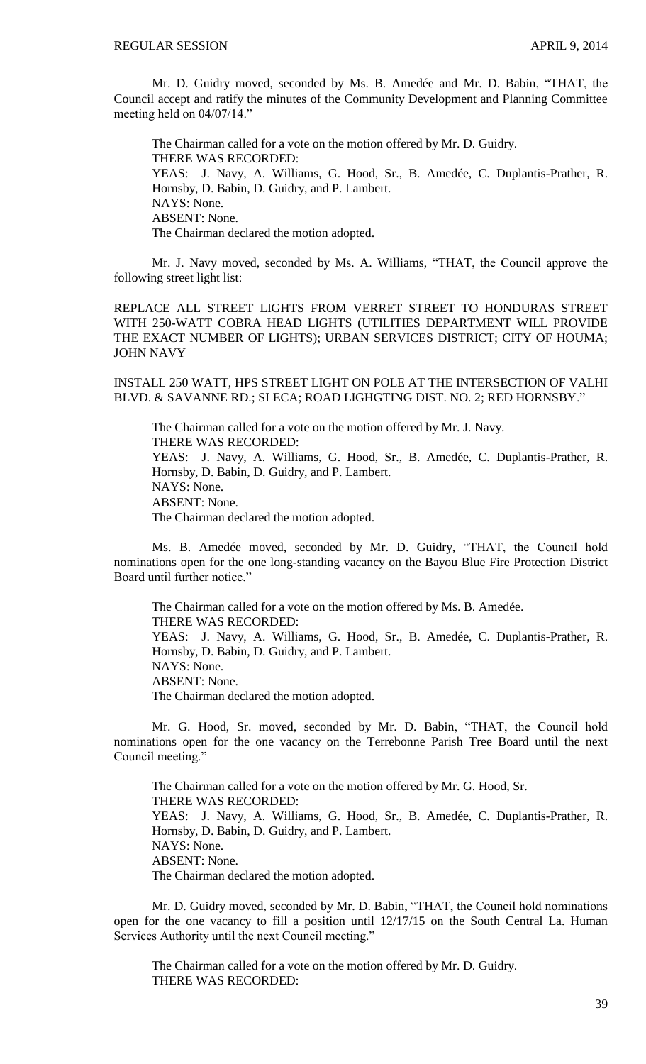Mr. D. Guidry moved, seconded by Ms. B. Amedée and Mr. D. Babin, "THAT, the Council accept and ratify the minutes of the Community Development and Planning Committee meeting held on 04/07/14."

The Chairman called for a vote on the motion offered by Mr. D. Guidry.
THERE WAS RECORDED:
YEAS: J. Navy, A. Williams, G. Hood, Sr., B. Amedée, C. Duplantis-Prather, R. Hornsby, D. Babin, D. Guidry, and P. Lambert.
NAYS: None.
ABSENT: None.
The Chairman declared the motion adopted.

Mr. J. Navy moved, seconded by Ms. A. Williams, "THAT, the Council approve the following street light list:

REPLACE ALL STREET LIGHTS FROM VERRET STREET TO HONDURAS STREET WITH 250-WATT COBRA HEAD LIGHTS (UTILITIES DEPARTMENT WILL PROVIDE THE EXACT NUMBER OF LIGHTS); URBAN SERVICES DISTRICT; CITY OF HOUMA; JOHN NAVY

INSTALL 250 WATT, HPS STREET LIGHT ON POLE AT THE INTERSECTION OF VALHI BLVD. & SAVANNE RD.; SLECA; ROAD LIGHGTING DIST. NO. 2; RED HORNSBY."

The Chairman called for a vote on the motion offered by Mr. J. Navy.
THERE WAS RECORDED:
YEAS: J. Navy, A. Williams, G. Hood, Sr., B. Amedée, C. Duplantis-Prather, R. Hornsby, D. Babin, D. Guidry, and P. Lambert.
NAYS: None.
ABSENT: None.
The Chairman declared the motion adopted.

Ms. B. Amedée moved, seconded by Mr. D. Guidry, "THAT, the Council hold nominations open for the one long-standing vacancy on the Bayou Blue Fire Protection District Board until further notice."

The Chairman called for a vote on the motion offered by Ms. B. Amedée.
THERE WAS RECORDED:
YEAS: J. Navy, A. Williams, G. Hood, Sr., B. Amedée, C. Duplantis-Prather, R. Hornsby, D. Babin, D. Guidry, and P. Lambert.
NAYS: None.
ABSENT: None.
The Chairman declared the motion adopted.

Mr. G. Hood, Sr. moved, seconded by Mr. D. Babin, "THAT, the Council hold nominations open for the one vacancy on the Terrebonne Parish Tree Board until the next Council meeting."

The Chairman called for a vote on the motion offered by Mr. G. Hood, Sr.
THERE WAS RECORDED:
YEAS: J. Navy, A. Williams, G. Hood, Sr., B. Amedée, C. Duplantis-Prather, R. Hornsby, D. Babin, D. Guidry, and P. Lambert.
NAYS: None.
ABSENT: None.
The Chairman declared the motion adopted.

Mr. D. Guidry moved, seconded by Mr. D. Babin, "THAT, the Council hold nominations open for the one vacancy to fill a position until 12/17/15 on the South Central La. Human Services Authority until the next Council meeting."

The Chairman called for a vote on the motion offered by Mr. D. Guidry.
THERE WAS RECORDED: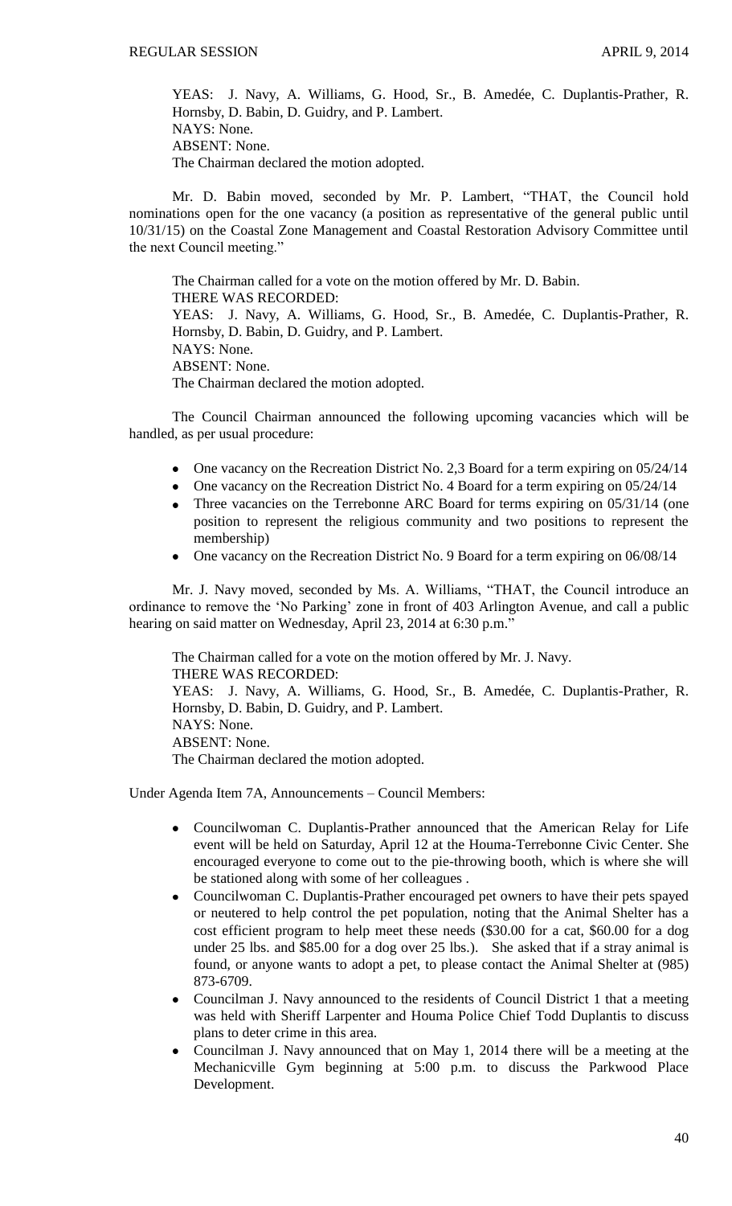YEAS: J. Navy, A. Williams, G. Hood, Sr., B. Amedée, C. Duplantis-Prather, R. Hornsby, D. Babin, D. Guidry, and P. Lambert.
NAYS: None.
ABSENT: None.
The Chairman declared the motion adopted.

Mr. D. Babin moved, seconded by Mr. P. Lambert, "THAT, the Council hold nominations open for the one vacancy (a position as representative of the general public until 10/31/15) on the Coastal Zone Management and Coastal Restoration Advisory Committee until the next Council meeting."

The Chairman called for a vote on the motion offered by Mr. D. Babin.
THERE WAS RECORDED:
YEAS: J. Navy, A. Williams, G. Hood, Sr., B. Amedée, C. Duplantis-Prather, R. Hornsby, D. Babin, D. Guidry, and P. Lambert.
NAYS: None.
ABSENT: None.
The Chairman declared the motion adopted.

The Council Chairman announced the following upcoming vacancies which will be handled, as per usual procedure:

- One vacancy on the Recreation District No. 2,3 Board for a term expiring on 05/24/14
- One vacancy on the Recreation District No. 4 Board for a term expiring on 05/24/14
- Three vacancies on the Terrebonne ARC Board for terms expiring on 05/31/14 (one position to represent the religious community and two positions to represent the membership)
- One vacancy on the Recreation District No. 9 Board for a term expiring on 06/08/14

Mr. J. Navy moved, seconded by Ms. A. Williams, "THAT, the Council introduce an ordinance to remove the 'No Parking' zone in front of 403 Arlington Avenue, and call a public hearing on said matter on Wednesday, April 23, 2014 at 6:30 p.m."

The Chairman called for a vote on the motion offered by Mr. J. Navy.
THERE WAS RECORDED:
YEAS: J. Navy, A. Williams, G. Hood, Sr., B. Amedée, C. Duplantis-Prather, R. Hornsby, D. Babin, D. Guidry, and P. Lambert.
NAYS: None.
ABSENT: None.
The Chairman declared the motion adopted.

Under Agenda Item 7A, Announcements – Council Members:

- Councilwoman C. Duplantis-Prather announced that the American Relay for Life event will be held on Saturday, April 12 at the Houma-Terrebonne Civic Center. She encouraged everyone to come out to the pie-throwing booth, which is where she will be stationed along with some of her colleagues .
- Councilwoman C. Duplantis-Prather encouraged pet owners to have their pets spayed or neutered to help control the pet population, noting that the Animal Shelter has a cost efficient program to help meet these needs ($30.00 for a cat, $60.00 for a dog under 25 lbs. and $85.00 for a dog over 25 lbs.). She asked that if a stray animal is found, or anyone wants to adopt a pet, to please contact the Animal Shelter at (985) 873-6709.
- Councilman J. Navy announced to the residents of Council District 1 that a meeting was held with Sheriff Larpenter and Houma Police Chief Todd Duplantis to discuss plans to deter crime in this area.
- Councilman J. Navy announced that on May 1, 2014 there will be a meeting at the Mechanicville Gym beginning at 5:00 p.m. to discuss the Parkwood Place Development.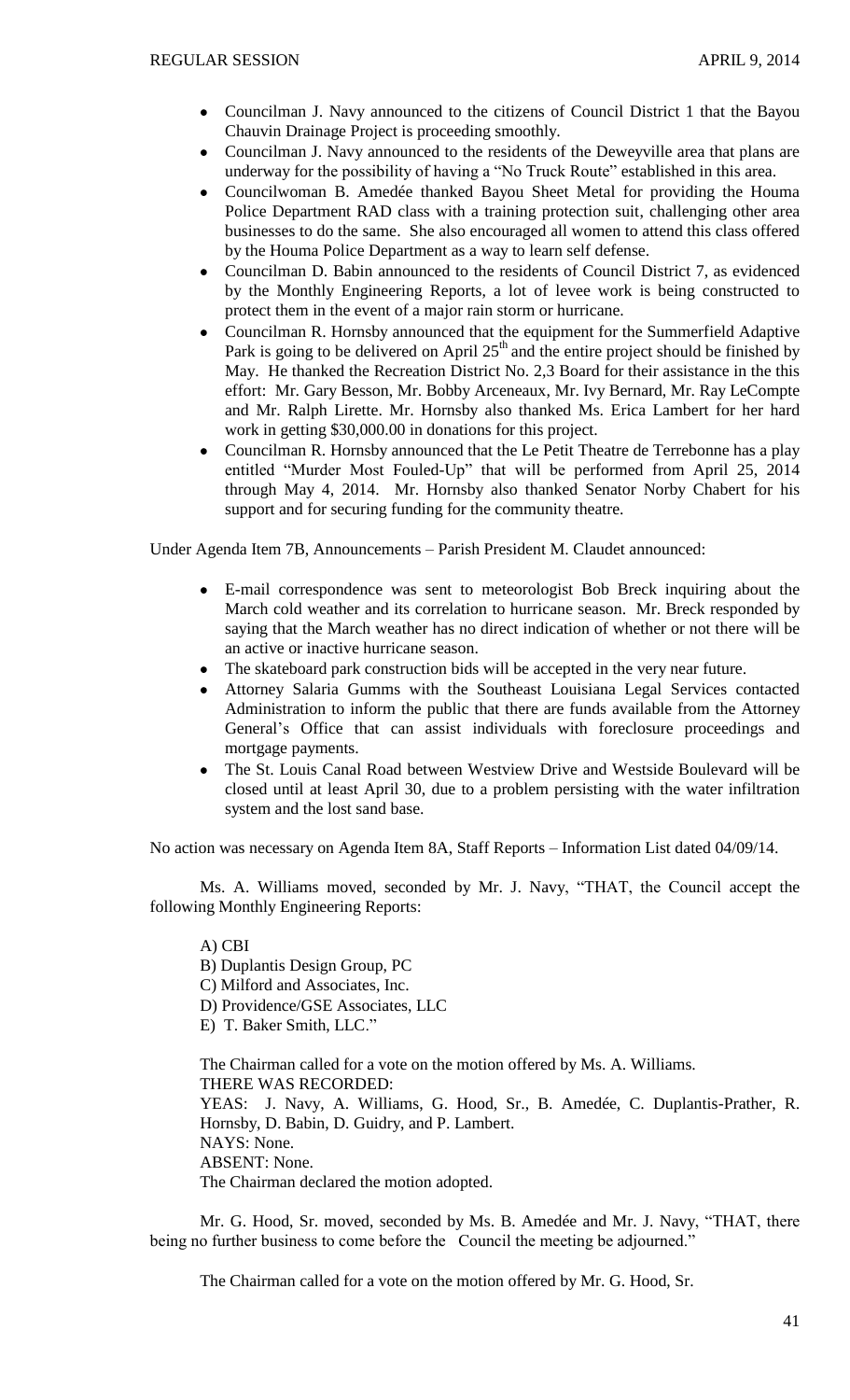- Councilman J. Navy announced to the citizens of Council District 1 that the Bayou Chauvin Drainage Project is proceeding smoothly.
- Councilman J. Navy announced to the residents of the Deweyville area that plans are underway for the possibility of having a "No Truck Route" established in this area.
- Councilwoman B. Amedée thanked Bayou Sheet Metal for providing the Houma Police Department RAD class with a training protection suit, challenging other area businesses to do the same. She also encouraged all women to attend this class offered by the Houma Police Department as a way to learn self defense.
- Councilman D. Babin announced to the residents of Council District 7, as evidenced by the Monthly Engineering Reports, a lot of levee work is being constructed to protect them in the event of a major rain storm or hurricane.
- Councilman R. Hornsby announced that the equipment for the Summerfield Adaptive Park is going to be delivered on April 25th and the entire project should be finished by May. He thanked the Recreation District No. 2,3 Board for their assistance in the this effort: Mr. Gary Besson, Mr. Bobby Arceneaux, Mr. Ivy Bernard, Mr. Ray LeCompte and Mr. Ralph Lirette. Mr. Hornsby also thanked Ms. Erica Lambert for her hard work in getting $30,000.00 in donations for this project.
- Councilman R. Hornsby announced that the Le Petit Theatre de Terrebonne has a play entitled "Murder Most Fouled-Up" that will be performed from April 25, 2014 through May 4, 2014. Mr. Hornsby also thanked Senator Norby Chabert for his support and for securing funding for the community theatre.

Under Agenda Item 7B, Announcements – Parish President M. Claudet announced:

- E-mail correspondence was sent to meteorologist Bob Breck inquiring about the March cold weather and its correlation to hurricane season. Mr. Breck responded by saying that the March weather has no direct indication of whether or not there will be an active or inactive hurricane season.
- The skateboard park construction bids will be accepted in the very near future.
- Attorney Salaria Gumms with the Southeast Louisiana Legal Services contacted Administration to inform the public that there are funds available from the Attorney General's Office that can assist individuals with foreclosure proceedings and mortgage payments.
- The St. Louis Canal Road between Westview Drive and Westside Boulevard will be closed until at least April 30, due to a problem persisting with the water infiltration system and the lost sand base.

No action was necessary on Agenda Item 8A, Staff Reports – Information List dated 04/09/14.

Ms. A. Williams moved, seconded by Mr. J. Navy, "THAT, the Council accept the following Monthly Engineering Reports:

A) CBI
B) Duplantis Design Group, PC
C) Milford and Associates, Inc.
D) Providence/GSE Associates, LLC
E) T. Baker Smith, LLC."

The Chairman called for a vote on the motion offered by Ms. A. Williams.
THERE WAS RECORDED:
YEAS: J. Navy, A. Williams, G. Hood, Sr., B. Amedée, C. Duplantis-Prather, R. Hornsby, D. Babin, D. Guidry, and P. Lambert.
NAYS: None.
ABSENT: None.
The Chairman declared the motion adopted.

Mr. G. Hood, Sr. moved, seconded by Ms. B. Amedée and Mr. J. Navy, "THAT, there being no further business to come before the Council the meeting be adjourned."

The Chairman called for a vote on the motion offered by Mr. G. Hood, Sr.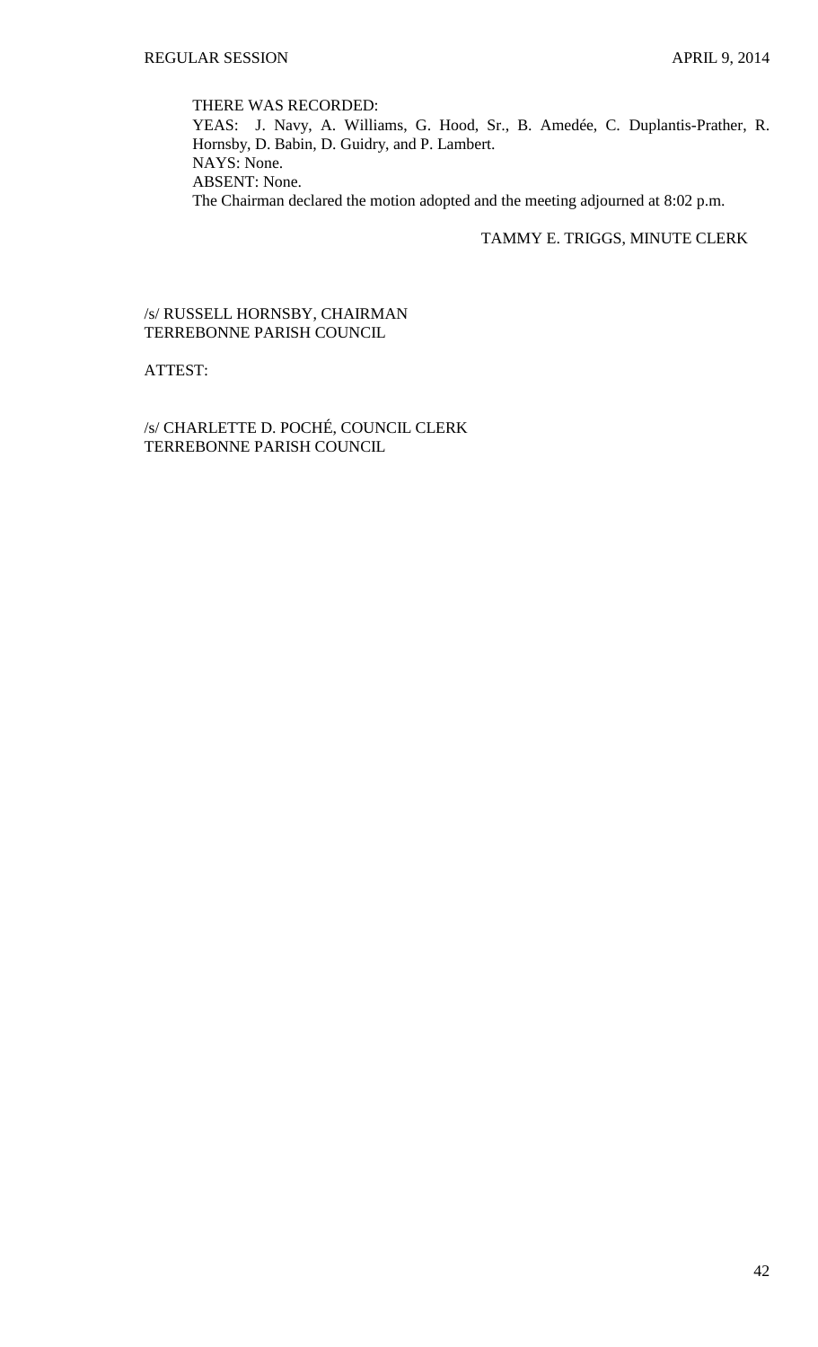THERE WAS RECORDED:
YEAS: J. Navy, A. Williams, G. Hood, Sr., B. Amedée, C. Duplantis-Prather, R. Hornsby, D. Babin, D. Guidry, and P. Lambert.
NAYS: None.
ABSENT: None.
The Chairman declared the motion adopted and the meeting adjourned at 8:02 p.m.

TAMMY E. TRIGGS, MINUTE CLERK

/s/ RUSSELL HORNSBY, CHAIRMAN
TERREBONNE PARISH COUNCIL

ATTEST:

/s/ CHARLETTE D. POCHÉ, COUNCIL CLERK
TERREBONNE PARISH COUNCIL